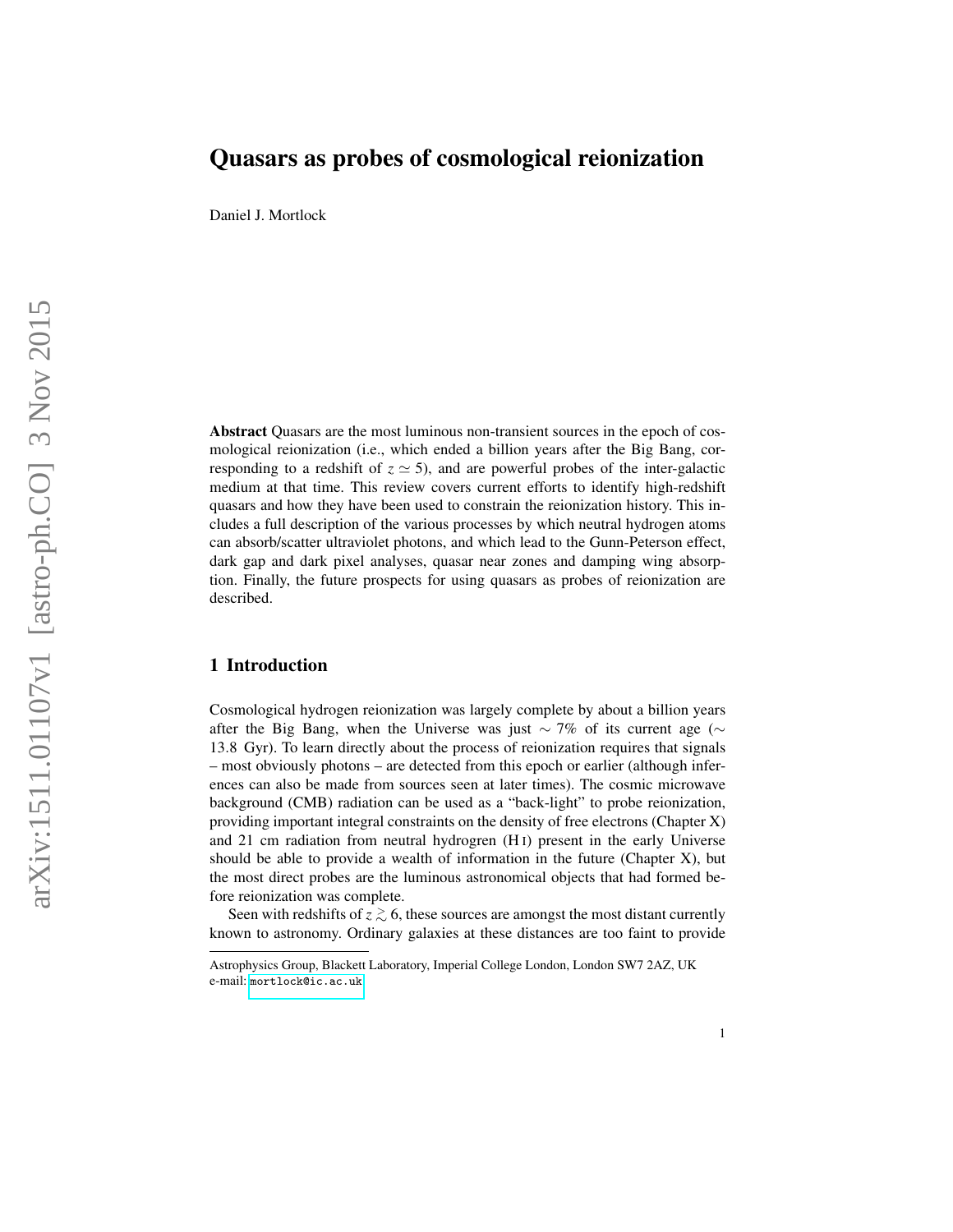# Quasars as probes of cosmological reionization

Daniel J. Mortlock

**Abstract** Quasars are the most luminous non-transient sources in the epoch of cosmological reionization (i.e., which ended a billion years after the Big Bang, corresponding to a redshift of $z \simeq 5$), and are powerful probes of the inter-galactic medium at that time. This review covers current efforts to identify high-redshift quasars and how they have been used to constrain the reionization history. This includes a full description of the various processes by which neutral hydrogen atoms can absorb/scatter ultraviolet photons, and which lead to the Gunn-Peterson effect, dark gap and dark pixel analyses, quasar near zones and damping wing absorption. Finally, the future prospects for using quasars as probes of reionization are described.

## 1 Introduction

Cosmological hydrogen reionization was largely complete by about a billion years after the Big Bang, when the Universe was just $\sim 7\%$ of its current age ($\sim$ 13.8 Gyr). To learn directly about the process of reionization requires that signals – most obviously photons – are detected from this epoch or earlier (although inferences can also be made from sources seen at later times). The cosmic microwave background (CMB) radiation can be used as a "back-light" to probe reionization, providing important integral constraints on the density of free electrons (Chapter X) and 21 cm radiation from neutral hydrogren (H I) present in the early Universe should be able to provide a wealth of information in the future (Chapter X), but the most direct probes are the luminous astronomical objects that had formed before reionization was complete.

Seen with redshifts of $z \gtrsim 6$, these sources are amongst the most distant currently known to astronomy. Ordinary galaxies at these distances are too faint to provide

Astrophysics Group, Blackett Laboratory, Imperial College London, London SW7 2AZ, UK
e-mail: mortlock@ic.ac.uk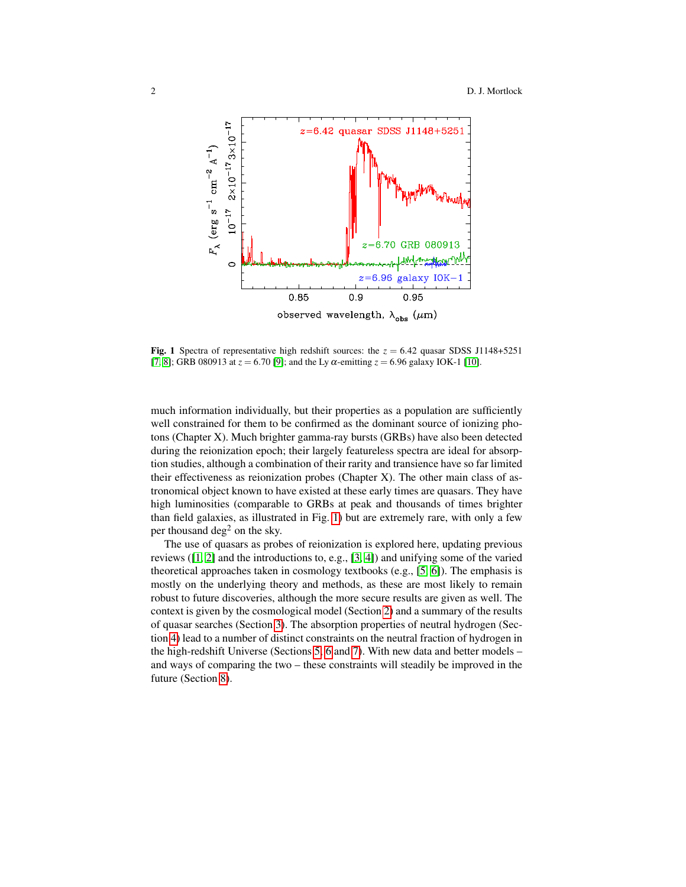**Fig. 1** Spectra of representative high redshift sources: the $z = 6.42$ quasar SDSS J1148+5251 [7, 8]; GRB 080913 at $z = 6.70$ [9]; and the Ly $\alpha$-emitting $z = 6.96$ galaxy IOK-1 [10].

much information individually, but their properties as a population are sufficiently well constrained for them to be confirmed as the dominant source of ionizing photons (Chapter X). Much brighter gamma-ray bursts (GRBs) have also been detected during the reionization epoch; their largely featureless spectra are ideal for absorption studies, although a combination of their rarity and transience have so far limited their effectiveness as reionization probes (Chapter X). The other main class of astronomical object known to have existed at these early times are quasars. They have high luminosities (comparable to GRBs at peak and thousands of times brighter than field galaxies, as illustrated in Fig. 1) but are extremely rare, with only a few per thousand deg$^2$ on the sky.

The use of quasars as probes of reionization is explored here, updating previous reviews ([1, 2] and the introductions to, e.g., [3, 4]) and unifying some of the varied theoretical approaches taken in cosmology textbooks (e.g., [5, 6]). The emphasis is mostly on the underlying theory and methods, as these are most likely to remain robust to future discoveries, although the more secure results are given as well. The context is given by the cosmological model (Section 2) and a summary of the results of quasar searches (Section 3). The absorption properties of neutral hydrogen (Section 4) lead to a number of distinct constraints on the neutral fraction of hydrogen in the high-redshift Universe (Sections 5, 6 and 7). With new data and better models – and ways of comparing the two – these constraints will steadily be improved in the future (Section 8).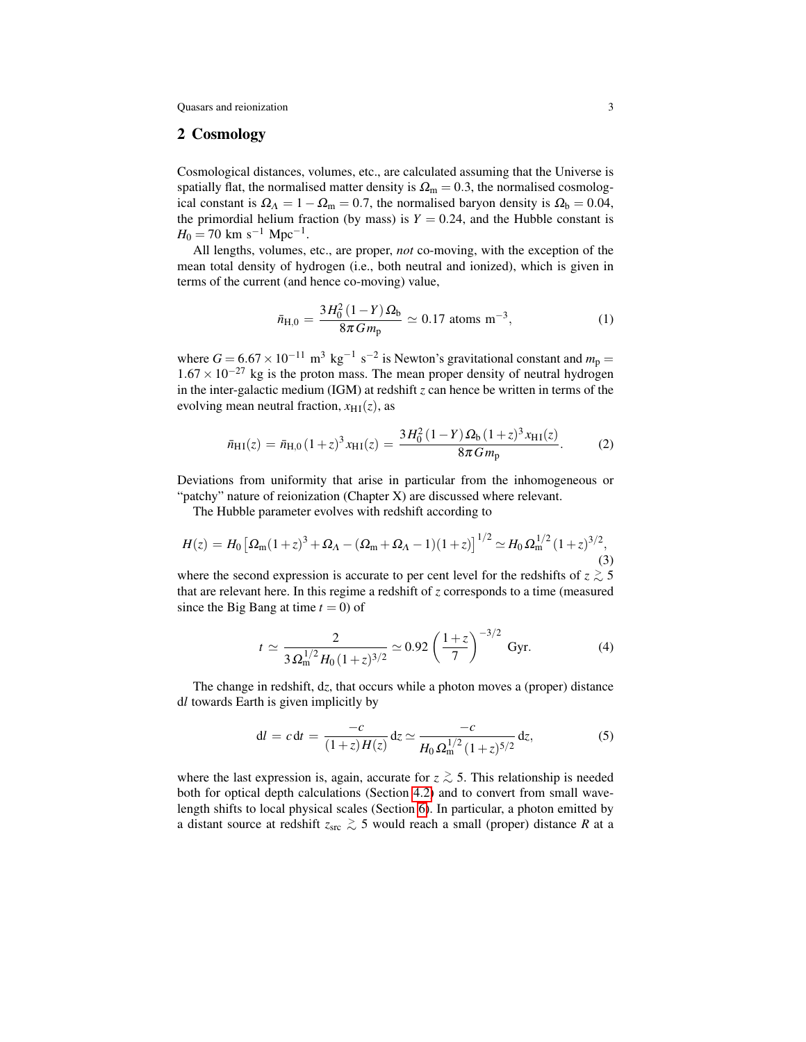## 2 Cosmology

Cosmological distances, volumes, etc., are calculated assuming that the Universe is spatially flat, the normalised matter density is $\Omega_{\rm m} = 0.3$, the normalised cosmological constant is $\Omega_\Lambda = 1 - \Omega_{\rm m} = 0.7$, the normalised baryon density is $\Omega_{\rm b} = 0.04$, the primordial helium fraction (by mass) is $Y = 0.24$, and the Hubble constant is $H_0 = 70$ km s$^{-1}$ Mpc$^{-1}$.

All lengths, volumes, etc., are proper, *not* co-moving, with the exception of the mean total density of hydrogen (i.e., both neutral and ionized), which is given in terms of the current (and hence co-moving) value,

$$\bar{n}_{\rm H,0} = \frac{3 H_0^2 (1-Y)\,\Omega_{\rm b}}{8\pi G m_{\rm p}} \simeq 0.17 \text{ atoms m}^{-3}, \tag{1}$$

where $G = 6.67 \times 10^{-11}$ m$^3$ kg$^{-1}$ s$^{-2}$ is Newton's gravitational constant and $m_{\rm p} = 1.67 \times 10^{-27}$ kg is the proton mass. The mean proper density of neutral hydrogen in the inter-galactic medium (IGM) at redshift $z$ can hence be written in terms of the evolving mean neutral fraction, $x_{\rm HI}(z)$, as

$$\bar{n}_{\rm HI}(z) = \bar{n}_{\rm H,0}\,(1+z)^3\,x_{\rm HI}(z) = \frac{3 H_0^2 (1-Y)\,\Omega_{\rm b}\,(1+z)^3\,x_{\rm HI}(z)}{8\pi G m_{\rm p}}. \tag{2}$$

Deviations from uniformity that arise in particular from the inhomogeneous or "patchy" nature of reionization (Chapter X) are discussed where relevant.

The Hubble parameter evolves with redshift according to

$$H(z) = H_0 \left[\Omega_{\rm m}(1+z)^3 + \Omega_\Lambda - (\Omega_{\rm m} + \Omega_\Lambda - 1)(1+z)\right]^{1/2} \simeq H_0\,\Omega_{\rm m}^{1/2}\,(1+z)^{3/2}, \tag{3}$$

where the second expression is accurate to per cent level for the redshifts of $z \gtrsim 5$ that are relevant here. In this regime a redshift of $z$ corresponds to a time (measured since the Big Bang at time $t = 0$) of

$$t \simeq \frac{2}{3\,\Omega_{\rm m}^{1/2} H_0 (1+z)^{3/2}} \simeq 0.92 \left(\frac{1+z}{7}\right)^{-3/2} \text{ Gyr}. \tag{4}$$

The change in redshift, d$z$, that occurs while a photon moves a (proper) distance d$l$ towards Earth is given implicitly by

$$\mathrm{d}l = c\,\mathrm{d}t = \frac{-c}{(1+z)\,H(z)}\,\mathrm{d}z \simeq \frac{-c}{H_0\,\Omega_{\rm m}^{1/2}\,(1+z)^{5/2}}\,\mathrm{d}z, \tag{5}$$

where the last expression is, again, accurate for $z \gtrsim 5$. This relationship is needed both for optical depth calculations (Section 4.2) and to convert from small wavelength shifts to local physical scales (Section 6). In particular, a photon emitted by a distant source at redshift $z_{\rm src} \gtrsim 5$ would reach a small (proper) distance $R$ at a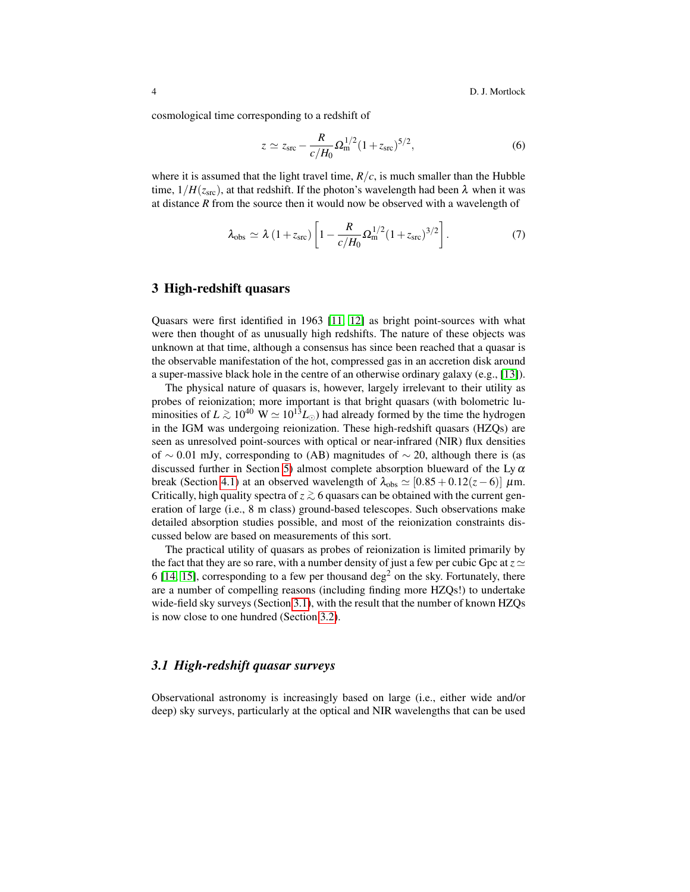cosmological time corresponding to a redshift of

$$z \simeq z_{\rm src} - \frac{R}{c/H_0} \Omega_{\rm m}^{1/2} (1 + z_{\rm src})^{5/2}, \tag{6}$$

where it is assumed that the light travel time, $R/c$, is much smaller than the Hubble time, $1/H(z_{\rm src})$, at that redshift. If the photon's wavelength had been $\lambda$ when it was at distance $R$ from the source then it would now be observed with a wavelength of

$$\lambda_{\rm obs} \simeq \lambda \,(1 + z_{\rm src}) \left[ 1 - \frac{R}{c/H_0} \Omega_{\rm m}^{1/2} (1 + z_{\rm src})^{3/2} \right]. \tag{7}$$

## 3 High-redshift quasars

Quasars were first identified in 1963 [11, 12] as bright point-sources with what were then thought of as unusually high redshifts. The nature of these objects was unknown at that time, although a consensus has since been reached that a quasar is the observable manifestation of the hot, compressed gas in an accretion disk around a super-massive black hole in the centre of an otherwise ordinary galaxy (e.g., [13]).

The physical nature of quasars is, however, largely irrelevant to their utility as probes of reionization; more important is that bright quasars (with bolometric luminosities of $L \gtrsim 10^{40}$ W $\simeq 10^{13} L_{\odot}$) had already formed by the time the hydrogen in the IGM was undergoing reionization. These high-redshift quasars (HZQs) are seen as unresolved point-sources with optical or near-infrared (NIR) flux densities of $\sim 0.01$ mJy, corresponding to (AB) magnitudes of $\sim 20$, although there is (as discussed further in Section 5) almost complete absorption blueward of the Ly $\alpha$ break (Section 4.1) at an observed wavelength of $\lambda_{\rm obs} \simeq [0.85 + 0.12(z-6)]$ $\mu$m. Critically, high quality spectra of $z \gtrsim 6$ quasars can be obtained with the current generation of large (i.e., 8 m class) ground-based telescopes. Such observations make detailed absorption studies possible, and most of the reionization constraints discussed below are based on measurements of this sort.

The practical utility of quasars as probes of reionization is limited primarily by the fact that they are so rare, with a number density of just a few per cubic Gpc at $z \simeq 6$ [14, 15], corresponding to a few per thousand deg$^2$ on the sky. Fortunately, there are a number of compelling reasons (including finding more HZQs!) to undertake wide-field sky surveys (Section 3.1), with the result that the number of known HZQs is now close to one hundred (Section 3.2).

### 3.1 High-redshift quasar surveys

Observational astronomy is increasingly based on large (i.e., either wide and/or deep) sky surveys, particularly at the optical and NIR wavelengths that can be used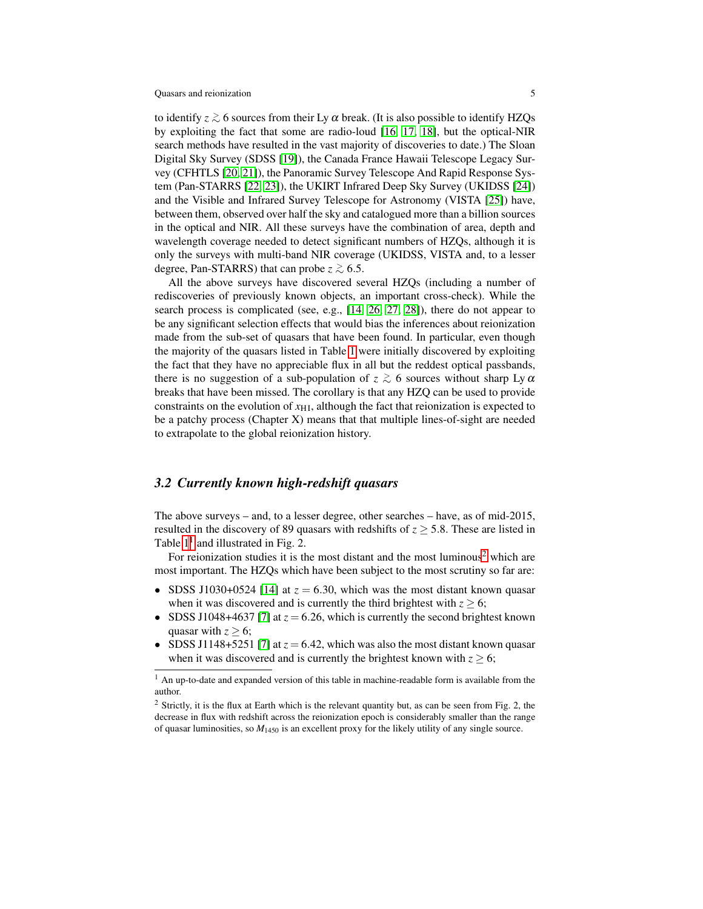to identify $z \gtrsim 6$ sources from their Ly $\alpha$ break. (It is also possible to identify HZQs by exploiting the fact that some are radio-loud [16, 17, 18], but the optical-NIR search methods have resulted in the vast majority of discoveries to date.) The Sloan Digital Sky Survey (SDSS [19]), the Canada France Hawaii Telescope Legacy Survey (CFHTLS [20, 21]), the Panoramic Survey Telescope And Rapid Response System (Pan-STARRS [22, 23]), the UKIRT Infrared Deep Sky Survey (UKIDSS [24]) and the Visible and Infrared Survey Telescope for Astronomy (VISTA [25]) have, between them, observed over half the sky and catalogued more than a billion sources in the optical and NIR. All these surveys have the combination of area, depth and wavelength coverage needed to detect significant numbers of HZQs, although it is only the surveys with multi-band NIR coverage (UKIDSS, VISTA and, to a lesser degree, Pan-STARRS) that can probe $z \gtrsim 6.5$.

All the above surveys have discovered several HZQs (including a number of rediscoveries of previously known objects, an important cross-check). While the search process is complicated (see, e.g., [14, 26, 27, 28]), there do not appear to be any significant selection effects that would bias the inferences about reionization made from the sub-set of quasars that have been found. In particular, even though the majority of the quasars listed in Table 1 were initially discovered by exploiting the fact that they have no appreciable flux in all but the reddest optical passbands, there is no suggestion of a sub-population of $z \gtrsim 6$ sources without sharp Ly $\alpha$ breaks that have been missed. The corollary is that any HZQ can be used to provide constraints on the evolution of $x_{\mathrm{HI}}$, although the fact that reionization is expected to be a patchy process (Chapter X) means that that multiple lines-of-sight are needed to extrapolate to the global reionization history.

### 3.2 Currently known high-redshift quasars

The above surveys – and, to a lesser degree, other searches – have, as of mid-2015, resulted in the discovery of 89 quasars with redshifts of $z \geq 5.8$. These are listed in Table 1[1] and illustrated in Fig. 2.

For reionization studies it is the most distant and the most luminous[2] which are most important. The HZQs which have been subject to the most scrutiny so far are:

- SDSS J1030+0524 [14] at $z = 6.30$, which was the most distant known quasar when it was discovered and is currently the third brightest with $z \geq 6$;
- SDSS J1048+4637 [7] at $z = 6.26$, which is currently the second brightest known quasar with $z \geq 6$;
- SDSS J1148+5251 [7] at $z = 6.42$, which was also the most distant known quasar when it was discovered and is currently the brightest known with $z \geq 6$;

[1] An up-to-date and expanded version of this table in machine-readable form is available from the author.

[2] Strictly, it is the flux at Earth which is the relevant quantity but, as can be seen from Fig. 2, the decrease in flux with redshift across the reionization epoch is considerably smaller than the range of quasar luminosities, so $M_{1450}$ is an excellent proxy for the likely utility of any single source.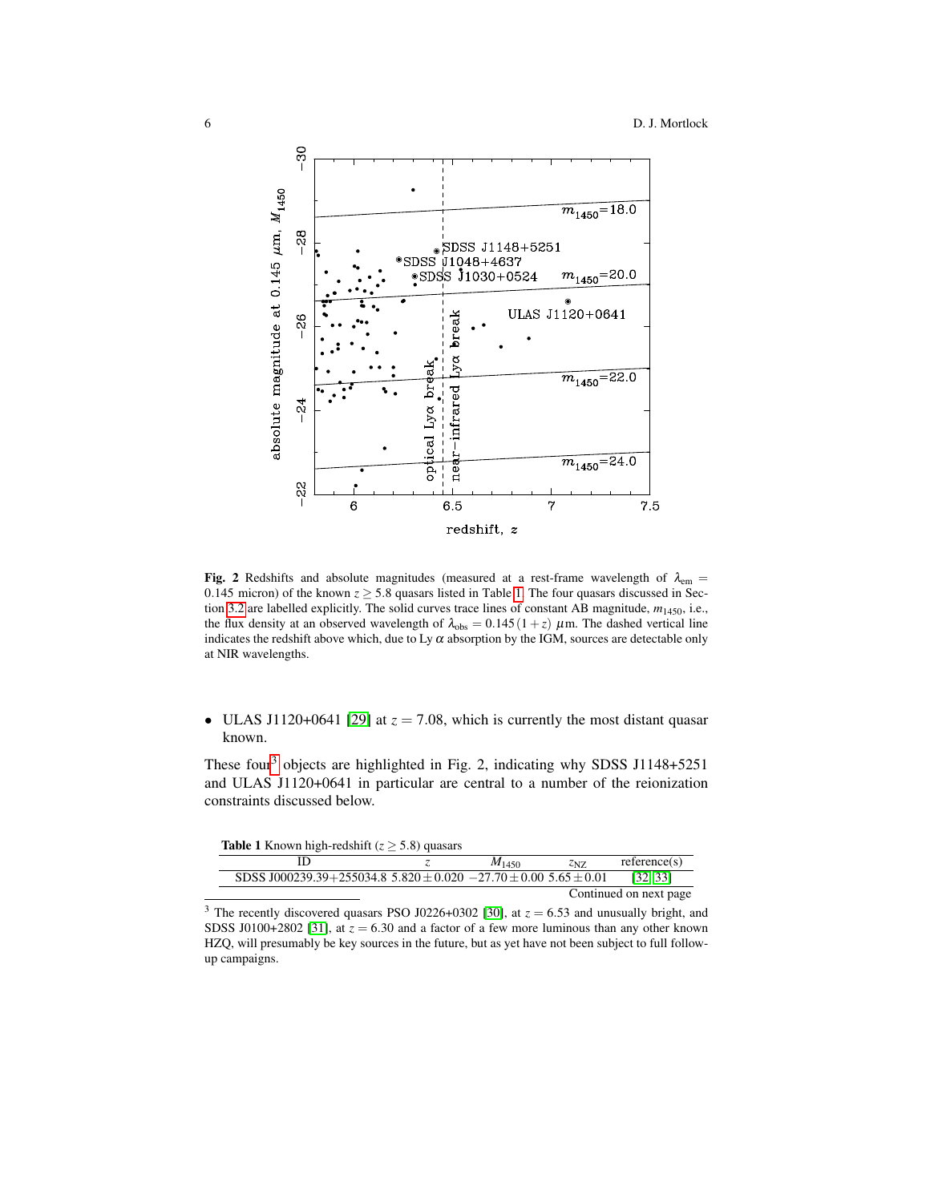**Fig. 2** Redshifts and absolute magnitudes (measured at a rest-frame wavelength of $\lambda_{\rm em} = 0.145$ micron) of the known $z \geq 5.8$ quasars listed in Table 1. The four quasars discussed in Section 3.2 are labelled explicitly. The solid curves trace lines of constant AB magnitude, $m_{1450}$, i.e., the flux density at an observed wavelength of $\lambda_{\rm obs} = 0.145\,(1+z)$ $\mu$m. The dashed vertical line indicates the redshift above which, due to Ly $\alpha$ absorption by the IGM, sources are detectable only at NIR wavelengths.

- ULAS J1120+0641 [29] at $z = 7.08$, which is currently the most distant quasar known.

These four[3] objects are highlighted in Fig. 2, indicating why SDSS J1148+5251 and ULAS J1120+0641 in particular are central to a number of the reionization constraints discussed below.

**Table 1** Known high-redshift ($z \geq 5.8$) quasars

| ID | $z$ | $M_{1450}$ | $z_{\rm NZ}$ | reference(s) |
|---|---|---|---|---|
| SDSS J000239.39+255034.8 | $5.820 \pm 0.020$ | $-27.70 \pm 0.00$ | $5.65 \pm 0.01$ | [32, 33] |

Continued on next page

[3] The recently discovered quasars PSO J0226+0302 [30], at $z = 6.53$ and unusually bright, and SDSS J0100+2802 [31], at $z = 6.30$ and a factor of a few more luminous than any other known HZQ, will presumably be key sources in the future, but as yet have not been subject to full follow-up campaigns.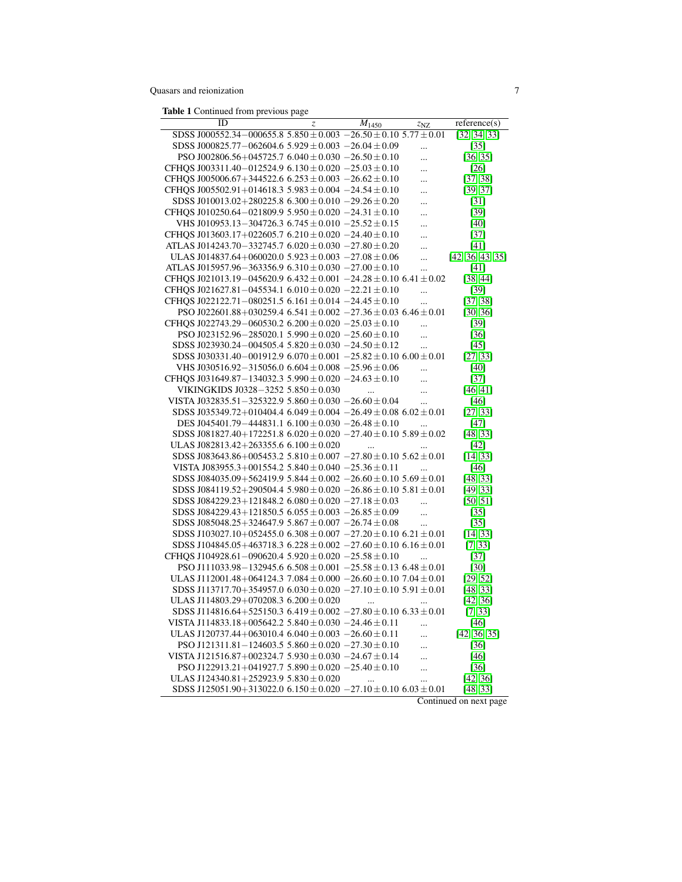**Table 1** Continued from previous page

| ID | $z$ | $M_{1450}$ | $z_{\rm NZ}$ | reference(s) |
|---|---|---|---|---|
| SDSS J000552.34−000655.8 | $5.850 \pm 0.003$ | $-26.50 \pm 0.10$ | $5.77 \pm 0.01$ | [32, 34, 33] |
| SDSS J000825.77−062604.6 | $5.929 \pm 0.003$ | $-26.04 \pm 0.09$ | ... | [35] |
| PSO J002806.56+045725.7 | $6.040 \pm 0.030$ | $-26.50 \pm 0.10$ | ... | [36, 35] |
| CFHQS J003311.40−012524.9 | $6.130 \pm 0.020$ | $-25.03 \pm 0.10$ | ... | [26] |
| CFHQS J005006.67+344522.6 | $6.253 \pm 0.003$ | $-26.62 \pm 0.10$ | ... | [37, 38] |
| CFHQS J005502.91+014618.3 | $5.983 \pm 0.004$ | $-24.54 \pm 0.10$ | ... | [39, 37] |
| SDSS J010013.02+280225.8 | $6.300 \pm 0.010$ | $-29.26 \pm 0.20$ | ... | [31] |
| CFHQS J010250.64−021809.9 | $5.950 \pm 0.020$ | $-24.31 \pm 0.10$ | ... | [39] |
| VHS J010953.13−304726.3 | $6.745 \pm 0.010$ | $-25.52 \pm 0.15$ | ... | [40] |
| CFHQS J013603.17+022605.7 | $6.210 \pm 0.020$ | $-24.40 \pm 0.10$ | ... | [37] |
| ATLAS J014243.70−332745.7 | $6.020 \pm 0.030$ | $-27.80 \pm 0.20$ | ... | [41] |
| ULAS J014837.64+060020.0 | $5.923 \pm 0.003$ | $-27.08 \pm 0.06$ | ... | [42, 36, 43, 35] |
| ATLAS J015957.96−363356.9 | $6.310 \pm 0.010$ | $-27.00 \pm 0.10$ | ... | [41] |
| CFHQS J021013.19−045620.9 | $6.432 \pm 0.001$ | $-24.28 \pm 0.10$ | $6.41 \pm 0.02$ | [38, 44] |
| CFHQS J021627.81−045534.1 | $6.010 \pm 0.020$ | $-22.21 \pm 0.10$ | ... | [39] |
| CFHQS J022122.71−080251.5 | $6.161 \pm 0.014$ | $-24.45 \pm 0.10$ | ... | [37, 38] |
| PSO J022601.88+030259.4 | $6.541 \pm 0.002$ | $-27.36 \pm 0.03$ | $6.46 \pm 0.01$ | [30, 36] |
| CFHQS J022743.29−060530.2 | $6.200 \pm 0.020$ | $-25.03 \pm 0.10$ | ... | [39] |
| PSO J023152.96−285020.1 | $5.990 \pm 0.020$ | $-25.60 \pm 0.10$ | ... | [36] |
| SDSS J023930.24−004505.4 | $5.820 \pm 0.030$ | $-24.50 \pm 0.12$ | ... | [45] |
| SDSS J030331.40−001912.9 | $6.070 \pm 0.001$ | $-25.82 \pm 0.10$ | $6.00 \pm 0.01$ | [27, 33] |
| VHS J030516.92−315056.0 | $6.604 \pm 0.008$ | $-25.96 \pm 0.06$ | ... | [40] |
| CFHQS J031649.87−134032.3 | $5.990 \pm 0.020$ | $-24.63 \pm 0.10$ | ... | [37] |
| VIKINGKIDS J0328−3252 | $5.850 \pm 0.030$ | ... | ... | [46, 41] |
| VISTA J032835.51−325322.9 | $5.860 \pm 0.030$ | $-26.60 \pm 0.04$ | ... | [46] |
| SDSS J035349.72+010404.4 | $6.049 \pm 0.004$ | $-26.49 \pm 0.08$ | $6.02 \pm 0.01$ | [27, 33] |
| DES J045401.79−444831.1 | $6.100 \pm 0.030$ | $-26.48 \pm 0.10$ | ... | [47] |
| SDSS J081827.40+172251.8 | $6.020 \pm 0.020$ | $-27.40 \pm 0.10$ | $5.89 \pm 0.02$ | [48, 33] |
| ULAS J082813.42+263355.6 | $6.100 \pm 0.020$ | ... | ... | [42] |
| SDSS J083643.86+005453.2 | $5.810 \pm 0.007$ | $-27.80 \pm 0.10$ | $5.62 \pm 0.01$ | [14, 33] |
| VISTA J083955.3+001554.2 | $5.840 \pm 0.040$ | $-25.36 \pm 0.11$ | ... | [46] |
| SDSS J084035.09+562419.9 | $5.844 \pm 0.002$ | $-26.60 \pm 0.10$ | $5.69 \pm 0.01$ | [48, 33] |
| SDSS J084119.52+290504.4 | $5.980 \pm 0.020$ | $-26.86 \pm 0.10$ | $5.81 \pm 0.01$ | [49, 33] |
| SDSS J084229.23+121848.2 | $6.080 \pm 0.020$ | $-27.18 \pm 0.03$ | ... | [50, 51] |
| SDSS J084229.43+121850.5 | $6.055 \pm 0.003$ | $-26.85 \pm 0.09$ | ... | [35] |
| SDSS J085048.25+324647.9 | $5.867 \pm 0.007$ | $-26.74 \pm 0.08$ | ... | [35] |
| SDSS J103027.10+052455.0 | $6.308 \pm 0.007$ | $-27.20 \pm 0.10$ | $6.21 \pm 0.01$ | [14, 33] |
| SDSS J104845.05+463718.3 | $6.228 \pm 0.002$ | $-27.60 \pm 0.10$ | $6.16 \pm 0.01$ | [7, 33] |
| CFHQS J104928.61−090620.4 | $5.920 \pm 0.020$ | $-25.58 \pm 0.10$ | ... | [37] |
| PSO J111033.98−132945.6 | $6.508 \pm 0.001$ | $-25.58 \pm 0.13$ | $6.48 \pm 0.01$ | [30] |
| ULAS J112001.48+064124.3 | $7.084 \pm 0.000$ | $-26.60 \pm 0.10$ | $7.04 \pm 0.01$ | [29, 52] |
| SDSS J113717.70+354957.0 | $6.030 \pm 0.020$ | $-27.10 \pm 0.10$ | $5.91 \pm 0.01$ | [48, 33] |
| ULAS J114803.29+070208.3 | $6.200 \pm 0.020$ | ... | ... | [42, 36] |
| SDSS J114816.64+525150.3 | $6.419 \pm 0.002$ | $-27.80 \pm 0.10$ | $6.33 \pm 0.01$ | [7, 33] |
| VISTA J114833.18+005642.2 | $5.840 \pm 0.030$ | $-24.46 \pm 0.11$ | ... | [46] |
| ULAS J120737.44+063010.4 | $6.040 \pm 0.003$ | $-26.60 \pm 0.11$ | ... | [42, 36, 35] |
| PSO J121311.81−124603.5 | $5.860 \pm 0.020$ | $-27.30 \pm 0.10$ | ... | [36] |
| VISTA J121516.87+002324.7 | $5.930 \pm 0.030$ | $-24.67 \pm 0.14$ | ... | [46] |
| PSO J122913.21+041927.7 | $5.890 \pm 0.020$ | $-25.40 \pm 0.10$ | ... | [36] |
| ULAS J124340.81+252923.9 | $5.830 \pm 0.020$ | ... | ... | [42, 36] |
| SDSS J125051.90+313022.0 | $6.150 \pm 0.020$ | $-27.10 \pm 0.10$ | $6.03 \pm 0.01$ | [48, 33] |

Continued on next page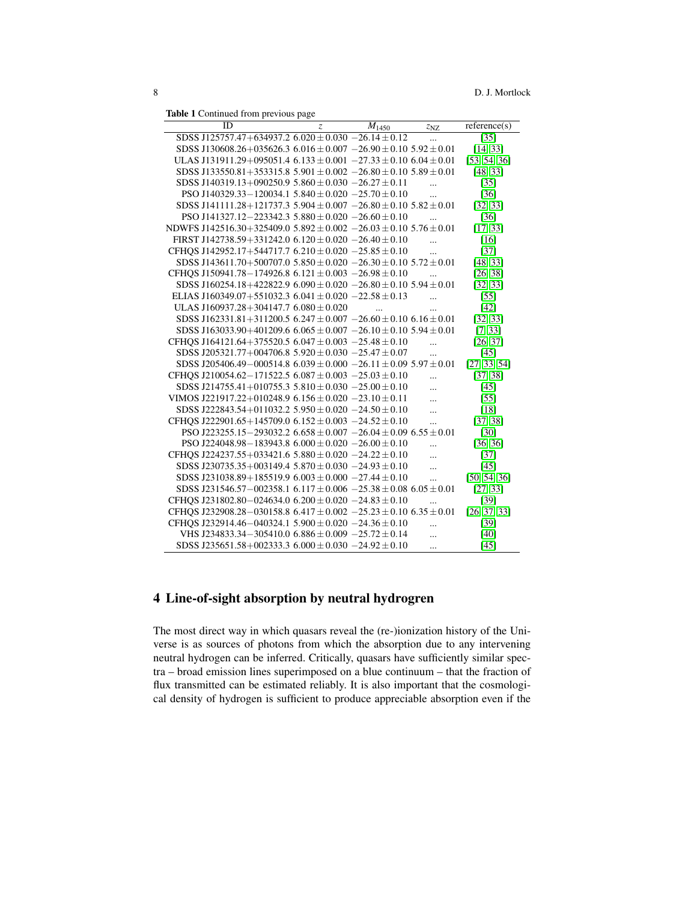**Table 1** Continued from previous page

| ID | $z$ | $M_{1450}$ | $z_{\rm NZ}$ | reference(s) |
|---|---|---|---|---|
| SDSS J125757.47+634937.2 | $6.020 \pm 0.030$ | $-26.14 \pm 0.12$ | ... | [35] |
| SDSS J130608.26+035626.3 | $6.016 \pm 0.007$ | $-26.90 \pm 0.10$ | $5.92 \pm 0.01$ | [14, 33] |
| ULAS J131911.29+095051.4 | $6.133 \pm 0.001$ | $-27.33 \pm 0.10$ | $6.04 \pm 0.01$ | [53, 54, 36] |
| SDSS J133550.81+353315.8 | $5.901 \pm 0.002$ | $-26.80 \pm 0.10$ | $5.89 \pm 0.01$ | [48, 33] |
| SDSS J140319.13+090250.9 | $5.860 \pm 0.030$ | $-26.27 \pm 0.11$ | ... | [35] |
| PSO J140329.33−120034.1 | $5.840 \pm 0.020$ | $-25.70 \pm 0.10$ | ... | [36] |
| SDSS J141111.28+121737.3 | $5.904 \pm 0.007$ | $-26.80 \pm 0.10$ | $5.82 \pm 0.01$ | [32, 33] |
| PSO J141327.12−223342.3 | $5.880 \pm 0.020$ | $-26.60 \pm 0.10$ | ... | [36] |
| NDWFS J142516.30+325409.0 | $5.892 \pm 0.002$ | $-26.03 \pm 0.10$ | $5.76 \pm 0.01$ | [17, 33] |
| FIRST J142738.59+331242.0 | $6.120 \pm 0.020$ | $-26.40 \pm 0.10$ | ... | [16] |
| CFHQS J142952.17+544717.7 | $6.210 \pm 0.020$ | $-25.85 \pm 0.10$ | ... | [37] |
| SDSS J143611.70+500707.0 | $5.850 \pm 0.020$ | $-26.30 \pm 0.10$ | $5.72 \pm 0.01$ | [48, 33] |
| CFHQS J150941.78−174926.8 | $6.121 \pm 0.003$ | $-26.98 \pm 0.10$ | ... | [26, 38] |
| SDSS J160254.18+422822.9 | $6.090 \pm 0.020$ | $-26.80 \pm 0.10$ | $5.94 \pm 0.01$ | [32, 33] |
| ELIAS J160349.07+551032.3 | $6.041 \pm 0.020$ | $-22.58 \pm 0.13$ | ... | [55] |
| ULAS J160937.28+304147.7 | $6.080 \pm 0.020$ | ... | ... | [42] |
| SDSS J162331.81+311200.5 | $6.247 \pm 0.007$ | $-26.60 \pm 0.10$ | $6.16 \pm 0.01$ | [32, 33] |
| SDSS J163033.90+401209.6 | $6.065 \pm 0.007$ | $-26.10 \pm 0.10$ | $5.94 \pm 0.01$ | [7, 33] |
| CFHQS J164121.64+375520.5 | $6.047 \pm 0.003$ | $-25.48 \pm 0.10$ | ... | [26, 37] |
| SDSS J205321.77+004706.8 | $5.920 \pm 0.030$ | $-25.47 \pm 0.07$ | ... | [45] |
| SDSS J205406.49−000514.8 | $6.039 \pm 0.000$ | $-26.11 \pm 0.09$ | $5.97 \pm 0.01$ | [27, 33, 54] |
| CFHQS J210054.62−171522.5 | $6.087 \pm 0.003$ | $-25.03 \pm 0.10$ | ... | [37, 38] |
| SDSS J214755.41+010755.3 | $5.810 \pm 0.030$ | $-25.00 \pm 0.10$ | ... | [45] |
| VIMOS J221917.22+010248.9 | $6.156 \pm 0.020$ | $-23.10 \pm 0.11$ | ... | [55] |
| SDSS J222843.54+011032.2 | $5.950 \pm 0.030$ | $-24.50 \pm 0.10$ | ... | [18] |
| CFHQS J222901.65+145709.0 | $6.152 \pm 0.003$ | $-24.52 \pm 0.10$ | ... | [37, 38] |
| PSO J223255.15−293032.2 | $6.658 \pm 0.007$ | $-26.04 \pm 0.09$ | $6.55 \pm 0.01$ | [30] |
| PSO J224048.98−183943.8 | $6.000 \pm 0.020$ | $-26.00 \pm 0.10$ | ... | [36, 36] |
| CFHQS J224237.55+033421.6 | $5.880 \pm 0.020$ | $-24.22 \pm 0.10$ | ... | [37] |
| SDSS J230735.35+003149.4 | $5.870 \pm 0.030$ | $-24.93 \pm 0.10$ | ... | [45] |
| SDSS J231038.89+185519.9 | $6.003 \pm 0.000$ | $-27.44 \pm 0.10$ | ... | [50, 54, 36] |
| SDSS J231546.57−002358.1 | $6.117 \pm 0.006$ | $-25.38 \pm 0.08$ | $6.05 \pm 0.01$ | [27, 33] |
| CFHQS J231802.80−024634.0 | $6.200 \pm 0.020$ | $-24.83 \pm 0.10$ | ... | [39] |
| CFHQS J232908.28−030158.8 | $6.417 \pm 0.002$ | $-25.23 \pm 0.10$ | $6.35 \pm 0.01$ | [26, 37, 33] |
| CFHQS J232914.46−040324.1 | $5.900 \pm 0.020$ | $-24.36 \pm 0.10$ | ... | [39] |
| VHS J234833.34−305410.0 | $6.886 \pm 0.009$ | $-25.72 \pm 0.14$ | ... | [40] |
| SDSS J235651.58+002333.3 | $6.000 \pm 0.030$ | $-24.92 \pm 0.10$ | ... | [45] |

## 4 Line-of-sight absorption by neutral hydrogren

The most direct way in which quasars reveal the (re-)ionization history of the Universe is as sources of photons from which the absorption due to any intervening neutral hydrogen can be inferred. Critically, quasars have sufficiently similar spectra – broad emission lines superimposed on a blue continuum – that the fraction of flux transmitted can be estimated reliably. It is also important that the cosmological density of hydrogen is sufficient to produce appreciable absorption even if the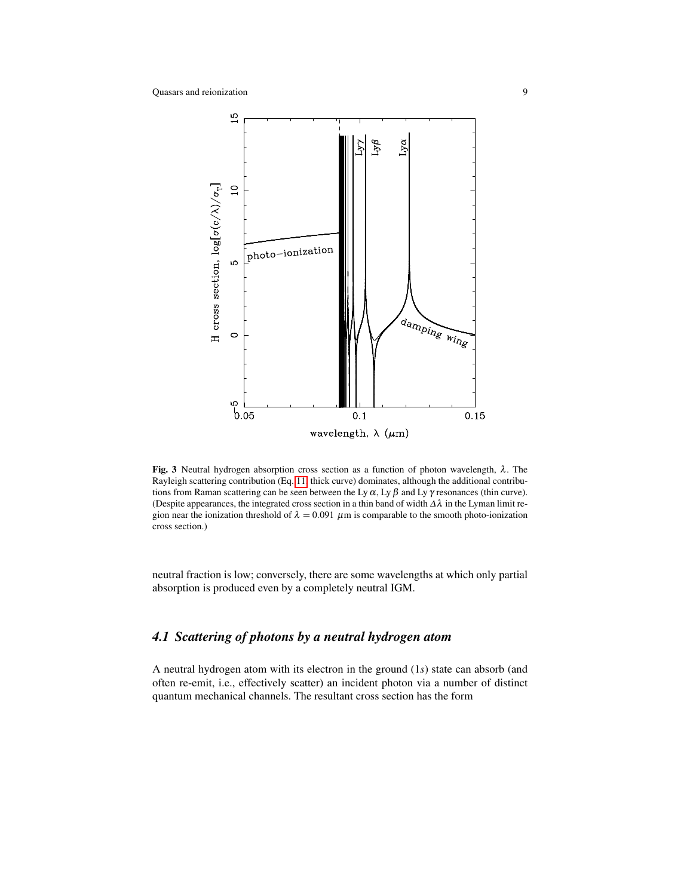**Fig. 3** Neutral hydrogen absorption cross section as a function of photon wavelength, $\lambda$. The Rayleigh scattering contribution (Eq. 11, thick curve) dominates, although the additional contributions from Raman scattering can be seen between the Ly $\alpha$, Ly $\beta$ and Ly $\gamma$ resonances (thin curve). (Despite appearances, the integrated cross section in a thin band of width $\Delta\lambda$ in the Lyman limit region near the ionization threshold of $\lambda = 0.091$ $\mu$m is comparable to the smooth photo-ionization cross section.)

neutral fraction is low; conversely, there are some wavelengths at which only partial absorption is produced even by a completely neutral IGM.

### *4.1 Scattering of photons by a neutral hydrogen atom*

A neutral hydrogen atom with its electron in the ground ($1s$) state can absorb (and often re-emit, i.e., effectively scatter) an incident photon via a number of distinct quantum mechanical channels. The resultant cross section has the form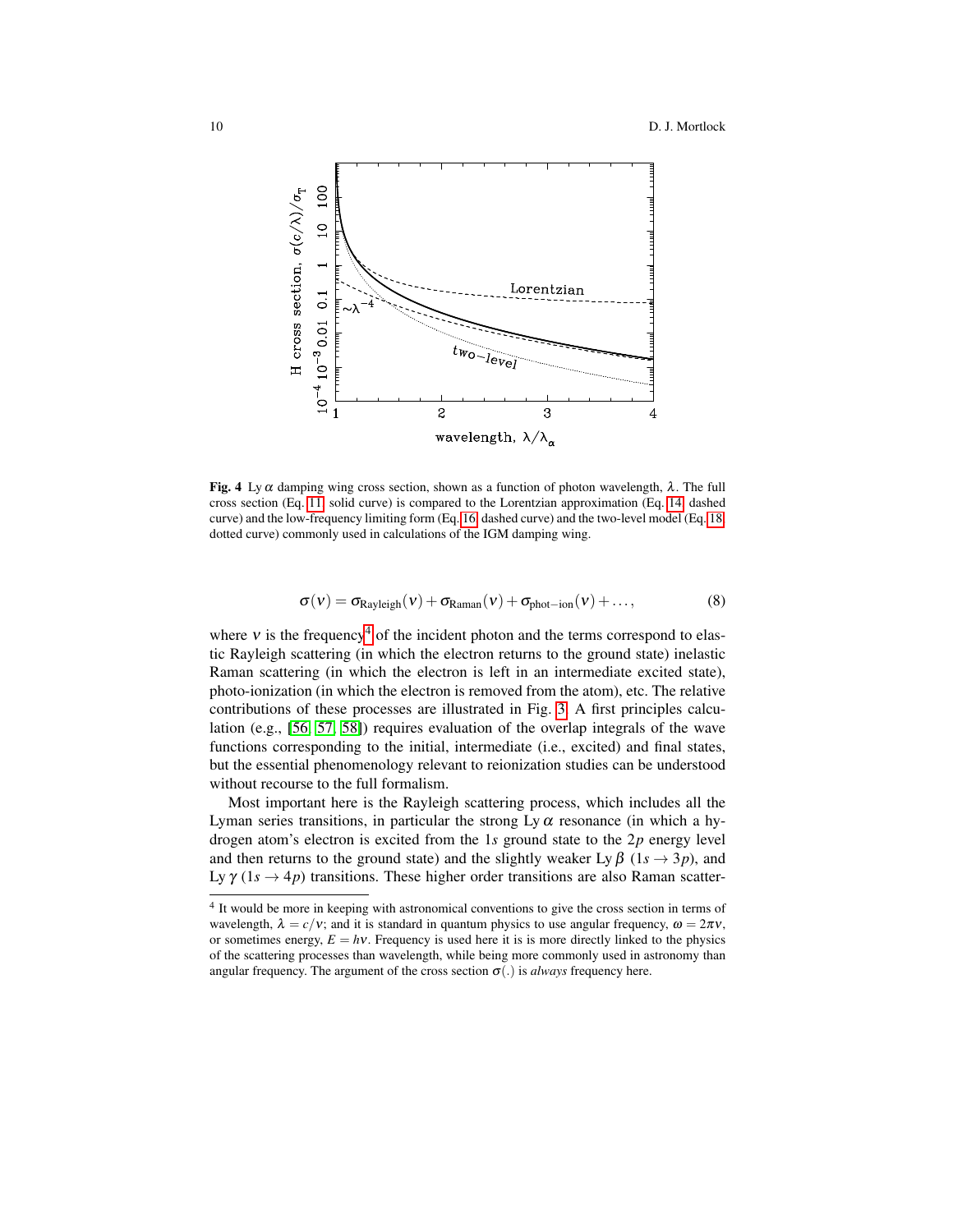**Fig. 4** Ly $\alpha$ damping wing cross section, shown as a function of photon wavelength, $\lambda$. The full cross section (Eq. 11, solid curve) is compared to the Lorentzian approximation (Eq. 14, dashed curve) and the low-frequency limiting form (Eq. 16, dashed curve) and the two-level model (Eq. 18, dotted curve) commonly used in calculations of the IGM damping wing.

$$\sigma(\nu) = \sigma_{\mathrm{Rayleigh}}(\nu) + \sigma_{\mathrm{Raman}}(\nu) + \sigma_{\mathrm{phot-ion}}(\nu) + \ldots, \tag{8}$$

where $\nu$ is the frequency[4] of the incident photon and the terms correspond to elastic Rayleigh scattering (in which the electron returns to the ground state) inelastic Raman scattering (in which the electron is left in an intermediate excited state), photo-ionization (in which the electron is removed from the atom), etc. The relative contributions of these processes are illustrated in Fig. 3. A first principles calculation (e.g., [56, 57, 58]) requires evaluation of the overlap integrals of the wave functions corresponding to the initial, intermediate (i.e., excited) and final states, but the essential phenomenology relevant to reionization studies can be understood without recourse to the full formalism.

Most important here is the Rayleigh scattering process, which includes all the Lyman series transitions, in particular the strong Ly $\alpha$ resonance (in which a hydrogen atom's electron is excited from the $1s$ ground state to the $2p$ energy level and then returns to the ground state) and the slightly weaker Ly $\beta$ ($1s \rightarrow 3p$), and Ly $\gamma$ ($1s \rightarrow 4p$) transitions. These higher order transitions are also Raman scatter-

[4] It would be more in keeping with astronomical conventions to give the cross section in terms of wavelength, $\lambda = c/\nu$; and it is standard in quantum physics to use angular frequency, $\omega = 2\pi\nu$, or sometimes energy, $E = h\nu$. Frequency is used here it is is more directly linked to the physics of the scattering processes than wavelength, while being more commonly used in astronomy than angular frequency. The argument of the cross section $\sigma(.)$ is *always* frequency here.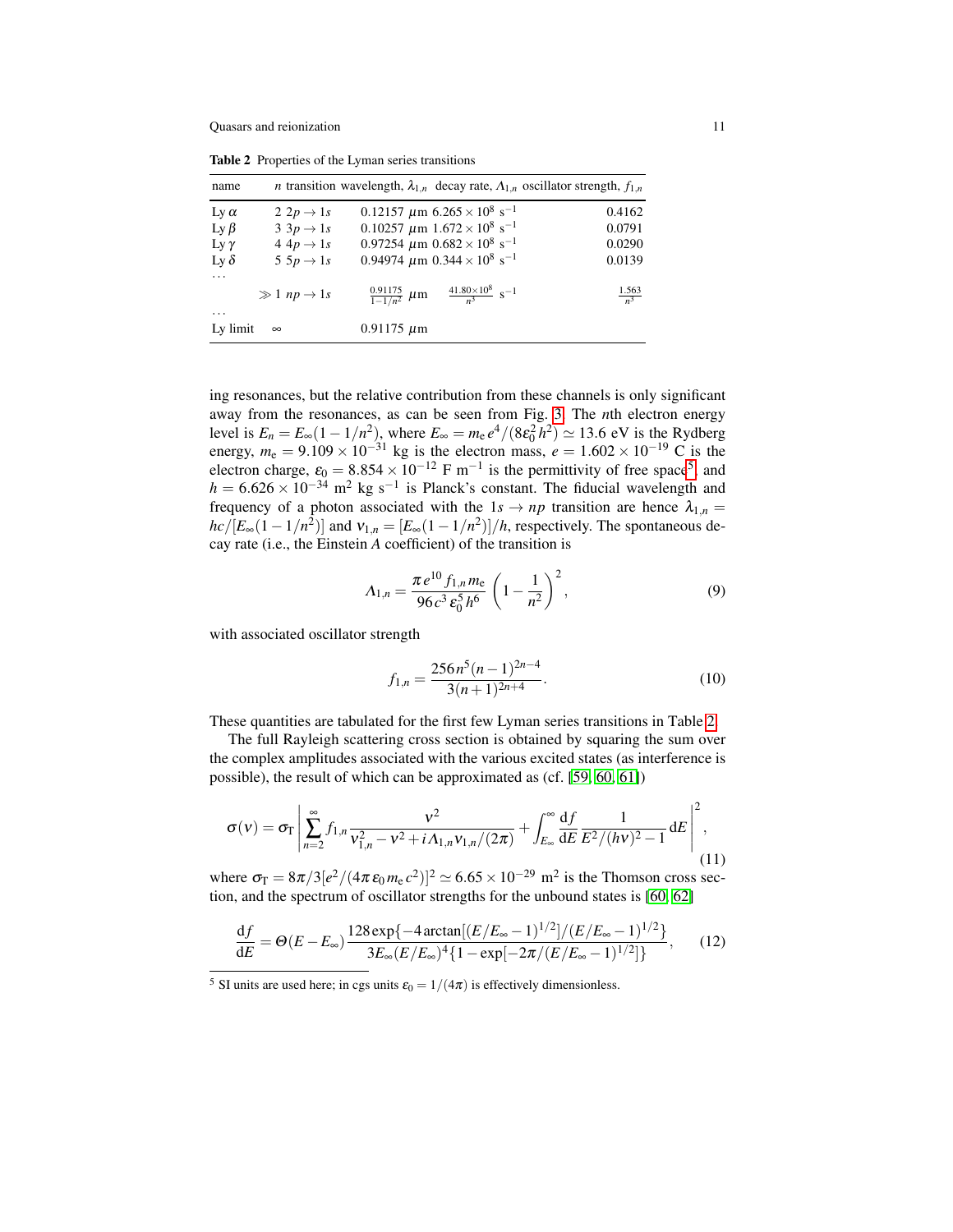**Table 2** Properties of the Lyman series transitions

| name | $n$ | transition | wavelength, $\lambda_{1,n}$ | decay rate, $\Lambda_{1,n}$ | oscillator strength, $f_{1,n}$ |
|---|---|---|---|---|---|
| Ly $\alpha$ | 2 | $2p \rightarrow 1s$ | 0.12157 $\mu$m | $6.265 \times 10^{8}$ s$^{-1}$ | 0.4162 |
| Ly $\beta$ | 3 | $3p \rightarrow 1s$ | 0.10257 $\mu$m | $1.672 \times 10^{8}$ s$^{-1}$ | 0.0791 |
| Ly $\gamma$ | 4 | $4p \rightarrow 1s$ | 0.97254 $\mu$m | $0.682 \times 10^{8}$ s$^{-1}$ | 0.0290 |
| Ly $\delta$ | 5 | $5p \rightarrow 1s$ | 0.94974 $\mu$m | $0.344 \times 10^{8}$ s$^{-1}$ | 0.0139 |
| ... | | | | | |
| | $\gg 1$ | $np \rightarrow 1s$ | $\frac{0.91175}{1-1/n^2}$ $\mu$m | $\frac{41.80\times10^{8}}{n^3}$ s$^{-1}$ | $\frac{1.563}{n^3}$ |
| ... | | | | | |
| Ly limit | $\infty$ | | 0.91175 $\mu$m | | |

ing resonances, but the relative contribution from these channels is only significant away from the resonances, as can be seen from Fig. 3. The $n$th electron energy level is $E_n = E_\infty(1 - 1/n^2)$, where $E_\infty = m_{\rm e}\, e^4/(8\varepsilon_0^2 h^2) \simeq 13.6$ eV is the Rydberg energy, $m_{\rm e} = 9.109 \times 10^{-31}$ kg is the electron mass, $e = 1.602 \times 10^{-19}$ C is the electron charge, $\varepsilon_0 = 8.854 \times 10^{-12}$ F m$^{-1}$ is the permittivity of free space[5], and $h = 6.626 \times 10^{-34}$ m$^2$ kg s$^{-1}$ is Planck's constant. The fiducial wavelength and frequency of a photon associated with the $1s \rightarrow np$ transition are hence $\lambda_{1,n} = hc/[E_\infty(1 - 1/n^2)]$ and $\nu_{1,n} = [E_\infty(1 - 1/n^2)]/h$, respectively. The spontaneous decay rate (i.e., the Einstein $A$ coefficient) of the transition is

$$\Lambda_{1,n} = \frac{\pi\, e^{10}\, f_{1,n}\, m_{\rm e}}{96\, c^3\, \varepsilon_0^5\, h^6} \left(1 - \frac{1}{n^2}\right)^2, \tag{9}$$

with associated oscillator strength

$$f_{1,n} = \frac{256 n^5 (n-1)^{2n-4}}{3(n+1)^{2n+4}}. \tag{10}$$

These quantities are tabulated for the first few Lyman series transitions in Table 2.

The full Rayleigh scattering cross section is obtained by squaring the sum over the complex amplitudes associated with the various excited states (as interference is possible), the result of which can be approximated as (cf. [59, 60, 61])

$$\sigma(\nu) = \sigma_{\rm T} \left| \sum_{n=2}^{\infty} f_{1,n} \frac{\nu^2}{\nu_{1,n}^2 - \nu^2 + i \Lambda_{1,n} \nu_{1,n}/(2\pi)} + \int_{E_\infty}^{\infty} \frac{{\rm d}f}{{\rm d}E} \frac{1}{E^2/(h\nu)^2 - 1}\, {\rm d}E \right|^2, \tag{11}$$

where $\sigma_{\rm T} = 8\pi/3[e^2/(4\pi\, \varepsilon_0\, m_{\rm e}\, c^2)]^2 \simeq 6.65 \times 10^{-29}$ m$^2$ is the Thomson cross section, and the spectrum of oscillator strengths for the unbound states is [60, 62]

$$\frac{{\rm d}f}{{\rm d}E} = \Theta(E - E_\infty) \frac{128 \exp\{-4 \arctan[(E/E_\infty - 1)^{1/2}]/(E/E_\infty - 1)^{1/2}\}}{3E_\infty (E/E_\infty)^4 \{1 - \exp[-2\pi/(E/E_\infty - 1)^{1/2}]\}}, \tag{12}$$

[5] SI units are used here; in cgs units $\varepsilon_0 = 1/(4\pi)$ is effectively dimensionless.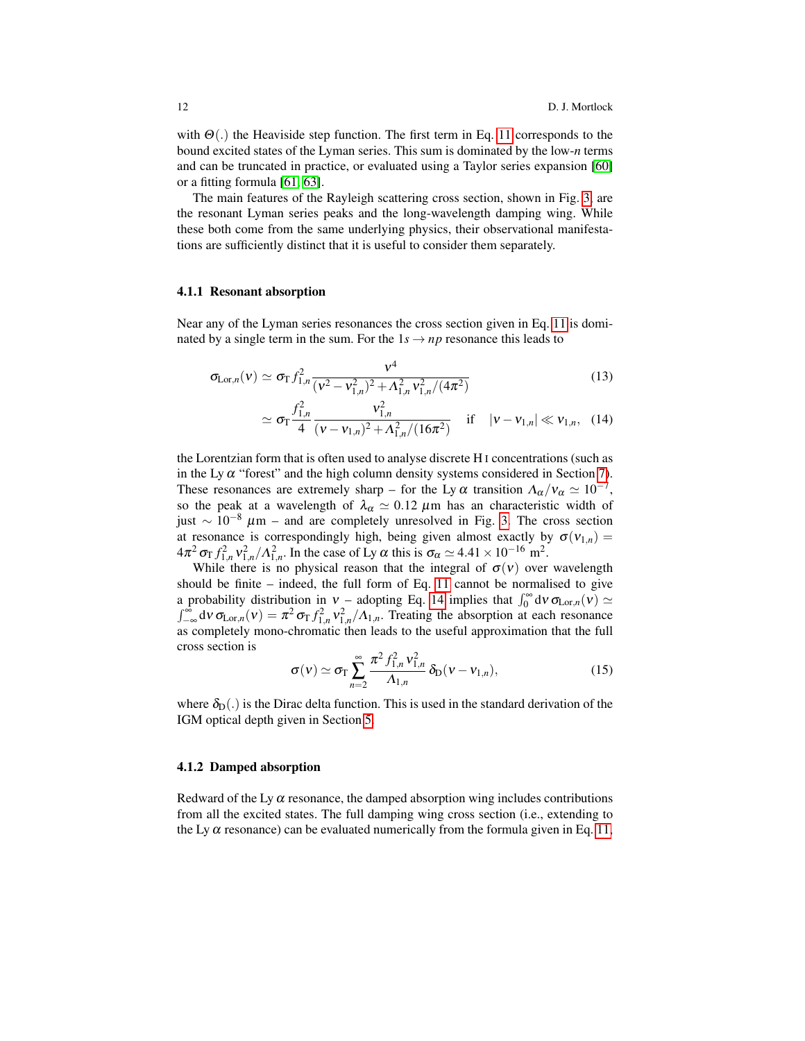with $\Theta(.)$ the Heaviside step function. The first term in Eq. 11 corresponds to the bound excited states of the Lyman series. This sum is dominated by the low-$n$ terms and can be truncated in practice, or evaluated using a Taylor series expansion [60] or a fitting formula [61, 63].

The main features of the Rayleigh scattering cross section, shown in Fig. 3, are the resonant Lyman series peaks and the long-wavelength damping wing. While these both come from the same underlying physics, their observational manifestations are sufficiently distinct that it is useful to consider them separately.

### 4.1.1 Resonant absorption

Near any of the Lyman series resonances the cross section given in Eq. 11 is dominated by a single term in the sum. For the $1s \rightarrow np$ resonance this leads to

$$\sigma_{\mathrm{Lor},n}(\nu) \simeq \sigma_{\mathrm{T}} f_{1,n}^2 \frac{\nu^4}{(\nu^2 - \nu_{1,n}^2)^2 + \Lambda_{1,n}^2 \nu_{1,n}^2/(4\pi^2)} \tag{13}$$

$$\simeq \sigma_{\mathrm{T}} \frac{f_{1,n}^2}{4} \frac{\nu_{1,n}^2}{(\nu - \nu_{1,n})^2 + \Lambda_{1,n}^2/(16\pi^2)} \quad \text{if} \quad |\nu - \nu_{1,n}| \ll \nu_{1,n}, \tag{14}$$

the Lorentzian form that is often used to analyse discrete H I concentrations (such as in the Ly $\alpha$ "forest" and the high column density systems considered in Section 7). These resonances are extremely sharp – for the Ly $\alpha$ transition $\Lambda_\alpha/\nu_\alpha \simeq 10^{-7}$, so the peak at a wavelength of $\lambda_\alpha \simeq 0.12$ $\mu$m has an characteristic width of just $\sim 10^{-8}$ $\mu$m – and are completely unresolved in Fig. 3. The cross section at resonance is correspondingly high, being given almost exactly by $\sigma(\nu_{1,n}) = 4\pi^2 \sigma_{\mathrm{T}} f_{1,n}^2 \nu_{1,n}^2/\Lambda_{1,n}^2$. In the case of Ly $\alpha$ this is $\sigma_\alpha \simeq 4.41 \times 10^{-16}$ m$^2$.

While there is no physical reason that the integral of $\sigma(\nu)$ over wavelength should be finite – indeed, the full form of Eq. 11 cannot be normalised to give a probability distribution in $\nu$ – adopting Eq. 14 implies that $\int_0^\infty \mathrm{d}\nu\, \sigma_{\mathrm{Lor},n}(\nu) \simeq \int_{-\infty}^\infty \mathrm{d}\nu\, \sigma_{\mathrm{Lor},n}(\nu) = \pi^2 \sigma_{\mathrm{T}} f_{1,n}^2 \nu_{1,n}^2/\Lambda_{1,n}$. Treating the absorption at each resonance as completely mono-chromatic then leads to the useful approximation that the full cross section is

$$\sigma(\nu) \simeq \sigma_{\mathrm{T}} \sum_{n=2}^{\infty} \frac{\pi^2 f_{1,n}^2 \nu_{1,n}^2}{\Lambda_{1,n}} \delta_{\mathrm{D}}(\nu - \nu_{1,n}), \tag{15}$$

where $\delta_{\mathrm{D}}(.)$ is the Dirac delta function. This is used in the standard derivation of the IGM optical depth given in Section 5.

### 4.1.2 Damped absorption

Redward of the Ly $\alpha$ resonance, the damped absorption wing includes contributions from all the excited states. The full damping wing cross section (i.e., extending to the Ly $\alpha$ resonance) can be evaluated numerically from the formula given in Eq. 11,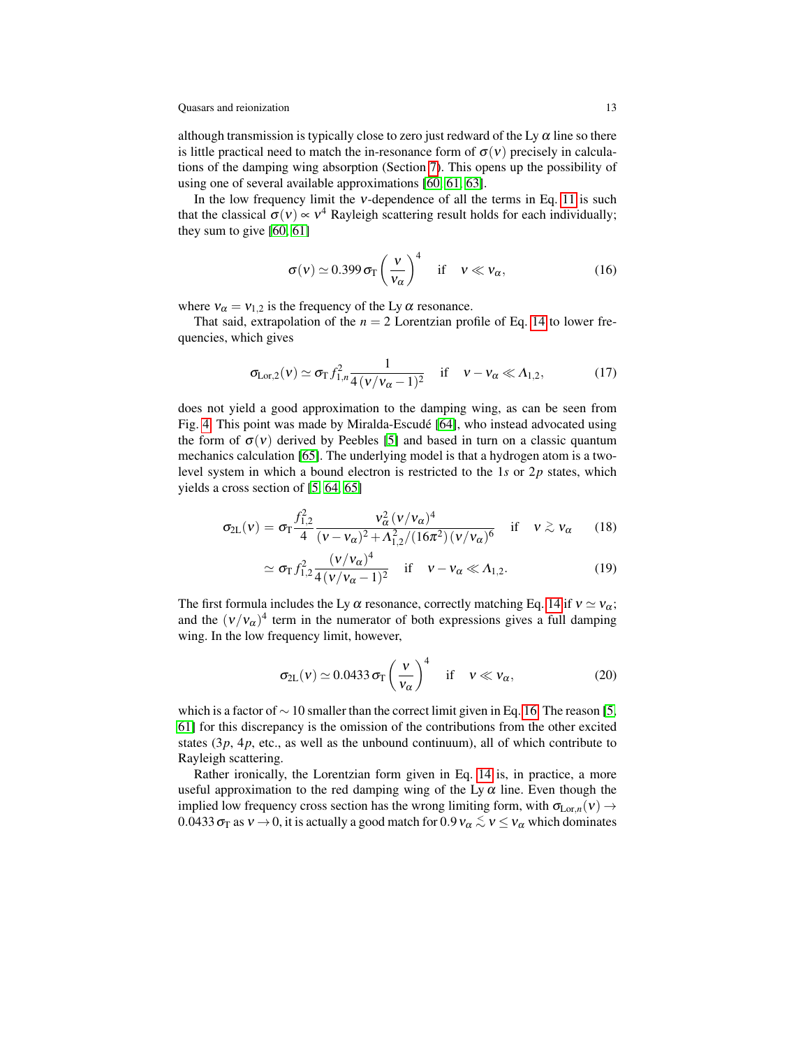although transmission is typically close to zero just redward of the Ly $\alpha$ line so there is little practical need to match the in-resonance form of $\sigma(\nu)$ precisely in calculations of the damping wing absorption (Section 7). This opens up the possibility of using one of several available approximations [60, 61, 63].

In the low frequency limit the $\nu$-dependence of all the terms in Eq. 11 is such that the classical $\sigma(\nu) \propto \nu^4$ Rayleigh scattering result holds for each individually; they sum to give [60, 61]

$$\sigma(\nu) \simeq 0.399\, \sigma_{\rm T} \left( \frac{\nu}{\nu_\alpha} \right)^4 \quad \text{if} \quad \nu \ll \nu_\alpha, \tag{16}$$

where $\nu_\alpha = \nu_{1,2}$ is the frequency of the Ly $\alpha$ resonance.

That said, extrapolation of the $n = 2$ Lorentzian profile of Eq. 14 to lower frequencies, which gives

$$\sigma_{\rm Lor,2}(\nu) \simeq \sigma_{\rm T} f_{1,n}^2 \frac{1}{4\,(\nu/\nu_\alpha - 1)^2} \quad \text{if} \quad \nu - \nu_\alpha \ll \Lambda_{1,2}, \tag{17}$$

does not yield a good approximation to the damping wing, as can be seen from Fig. 4. This point was made by Miralda-Escudé [64], who instead advocated using the form of $\sigma(\nu)$ derived by Peebles [5] and based in turn on a classic quantum mechanics calculation [65]. The underlying model is that a hydrogen atom is a two-level system in which a bound electron is restricted to the $1s$ or $2p$ states, which yields a cross section of [5, 64, 65]

$$\sigma_{\rm 2L}(\nu) = \sigma_{\rm T} \frac{f_{1,2}^2}{4} \frac{\nu_\alpha^2\,(\nu/\nu_\alpha)^4}{(\nu - \nu_\alpha)^2 + \Lambda_{1,2}^2/(16\pi^2)\,(\nu/\nu_\alpha)^6} \quad \text{if} \quad \nu \gtrsim \nu_\alpha \tag{18}$$

$$\simeq \sigma_{\rm T} f_{1,2}^2 \frac{(\nu/\nu_\alpha)^4}{4\,(\nu/\nu_\alpha - 1)^2} \quad \text{if} \quad \nu - \nu_\alpha \ll \Lambda_{1,2}. \tag{19}$$

The first formula includes the Ly $\alpha$ resonance, correctly matching Eq. 14 if $\nu \simeq \nu_\alpha$; and the $(\nu/\nu_\alpha)^4$ term in the numerator of both expressions gives a full damping wing. In the low frequency limit, however,

$$\sigma_{\rm 2L}(\nu) \simeq 0.0433\, \sigma_{\rm T} \left( \frac{\nu}{\nu_\alpha} \right)^4 \quad \text{if} \quad \nu \ll \nu_\alpha, \tag{20}$$

which is a factor of $\sim 10$ smaller than the correct limit given in Eq. 16. The reason [5, 61] for this discrepancy is the omission of the contributions from the other excited states ($3p$, $4p$, etc., as well as the unbound continuum), all of which contribute to Rayleigh scattering.

Rather ironically, the Lorentzian form given in Eq. 14 is, in practice, a more useful approximation to the red damping wing of the Ly $\alpha$ line. Even though the implied low frequency cross section has the wrong limiting form, with $\sigma_{{\rm Lor},n}(\nu) \rightarrow 0.0433\, \sigma_{\rm T}$ as $\nu \rightarrow 0$, it is actually a good match for $0.9\, \nu_\alpha \lesssim \nu \leq \nu_\alpha$ which dominates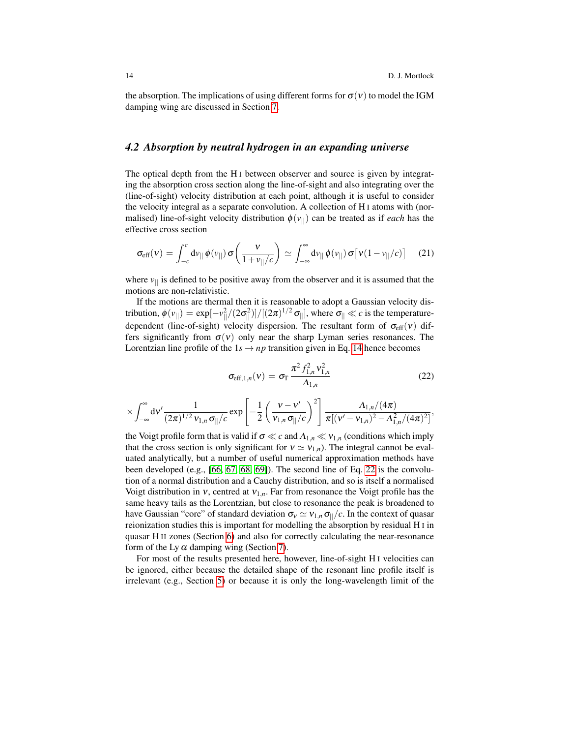the absorption. The implications of using different forms for $\sigma(\nu)$ to model the IGM damping wing are discussed in Section 7.

### 4.2 Absorption by neutral hydrogen in an expanding universe

The optical depth from the H I between observer and source is given by integrating the absorption cross section along the line-of-sight and also integrating over the (line-of-sight) velocity distribution at each point, although it is useful to consider the velocity integral as a separate convolution. A collection of H I atoms with (normalised) line-of-sight velocity distribution $\phi(v_{||})$ can be treated as if *each* has the effective cross section

$$\sigma_{\rm eff}(\nu) = \int_{-c}^{c} {\rm d}v_{||}\, \phi(v_{||})\, \sigma\left(\frac{\nu}{1 + v_{||}/c}\right) \simeq \int_{-\infty}^{\infty} {\rm d}v_{||}\, \phi(v_{||})\, \sigma\left[\nu(1 - v_{||}/c)\right] \qquad (21)$$

where $v_{||}$ is defined to be positive away from the observer and it is assumed that the motions are non-relativistic.

If the motions are thermal then it is reasonable to adopt a Gaussian velocity distribution, $\phi(v_{||}) = \exp[-v_{||}^2/(2\sigma_{||}^2)]/[(2\pi)^{1/2}\,\sigma_{||}]$, where $\sigma_{||} \ll c$ is the temperature-dependent (line-of-sight) velocity dispersion. The resultant form of $\sigma_{\rm eff}(\nu)$ differs significantly from $\sigma(\nu)$ only near the sharp Lyman series resonances. The Lorentzian line profile of the $1s \rightarrow np$ transition given in Eq. 14 hence becomes

$$\sigma_{{\rm eff},1,n}(\nu) = \sigma_{\rm T}\, \frac{\pi^2 f_{1,n}^2\, \nu_{1,n}^2}{\Lambda_{1,n}} \qquad (22)$$

$$\times \int_{-\infty}^{\infty} {\rm d}\nu' \frac{1}{(2\pi)^{1/2}\, \nu_{1,n}\, \sigma_{||}/c} \exp\left[-\frac{1}{2}\left(\frac{\nu - \nu'}{\nu_{1,n}\, \sigma_{||}/c}\right)^2\right] \frac{\Lambda_{1,n}/(4\pi)}{\pi[(\nu' - \nu_{1,n})^2 - \Lambda_{1,n}^2/(4\pi)^2]},$$

the Voigt profile form that is valid if $\sigma \ll c$ and $\Lambda_{1,n} \ll \nu_{1,n}$ (conditions which imply that the cross section is only significant for $\nu \simeq \nu_{1,n}$). The integral cannot be evaluated analytically, but a number of useful numerical approximation methods have been developed (e.g., [66, 67, 68, 69]). The second line of Eq. 22 is the convolution of a normal distribution and a Cauchy distribution, and so is itself a normalised Voigt distribution in $\nu$, centred at $\nu_{1,n}$. Far from resonance the Voigt profile has the same heavy tails as the Lorentzian, but close to resonance the peak is broadened to have Gaussian "core" of standard deviation $\sigma_\nu \simeq \nu_{1,n}\, \sigma_{||}/c$. In the context of quasar reionization studies this is important for modelling the absorption by residual H I in quasar H II zones (Section 6) and also for correctly calculating the near-resonance form of the Ly $\alpha$ damping wing (Section 7).

For most of the results presented here, however, line-of-sight H I velocities can be ignored, either because the detailed shape of the resonant line profile itself is irrelevant (e.g., Section 5) or because it is only the long-wavelength limit of the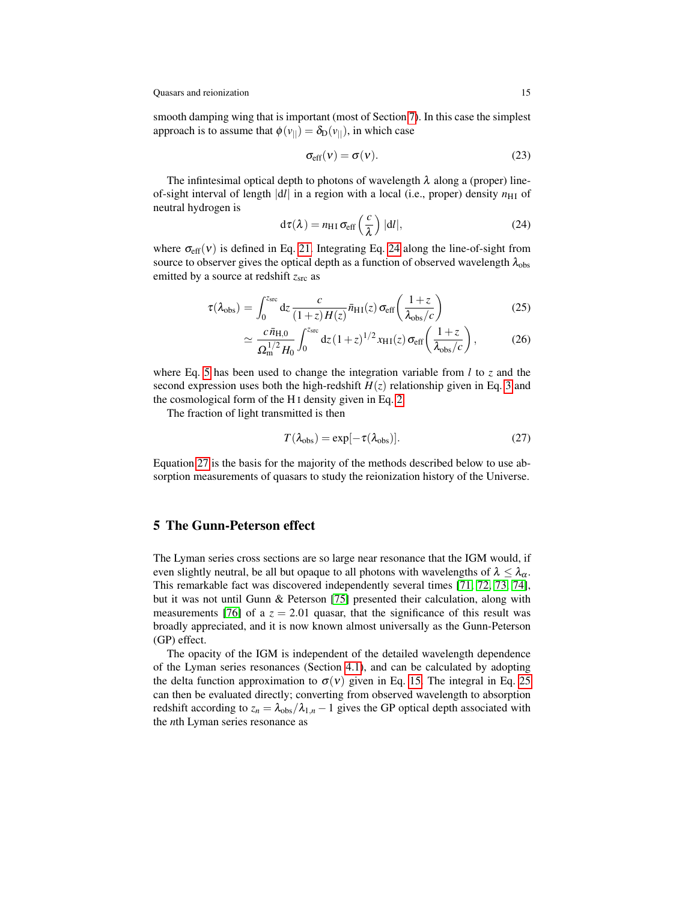smooth damping wing that is important (most of Section 7). In this case the simplest approach is to assume that $\phi(v_{||}) = \delta_{\rm D}(v_{||})$, in which case

$$\sigma_{\rm eff}(\nu) = \sigma(\nu). \tag{23}$$

The infintesimal optical depth to photons of wavelength $\lambda$ along a (proper) line-of-sight interval of length $|{\rm d}l|$ in a region with a local (i.e., proper) density $n_{\rm HI}$ of neutral hydrogen is

$${\rm d}\tau(\lambda) = n_{\rm HI}\,\sigma_{\rm eff}\left(\frac{c}{\lambda}\right)\,|{\rm d}l|, \tag{24}$$

where $\sigma_{\rm eff}(\nu)$ is defined in Eq. 21. Integrating Eq. 24 along the line-of-sight from source to observer gives the optical depth as a function of observed wavelength $\lambda_{\rm obs}$ emitted by a source at redshift $z_{\rm src}$ as

$$\tau(\lambda_{\rm obs}) = \int_0^{z_{\rm src}} {\rm d}z\,\frac{c}{(1+z)\,H(z)}\,\bar{n}_{\rm HI}(z)\,\sigma_{\rm eff}\left(\frac{1+z}{\lambda_{\rm obs}/c}\right) \tag{25}$$

$$\simeq \frac{c\,\bar{n}_{\rm H,0}}{\Omega_{\rm m}^{1/2}\,H_0}\int_0^{z_{\rm src}} {\rm d}z\,(1+z)^{1/2}\,x_{\rm HI}(z)\,\sigma_{\rm eff}\left(\frac{1+z}{\lambda_{\rm obs}/c}\right), \tag{26}$$

where Eq. 5 has been used to change the integration variable from $l$ to $z$ and the second expression uses both the high-redshift $H(z)$ relationship given in Eq. 3 and the cosmological form of the H I density given in Eq. 2.

The fraction of light transmitted is then

$$T(\lambda_{\rm obs}) = \exp[-\tau(\lambda_{\rm obs})]. \tag{27}$$

Equation 27 is the basis for the majority of the methods described below to use absorption measurements of quasars to study the reionization history of the Universe.

## 5 The Gunn-Peterson effect

The Lyman series cross sections are so large near resonance that the IGM would, if even slightly neutral, be all but opaque to all photons with wavelengths of $\lambda \leq \lambda_\alpha$. This remarkable fact was discovered independently several times [71, 72, 73, 74], but it was not until Gunn & Peterson [75] presented their calculation, along with measurements [76] of a $z = 2.01$ quasar, that the significance of this result was broadly appreciated, and it is now known almost universally as the Gunn-Peterson (GP) effect.

The opacity of the IGM is independent of the detailed wavelength dependence of the Lyman series resonances (Section 4.1), and can be calculated by adopting the delta function approximation to $\sigma(\nu)$ given in Eq. 15. The integral in Eq. 25 can then be evaluated directly; converting from observed wavelength to absorption redshift according to $z_n = \lambda_{\rm obs}/\lambda_{1,n} - 1$ gives the GP optical depth associated with the $n$th Lyman series resonance as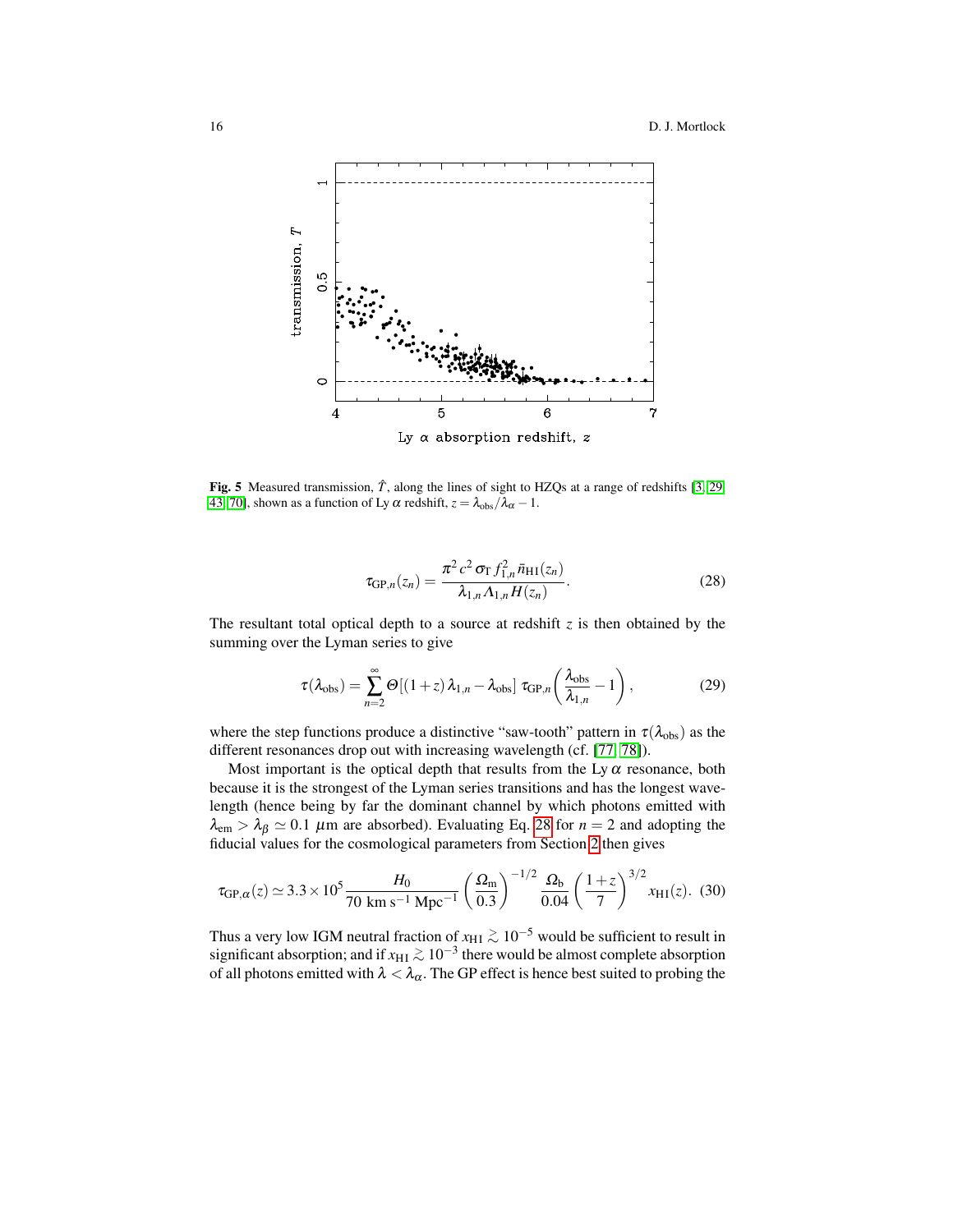**Fig. 5** Measured transmission, $\hat{T}$, along the lines of sight to HZQs at a range of redshifts [3, 29, 43, 70], shown as a function of Ly $\alpha$ redshift, $z = \lambda_{\rm obs}/\lambda_\alpha - 1$.

$$\tau_{{\rm GP},n}(z_n) = \frac{\pi^2 \, c^2 \, \sigma_{\rm T} \, f_{1,n}^2 \, \bar{n}_{\rm HI}(z_n)}{\lambda_{1,n} \, \Lambda_{1,n} \, H(z_n)}. \tag{28}$$

The resultant total optical depth to a source at redshift $z$ is then obtained by the summing over the Lyman series to give

$$\tau(\lambda_{\rm obs}) = \sum_{n=2}^{\infty} \Theta[(1+z)\,\lambda_{1,n} - \lambda_{\rm obs}] \; \tau_{{\rm GP},n}\left(\frac{\lambda_{\rm obs}}{\lambda_{1,n}} - 1\right), \tag{29}$$

where the step functions produce a distinctive "saw-tooth" pattern in $\tau(\lambda_{\rm obs})$ as the different resonances drop out with increasing wavelength (cf. [77, 78]).

Most important is the optical depth that results from the Ly $\alpha$ resonance, both because it is the strongest of the Lyman series transitions and has the longest wavelength (hence being by far the dominant channel by which photons emitted with $\lambda_{\rm em} > \lambda_\beta \simeq 0.1$ $\mu$m are absorbed). Evaluating Eq. 28 for $n = 2$ and adopting the fiducial values for the cosmological parameters from Section 2 then gives

$$\tau_{{\rm GP},\alpha}(z) \simeq 3.3 \times 10^5 \frac{H_0}{70 \ {\rm km \ s^{-1} \ Mpc^{-1}}} \left(\frac{\Omega_{\rm m}}{0.3}\right)^{-1/2} \frac{\Omega_{\rm b}}{0.04} \left(\frac{1+z}{7}\right)^{3/2} x_{\rm HI}(z). \tag{30}$$

Thus a very low IGM neutral fraction of $x_{\rm HI} \gtrsim 10^{-5}$ would be sufficient to result in significant absorption; and if $x_{\rm HI} \gtrsim 10^{-3}$ there would be almost complete absorption of all photons emitted with $\lambda < \lambda_\alpha$. The GP effect is hence best suited to probing the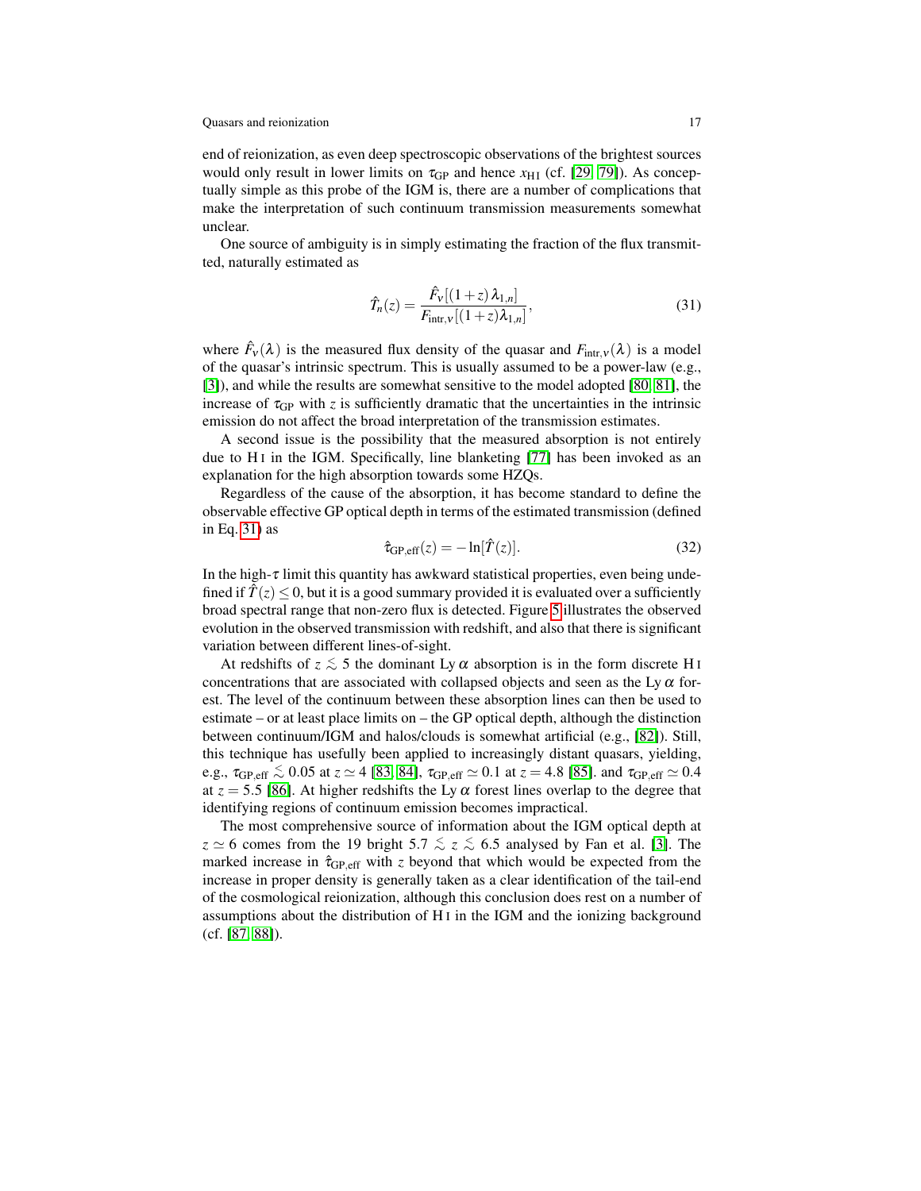end of reionization, as even deep spectroscopic observations of the brightest sources would only result in lower limits on $\tau_{\rm GP}$ and hence $x_{\rm H\,I}$ (cf. [29, 79]). As conceptually simple as this probe of the IGM is, there are a number of complications that make the interpretation of such continuum transmission measurements somewhat unclear.

One source of ambiguity is in simply estimating the fraction of the flux transmitted, naturally estimated as

$$\hat{T}_n(z) = \frac{\hat{F}_\nu[(1+z)\,\lambda_{1,n}]}{F_{\rm intr,\nu}[(1+z)\lambda_{1,n}]}, \tag{31}$$

where $\hat{F}_\nu(\lambda)$ is the measured flux density of the quasar and $F_{\rm intr,\nu}(\lambda)$ is a model of the quasar's intrinsic spectrum. This is usually assumed to be a power-law (e.g., [3]), and while the results are somewhat sensitive to the model adopted [80, 81], the increase of $\tau_{\rm GP}$ with $z$ is sufficiently dramatic that the uncertainties in the intrinsic emission do not affect the broad interpretation of the transmission estimates.

A second issue is the possibility that the measured absorption is not entirely due to H I in the IGM. Specifically, line blanketing [77] has been invoked as an explanation for the high absorption towards some HZQs.

Regardless of the cause of the absorption, it has become standard to define the observable effective GP optical depth in terms of the estimated transmission (defined in Eq. 31) as

$$\hat{\tau}_{\rm GP,eff}(z) = -\ln[\hat{T}(z)]. \tag{32}$$

In the high-$\tau$ limit this quantity has awkward statistical properties, even being undefined if $\hat{T}(z) \leq 0$, but it is a good summary provided it is evaluated over a sufficiently broad spectral range that non-zero flux is detected. Figure 5 illustrates the observed evolution in the observed transmission with redshift, and also that there is significant variation between different lines-of-sight.

At redshifts of $z \lesssim 5$ the dominant Ly $\alpha$ absorption is in the form discrete H I concentrations that are associated with collapsed objects and seen as the Ly $\alpha$ forest. The level of the continuum between these absorption lines can then be used to estimate – or at least place limits on – the GP optical depth, although the distinction between continuum/IGM and halos/clouds is somewhat artificial (e.g., [82]). Still, this technique has usefully been applied to increasingly distant quasars, yielding, e.g., $\tau_{\rm GP,eff} \lesssim 0.05$ at $z \simeq 4$ [83, 84], $\tau_{\rm GP,eff} \simeq 0.1$ at $z = 4.8$ [85]. and $\tau_{\rm GP,eff} \simeq 0.4$ at $z = 5.5$ [86]. At higher redshifts the Ly $\alpha$ forest lines overlap to the degree that identifying regions of continuum emission becomes impractical.

The most comprehensive source of information about the IGM optical depth at $z \simeq 6$ comes from the 19 bright $5.7 \lesssim z \lesssim 6.5$ analysed by Fan et al. [3]. The marked increase in $\hat{\tau}_{\rm GP,eff}$ with $z$ beyond that which would be expected from the increase in proper density is generally taken as a clear identification of the tail-end of the cosmological reionization, although this conclusion does rest on a number of assumptions about the distribution of H I in the IGM and the ionizing background (cf. [87, 88]).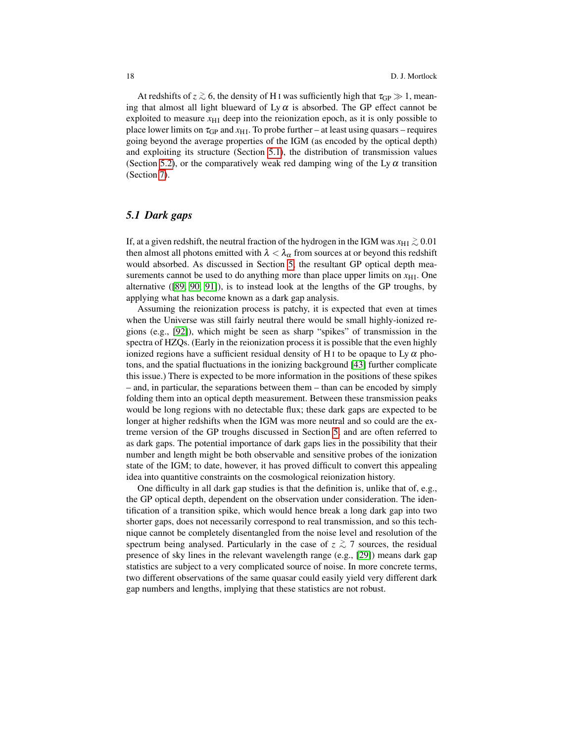At redshifts of $z \gtrsim 6$, the density of H I was sufficiently high that $\tau_{\rm GP} \gg 1$, meaning that almost all light blueward of Ly $\alpha$ is absorbed. The GP effect cannot be exploited to measure $x_{\rm HI}$ deep into the reionization epoch, as it is only possible to place lower limits on $\tau_{\rm GP}$ and $x_{\rm HI}$. To probe further – at least using quasars – requires going beyond the average properties of the IGM (as encoded by the optical depth) and exploiting its structure (Section 5.1), the distribution of transmission values (Section 5.2), or the comparatively weak red damping wing of the Ly $\alpha$ transition (Section 7).

### 5.1 Dark gaps

If, at a given redshift, the neutral fraction of the hydrogen in the IGM was $x_{\rm HI} \gtrsim 0.01$ then almost all photons emitted with $\lambda < \lambda_\alpha$ from sources at or beyond this redshift would absorbed. As discussed in Section 5, the resultant GP optical depth measurements cannot be used to do anything more than place upper limits on $x_{\rm HI}$. One alternative ([89, 90, 91]), is to instead look at the lengths of the GP troughs, by applying what has become known as a dark gap analysis.

Assuming the reionization process is patchy, it is expected that even at times when the Universe was still fairly neutral there would be small highly-ionized regions (e.g., [92]), which might be seen as sharp "spikes" of transmission in the spectra of HZQs. (Early in the reionization process it is possible that the even highly ionized regions have a sufficient residual density of H I to be opaque to Ly $\alpha$ photons, and the spatial fluctuations in the ionizing background [43] further complicate this issue.) There is expected to be more information in the positions of these spikes – and, in particular, the separations between them – than can be encoded by simply folding them into an optical depth measurement. Between these transmission peaks would be long regions with no detectable flux; these dark gaps are expected to be longer at higher redshifts when the IGM was more neutral and so could are the extreme version of the GP troughs discussed in Section 5, and are often referred to as dark gaps. The potential importance of dark gaps lies in the possibility that their number and length might be both observable and sensitive probes of the ionization state of the IGM; to date, however, it has proved difficult to convert this appealing idea into quantitive constraints on the cosmological reionization history.

One difficulty in all dark gap studies is that the definition is, unlike that of, e.g., the GP optical depth, dependent on the observation under consideration. The identification of a transition spike, which would hence break a long dark gap into two shorter gaps, does not necessarily correspond to real transmission, and so this technique cannot be completely disentangled from the noise level and resolution of the spectrum being analysed. Particularly in the case of $z \gtrsim 7$ sources, the residual presence of sky lines in the relevant wavelength range (e.g., [29]) means dark gap statistics are subject to a very complicated source of noise. In more concrete terms, two different observations of the same quasar could easily yield very different dark gap numbers and lengths, implying that these statistics are not robust.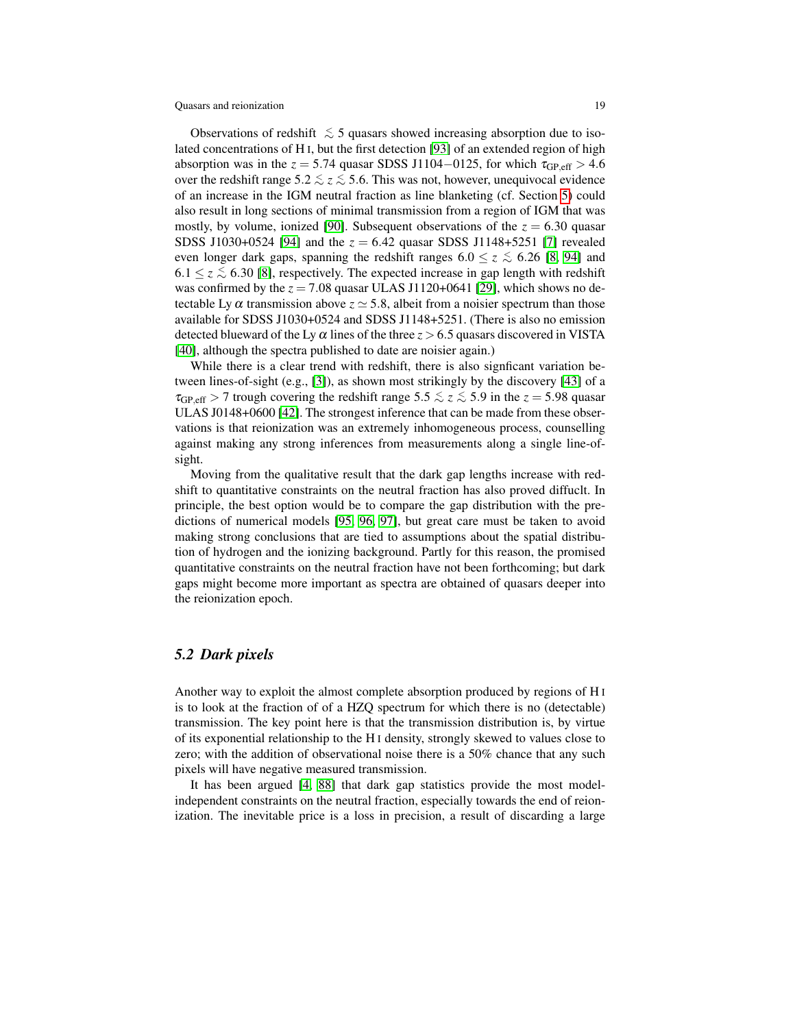Observations of redshift $\lesssim 5$ quasars showed increasing absorption due to isolated concentrations of H I, but the first detection [93] of an extended region of high absorption was in the $z = 5.74$ quasar SDSS J1104−0125, for which $\tau_{\rm GP,eff} > 4.6$ over the redshift range $5.2 \lesssim z \lesssim 5.6$. This was not, however, unequivocal evidence of an increase in the IGM neutral fraction as line blanketing (cf. Section 5) could also result in long sections of minimal transmission from a region of IGM that was mostly, by volume, ionized [90]. Subsequent observations of the $z = 6.30$ quasar SDSS J1030+0524 [94] and the $z = 6.42$ quasar SDSS J1148+5251 [7] revealed even longer dark gaps, spanning the redshift ranges $6.0 \leq z \lesssim 6.26$ [8, 94] and $6.1 \leq z \lesssim 6.30$ [8], respectively. The expected increase in gap length with redshift was confirmed by the $z = 7.08$ quasar ULAS J1120+0641 [29], which shows no detectable Ly $\alpha$ transmission above $z \simeq 5.8$, albeit from a noisier spectrum than those available for SDSS J1030+0524 and SDSS J1148+5251. (There is also no emission detected blueward of the Ly $\alpha$ lines of the three $z > 6.5$ quasars discovered in VISTA [40], although the spectra published to date are noisier again.)

While there is a clear trend with redshift, there is also signficant variation between lines-of-sight (e.g., [3]), as shown most strikingly by the discovery [43] of a $\tau_{\rm GP,eff} > 7$ trough covering the redshift range $5.5 \lesssim z \lesssim 5.9$ in the $z = 5.98$ quasar ULAS J0148+0600 [42]. The strongest inference that can be made from these observations is that reionization was an extremely inhomogeneous process, counselling against making any strong inferences from measurements along a single line-of-sight.

Moving from the qualitative result that the dark gap lengths increase with redshift to quantitative constraints on the neutral fraction has also proved diffuclt. In principle, the best option would be to compare the gap distribution with the predictions of numerical models [95, 96, 97], but great care must be taken to avoid making strong conclusions that are tied to assumptions about the spatial distribution of hydrogen and the ionizing background. Partly for this reason, the promised quantitative constraints on the neutral fraction have not been forthcoming; but dark gaps might become more important as spectra are obtained of quasars deeper into the reionization epoch.

### *5.2 Dark pixels*

Another way to exploit the almost complete absorption produced by regions of H I is to look at the fraction of of a HZQ spectrum for which there is no (detectable) transmission. The key point here is that the transmission distribution is, by virtue of its exponential relationship to the H I density, strongly skewed to values close to zero; with the addition of observational noise there is a 50% chance that any such pixels will have negative measured transmission.

It has been argued [4, 88] that dark gap statistics provide the most model-independent constraints on the neutral fraction, especially towards the end of reionization. The inevitable price is a loss in precision, a result of discarding a large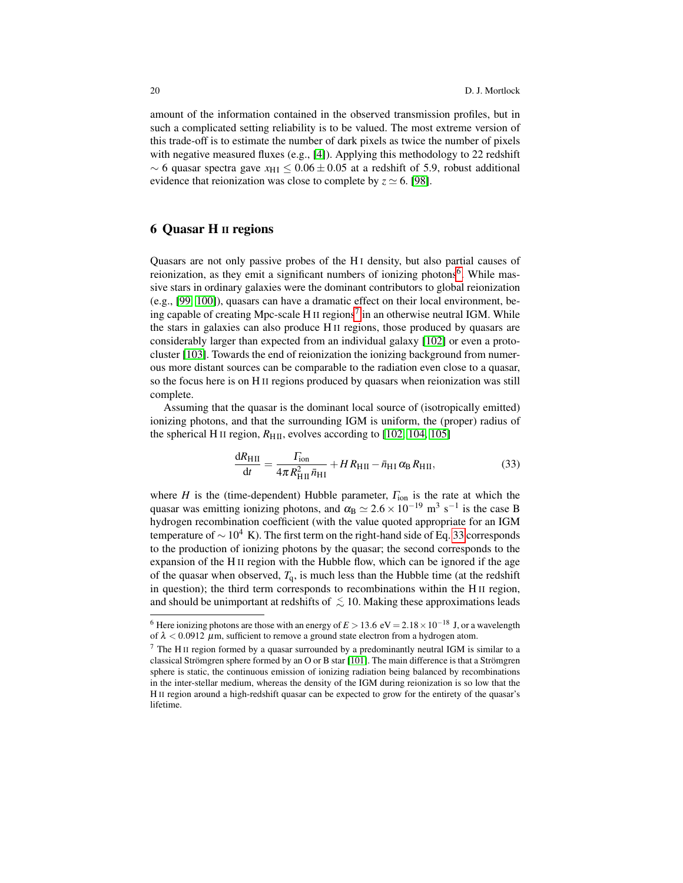amount of the information contained in the observed transmission profiles, but in such a complicated setting reliability is to be valued. The most extreme version of this trade-off is to estimate the number of dark pixels as twice the number of pixels with negative measured fluxes (e.g., [4]). Applying this methodology to 22 redshift $\sim 6$ quasar spectra gave $x_{\rm HI} \leq 0.06 \pm 0.05$ at a redshift of 5.9, robust additional evidence that reionization was close to complete by $z \simeq 6$. [98].

## 6 Quasar H II regions

Quasars are not only passive probes of the H I density, but also partial causes of reionization, as they emit a significant numbers of ionizing photons[6]. While massive stars in ordinary galaxies were the dominant contributors to global reionization (e.g., [99, 100]), quasars can have a dramatic effect on their local environment, being capable of creating Mpc-scale H II regions[7] in an otherwise neutral IGM. While the stars in galaxies can also produce H II regions, those produced by quasars are considerably larger than expected from an individual galaxy [102] or even a protocluster [103]. Towards the end of reionization the ionizing background from numerous more distant sources can be comparable to the radiation even close to a quasar, so the focus here is on H II regions produced by quasars when reionization was still complete.

Assuming that the quasar is the dominant local source of (isotropically emitted) ionizing photons, and that the surrounding IGM is uniform, the (proper) radius of the spherical H II region, $R_{\rm HII}$, evolves according to [102, 104, 105]

$$\frac{{\rm d}R_{\rm HII}}{{\rm d}t} = \frac{\Gamma_{\rm ion}}{4\pi R_{\rm HII}^2 \bar{n}_{\rm HI}} + H\,R_{\rm HII} - \bar{n}_{\rm HI}\,\alpha_{\rm B}\,R_{\rm HII}, \tag{33}$$

where $H$ is the (time-dependent) Hubble parameter, $\Gamma_{\rm ion}$ is the rate at which the quasar was emitting ionizing photons, and $\alpha_{\rm B} \simeq 2.6 \times 10^{-19}$ m$^3$ s$^{-1}$ is the case B hydrogen recombination coefficient (with the value quoted appropriate for an IGM temperature of $\sim 10^4$ K). The first term on the right-hand side of Eq. 33 corresponds to the production of ionizing photons by the quasar; the second corresponds to the expansion of the H II region with the Hubble flow, which can be ignored if the age of the quasar when observed, $T_{\rm q}$, is much less than the Hubble time (at the redshift in question); the third term corresponds to recombinations within the H II region, and should be unimportant at redshifts of $\lesssim 10$. Making these approximations leads

---

[6] Here ionizing photons are those with an energy of $E > 13.6$ eV $= 2.18 \times 10^{-18}$ J, or a wavelength of $\lambda < 0.0912$ $\mu$m, sufficient to remove a ground state electron from a hydrogen atom.

[7] The H II region formed by a quasar surrounded by a predominantly neutral IGM is similar to a classical Strömgren sphere formed by an O or B star [101]. The main difference is that a Strömgren sphere is static, the continuous emission of ionizing radiation being balanced by recombinations in the inter-stellar medium, whereas the density of the IGM during reionization is so low that the H II region around a high-redshift quasar can be expected to grow for the entirety of the quasar's lifetime.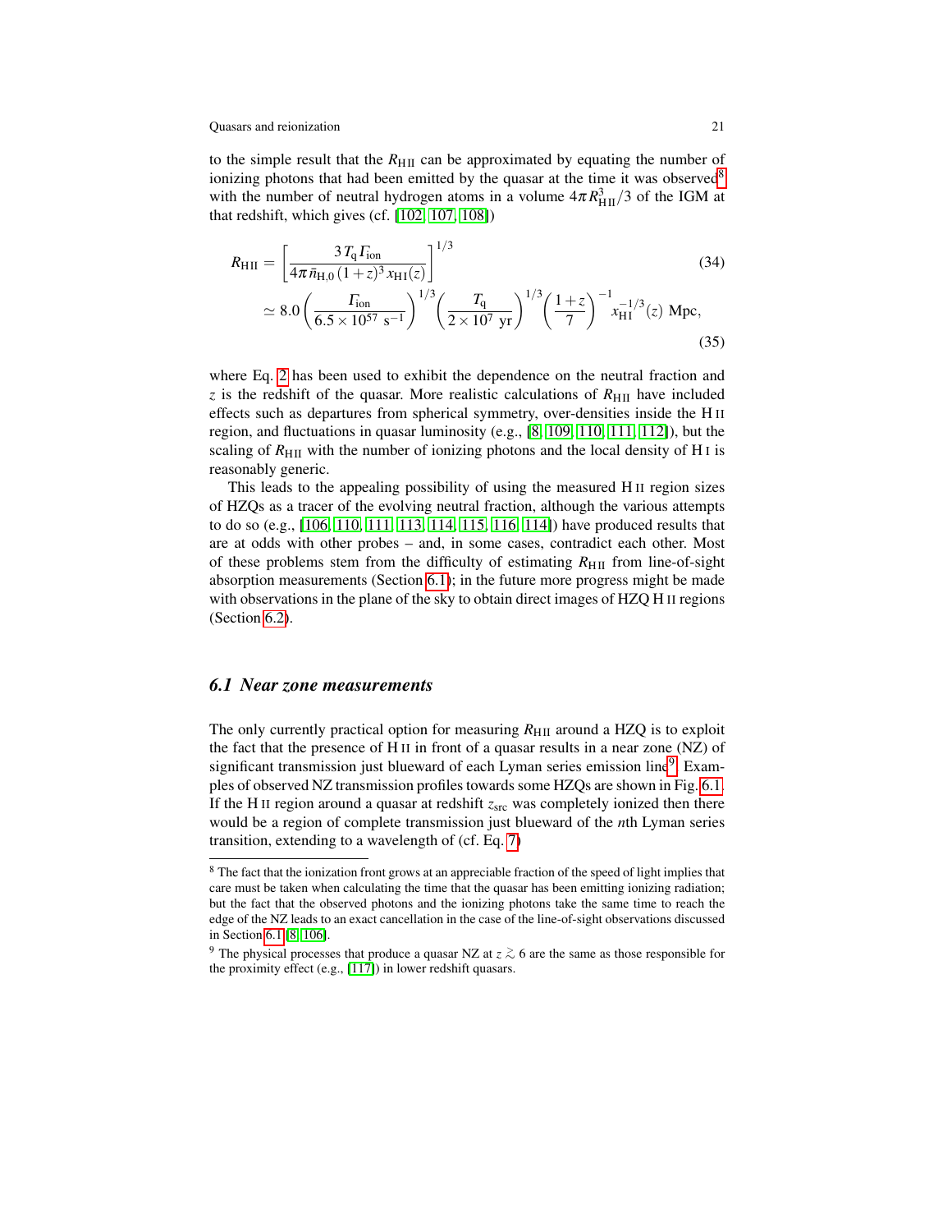to the simple result that the $R_{\rm HII}$ can be approximated by equating the number of ionizing photons that had been emitted by the quasar at the time it was observed[8] with the number of neutral hydrogen atoms in a volume $4\pi R_{\rm HII}^3/3$ of the IGM at that redshift, which gives (cf. [102, 107, 108])

$$R_{\rm HII} = \left[ \frac{3\, T_{\rm q}\, \Gamma_{\rm ion}}{4\pi\, \bar{n}_{\rm H,0}\, (1+z)^3\, x_{\rm HI}(z)} \right]^{1/3} \tag{34}$$

$$\simeq 8.0 \left( \frac{\Gamma_{\rm ion}}{6.5 \times 10^{57}\ {\rm s}^{-1}} \right)^{1/3} \left( \frac{T_{\rm q}}{2 \times 10^{7}\ {\rm yr}} \right)^{1/3} \left( \frac{1+z}{7} \right)^{-1} x_{\rm HI}^{-1/3}(z)\ {\rm Mpc}, \tag{35}$$

where Eq. 2 has been used to exhibit the dependence on the neutral fraction and $z$ is the redshift of the quasar. More realistic calculations of $R_{\rm HII}$ have included effects such as departures from spherical symmetry, over-densities inside the H II region, and fluctuations in quasar luminosity (e.g., [8, 109, 110, 111, 112]), but the scaling of $R_{\rm HII}$ with the number of ionizing photons and the local density of H I is reasonably generic.

This leads to the appealing possibility of using the measured H II region sizes of HZQs as a tracer of the evolving neutral fraction, although the various attempts to do so (e.g., [106, 110, 111, 113, 114, 115, 116, 114]) have produced results that are at odds with other probes – and, in some cases, contradict each other. Most of these problems stem from the difficulty of estimating $R_{\rm HII}$ from line-of-sight absorption measurements (Section 6.1); in the future more progress might be made with observations in the plane of the sky to obtain direct images of HZQ H II regions (Section 6.2).

### *6.1 Near zone measurements*

The only currently practical option for measuring $R_{\rm HII}$ around a HZQ is to exploit the fact that the presence of H II in front of a quasar results in a near zone (NZ) of significant transmission just blueward of each Lyman series emission line[9]. Examples of observed NZ transmission profiles towards some HZQs are shown in Fig. 6.1. If the H II region around a quasar at redshift $z_{\rm src}$ was completely ionized then there would be a region of complete transmission just blueward of the $n$th Lyman series transition, extending to a wavelength of (cf. Eq. 7)

---

[8] The fact that the ionization front grows at an appreciable fraction of the speed of light implies that care must be taken when calculating the time that the quasar has been emitting ionizing radiation; but the fact that the observed photons and the ionizing photons take the same time to reach the edge of the NZ leads to an exact cancellation in the case of the line-of-sight observations discussed in Section 6.1 [8, 106].

[9] The physical processes that produce a quasar NZ at $z \gtrsim 6$ are the same as those responsible for the proximity effect (e.g., [117]) in lower redshift quasars.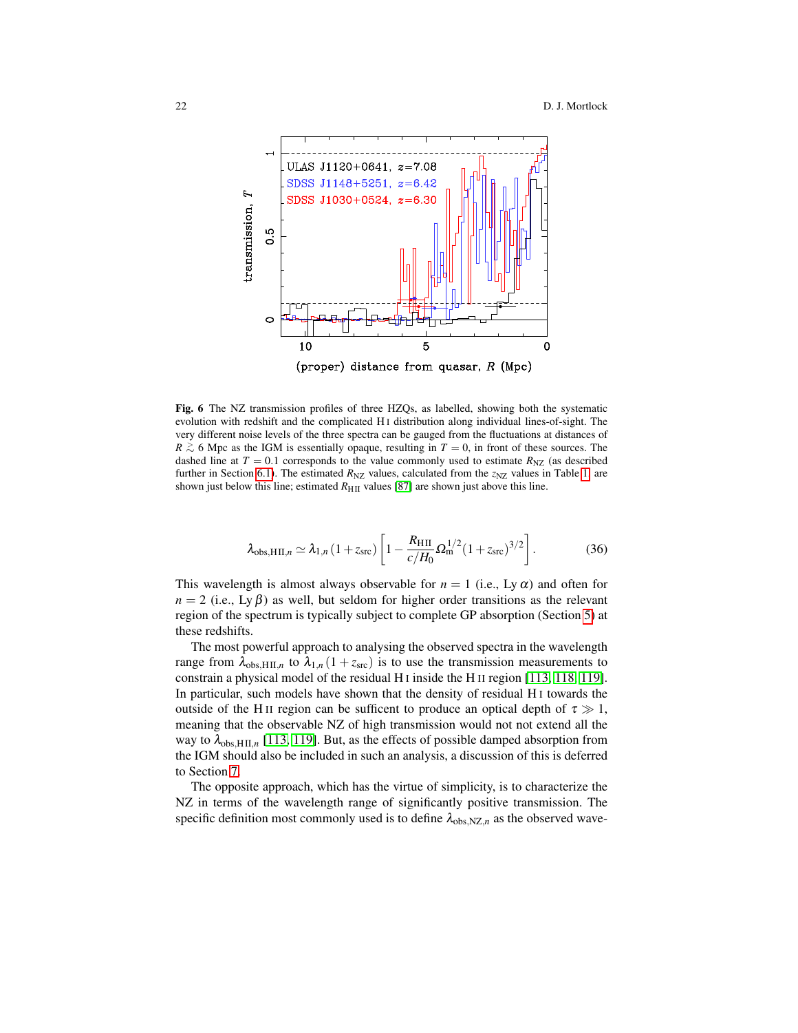**Fig. 6** The NZ transmission profiles of three HZQs, as labelled, showing both the systematic evolution with redshift and the complicated H I distribution along individual lines-of-sight. The very different noise levels of the three spectra can be gauged from the fluctuations at distances of $R \gtrsim 6$ Mpc as the IGM is essentially opaque, resulting in $T = 0$, in front of these sources. The dashed line at $T = 0.1$ corresponds to the value commonly used to estimate $R_{\rm NZ}$ (as described further in Section 6.1). The estimated $R_{\rm NZ}$ values, calculated from the $z_{\rm NZ}$ values in Table 1, are shown just below this line; estimated $R_{\rm HII}$ values [87] are shown just above this line.

$$\lambda_{\rm obs,HII,\mathit{n}} \simeq \lambda_{1,n}\,(1+z_{\rm src})\left[1 - \frac{R_{\rm HII}}{c/H_0}\,\Omega_{\rm m}^{1/2}(1+z_{\rm src})^{3/2}\right]. \tag{36}$$

This wavelength is almost always observable for $n = 1$ (i.e., Ly $\alpha$) and often for $n = 2$ (i.e., Ly $\beta$) as well, but seldom for higher order transitions as the relevant region of the spectrum is typically subject to complete GP absorption (Section 5) at these redshifts.

The most powerful approach to analysing the observed spectra in the wavelength range from $\lambda_{\rm obs,HII,\mathit{n}}$ to $\lambda_{1,n}\,(1+z_{\rm src})$ is to use the transmission measurements to constrain a physical model of the residual H I inside the H II region [113, 118, 119]. In particular, such models have shown that the density of residual H I towards the outside of the H II region can be sufficent to produce an optical depth of $\tau \gg 1$, meaning that the observable NZ of high transmission would not not extend all the way to $\lambda_{\rm obs,HII,\mathit{n}}$ [113, 119]. But, as the effects of possible damped absorption from the IGM should also be included in such an analysis, a discussion of this is deferred to Section 7.

The opposite approach, which has the virtue of simplicity, is to characterize the NZ in terms of the wavelength range of significantly positive transmission. The specific definition most commonly used is to define $\lambda_{\rm obs,NZ,\mathit{n}}$ as the observed wave-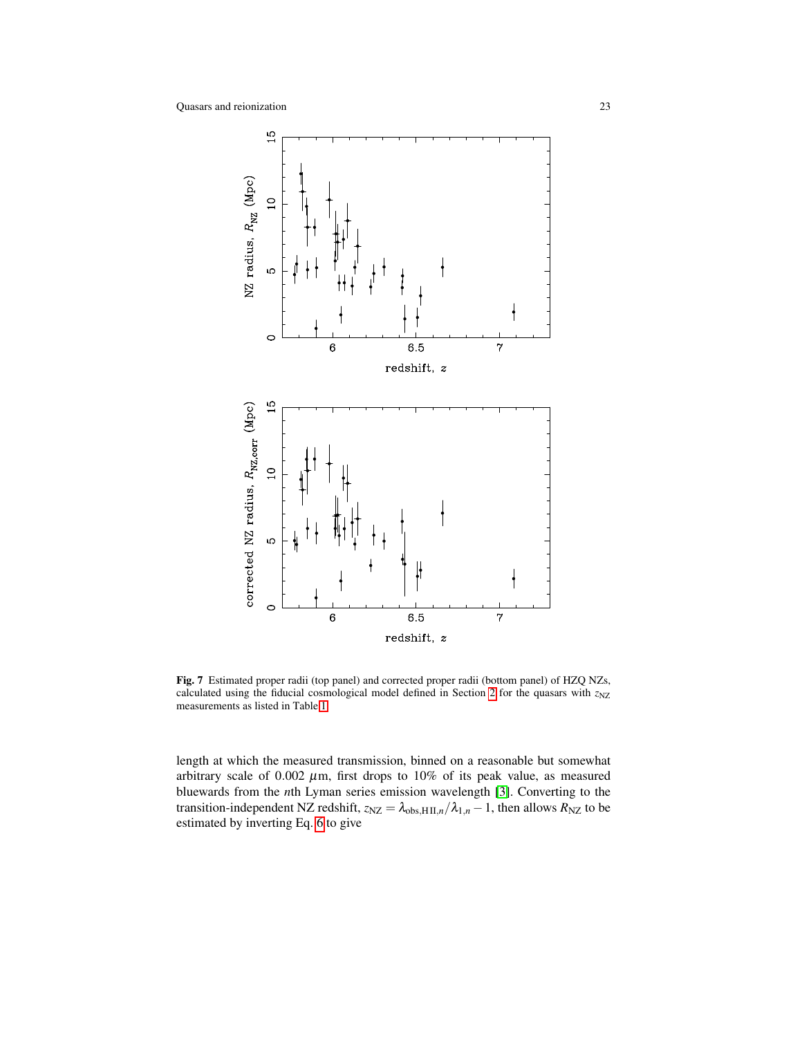**Fig. 7** Estimated proper radii (top panel) and corrected proper radii (bottom panel) of HZQ NZs, calculated using the fiducial cosmological model defined in Section 2 for the quasars with $z_{\rm NZ}$ measurements as listed in Table 1.

length at which the measured transmission, binned on a reasonable but somewhat arbitrary scale of 0.002 $\mu$m, first drops to 10% of its peak value, as measured bluewards from the $n$th Lyman series emission wavelength [3]. Converting to the transition-independent NZ redshift, $z_{\rm NZ} = \lambda_{{\rm obs,H\,II},n}/\lambda_{1,n} - 1$, then allows $R_{\rm NZ}$ to be estimated by inverting Eq. 6 to give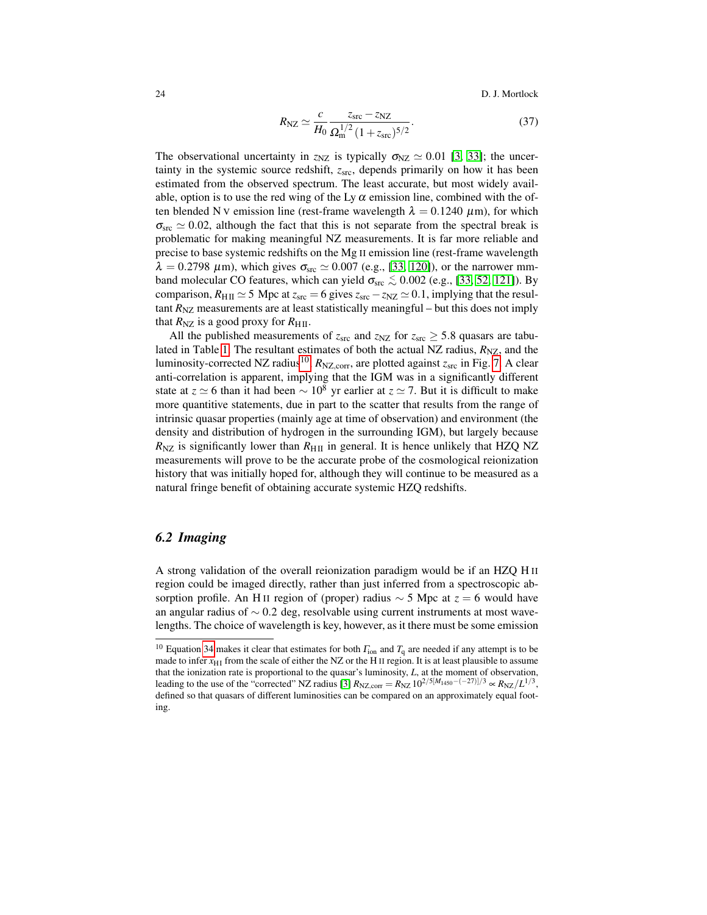$$R_{\rm NZ} \simeq \frac{c}{H_0} \frac{z_{\rm src} - z_{\rm NZ}}{\Omega_{\rm m}^{1/2} (1 + z_{\rm src})^{5/2}}. \tag{37}$$

The observational uncertainty in $z_{\rm NZ}$ is typically $\sigma_{\rm NZ} \simeq 0.01$ [3, 33]; the uncertainty in the systemic source redshift, $z_{\rm src}$, depends primarily on how it has been estimated from the observed spectrum. The least accurate, but most widely available, option is to use the red wing of the Ly $\alpha$ emission line, combined with the often blended N V emission line (rest-frame wavelength $\lambda = 0.1240\ \mu$m), for which $\sigma_{\rm src} \simeq 0.02$, although the fact that this is not separate from the spectral break is problematic for making meaningful NZ measurements. It is far more reliable and precise to base systemic redshifts on the Mg II emission line (rest-frame wavelength $\lambda = 0.2798\ \mu$m), which gives $\sigma_{\rm src} \simeq 0.007$ (e.g., [33, 120]), or the narrower mm-band molecular CO features, which can yield $\sigma_{\rm src} \lesssim 0.002$ (e.g., [33, 52, 121]). By comparison, $R_{\rm H\,II} \simeq 5$ Mpc at $z_{\rm src} = 6$ gives $z_{\rm src} - z_{\rm NZ} \simeq 0.1$, implying that the resultant $R_{\rm NZ}$ measurements are at least statistically meaningful – but this does not imply that $R_{\rm NZ}$ is a good proxy for $R_{\rm H\,II}$.

All the published measurements of $z_{\rm src}$ and $z_{\rm NZ}$ for $z_{\rm src} \geq 5.8$ quasars are tabulated in Table 1. The resultant estimates of both the actual NZ radius, $R_{\rm NZ}$, and the luminosity-corrected NZ radius[10], $R_{\rm NZ,corr}$, are plotted against $z_{\rm src}$ in Fig. 7. A clear anti-correlation is apparent, implying that the IGM was in a significantly different state at $z \simeq 6$ than it had been $\sim 10^8$ yr earlier at $z \simeq 7$. But it is difficult to make more quantitive statements, due in part to the scatter that results from the range of intrinsic quasar properties (mainly age at time of observation) and environment (the density and distribution of hydrogen in the surrounding IGM), but largely because $R_{\rm NZ}$ is significantly lower than $R_{\rm H\,II}$ in general. It is hence unlikely that HZQ NZ measurements will prove to be the accurate probe of the cosmological reionization history that was initially hoped for, although they will continue to be measured as a natural fringe benefit of obtaining accurate systemic HZQ redshifts.

## 6.2 Imaging

A strong validation of the overall reionization paradigm would be if an HZQ H II region could be imaged directly, rather than just inferred from a spectroscopic absorption profile. An H II region of (proper) radius $\sim 5$ Mpc at $z = 6$ would have an angular radius of $\sim 0.2$ deg, resolvable using current instruments at most wavelengths. The choice of wavelength is key, however, as it there must be some emission

[10] Equation 34 makes it clear that estimates for both $\Gamma_{\rm ion}$ and $T_{\rm q}$ are needed if any attempt is to be made to infer $x_{\rm HI}$ from the scale of either the NZ or the H II region. It is at least plausible to assume that the ionization rate is proportional to the quasar's luminosity, $L$, at the moment of observation, leading to the use of the "corrected" NZ radius [3] $R_{\rm NZ,corr} = R_{\rm NZ}\, 10^{2/5[M_{1450} - (-27)]/3} \propto R_{\rm NZ}/L^{1/3}$, defined so that quasars of different luminosities can be compared on an approximately equal footing.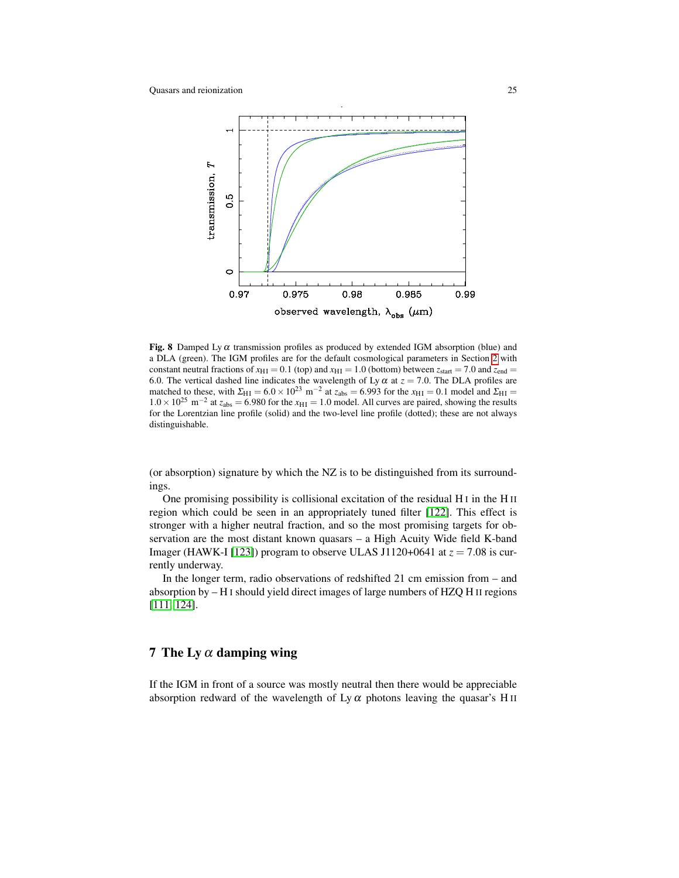**Fig. 8** Damped Ly $\alpha$ transmission profiles as produced by extended IGM absorption (blue) and a DLA (green). The IGM profiles are for the default cosmological parameters in Section 2 with constant neutral fractions of $x_{\rm HI} = 0.1$ (top) and $x_{\rm HI} = 1.0$ (bottom) between $z_{\rm start} = 7.0$ and $z_{\rm end} = 6.0$. The vertical dashed line indicates the wavelength of Ly $\alpha$ at $z = 7.0$. The DLA profiles are matched to these, with $\Sigma_{\rm HI} = 6.0 \times 10^{23}$ m$^{-2}$ at $z_{\rm abs} = 6.993$ for the $x_{\rm HI} = 0.1$ model and $\Sigma_{\rm HI} = 1.0 \times 10^{25}$ m$^{-2}$ at $z_{\rm abs} = 6.980$ for the $x_{\rm HI} = 1.0$ model. All curves are paired, showing the results for the Lorentzian line profile (solid) and the two-level line profile (dotted); these are not always distinguishable.

(or absorption) signature by which the NZ is to be distinguished from its surroundings.

One promising possibility is collisional excitation of the residual H I in the H II region which could be seen in an appropriately tuned filter [122]. This effect is stronger with a higher neutral fraction, and so the most promising targets for observation are the most distant known quasars – a High Acuity Wide field K-band Imager (HAWK-I [123]) program to observe ULAS J1120+0641 at $z = 7.08$ is currently underway.

In the longer term, radio observations of redshifted 21 cm emission from – and absorption by – H I should yield direct images of large numbers of HZQ H II regions [111, 124].

## 7 The Ly $\alpha$ damping wing

If the IGM in front of a source was mostly neutral then there would be appreciable absorption redward of the wavelength of Ly $\alpha$ photons leaving the quasar's H II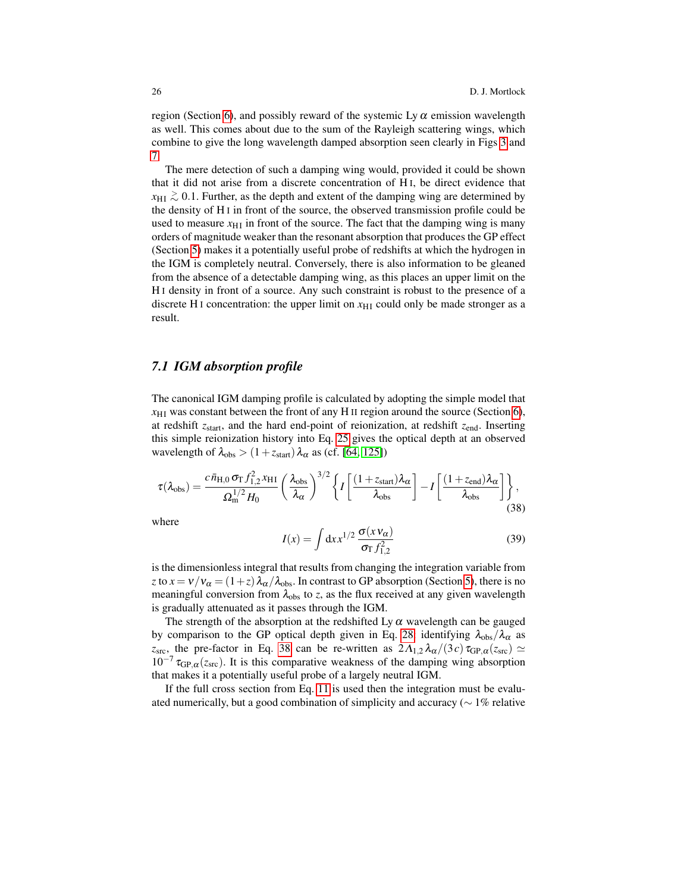region (Section 6), and possibly reward of the systemic Ly $\alpha$ emission wavelength as well. This comes about due to the sum of the Rayleigh scattering wings, which combine to give the long wavelength damped absorption seen clearly in Figs 3 and 7.

The mere detection of such a damping wing would, provided it could be shown that it did not arise from a discrete concentration of H I, be direct evidence that $x_{\rm HI} \gtrsim 0.1$. Further, as the depth and extent of the damping wing are determined by the density of H I in front of the source, the observed transmission profile could be used to measure $x_{\rm HI}$ in front of the source. The fact that the damping wing is many orders of magnitude weaker than the resonant absorption that produces the GP effect (Section 5) makes it a potentially useful probe of redshifts at which the hydrogen in the IGM is completely neutral. Conversely, there is also information to be gleaned from the absence of a detectable damping wing, as this places an upper limit on the H I density in front of a source. Any such constraint is robust to the presence of a discrete H I concentration: the upper limit on $x_{\rm HI}$ could only be made stronger as a result.

### 7.1 IGM absorption profile

The canonical IGM damping profile is calculated by adopting the simple model that $x_{\rm HI}$ was constant between the front of any H II region around the source (Section 6), at redshift $z_{\rm start}$, and the hard end-point of reionization, at redshift $z_{\rm end}$. Inserting this simple reionization history into Eq. 25 gives the optical depth at an observed wavelength of $\lambda_{\rm obs} > (1 + z_{\rm start})\,\lambda_\alpha$ as (cf. [64, 125])

$$\tau(\lambda_{\rm obs}) = \frac{c\,\bar{n}_{\rm H,0}\,\sigma_{\rm T}\,f_{1,2}^2\,x_{\rm HI}}{\Omega_{\rm m}^{1/2}\,H_0} \left(\frac{\lambda_{\rm obs}}{\lambda_\alpha}\right)^{3/2} \left\{ I\left[\frac{(1+z_{\rm start})\lambda_\alpha}{\lambda_{\rm obs}}\right] - I\left[\frac{(1+z_{\rm end})\lambda_\alpha}{\lambda_{\rm obs}}\right] \right\}, \tag{38}$$

where

$$I(x) = \int {\rm d}x\, x^{1/2}\,\frac{\sigma(x\,\nu_\alpha)}{\sigma_{\rm T}\,f_{1,2}^2} \tag{39}$$

is the dimensionless integral that results from changing the integration variable from $z$ to $x = \nu/\nu_\alpha = (1+z)\,\lambda_\alpha/\lambda_{\rm obs}$. In contrast to GP absorption (Section 5), there is no meaningful conversion from $\lambda_{\rm obs}$ to $z$, as the flux received at any given wavelength is gradually attenuated as it passes through the IGM.

The strength of the absorption at the redshifted Ly $\alpha$ wavelength can be gauged by comparison to the GP optical depth given in Eq. 28: identifying $\lambda_{\rm obs}/\lambda_\alpha$ as $z_{\rm src}$, the pre-factor in Eq. 38 can be re-written as $2\,\Lambda_{1,2}\,\lambda_\alpha/(3\,c)\,\tau_{{\rm GP},\alpha}(z_{\rm src}) \simeq 10^{-7}\,\tau_{{\rm GP},\alpha}(z_{\rm src})$. It is this comparative weakness of the damping wing absorption that makes it a potentially useful probe of a largely neutral IGM.

If the full cross section from Eq. 11 is used then the integration must be evaluated numerically, but a good combination of simplicity and accuracy ($\sim 1\%$ relative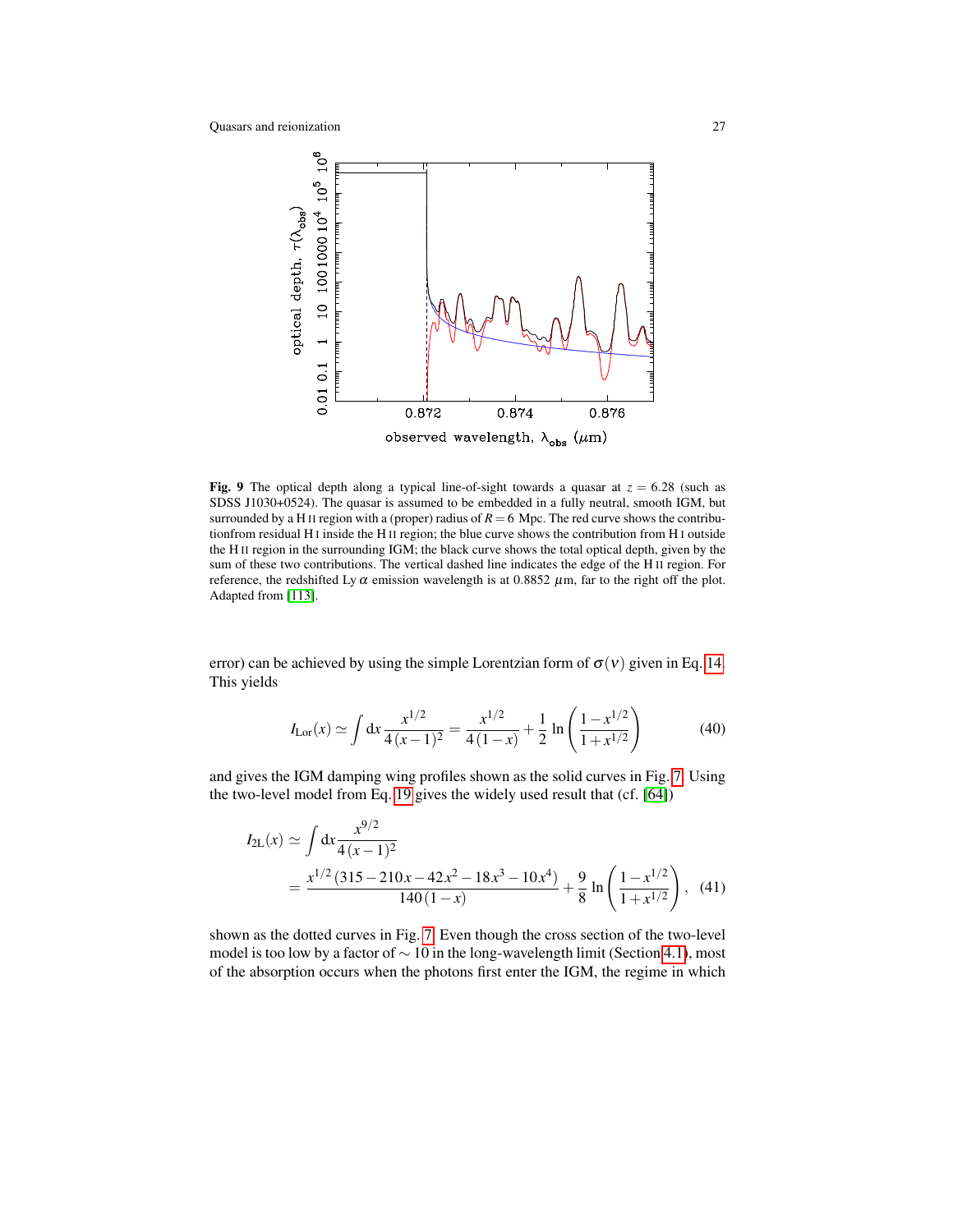**Fig. 9** The optical depth along a typical line-of-sight towards a quasar at $z = 6.28$ (such as SDSS J1030+0524). The quasar is assumed to be embedded in a fully neutral, smooth IGM, but surrounded by a H II region with a (proper) radius of $R = 6$ Mpc. The red curve shows the contributionfrom residual H I inside the H II region; the blue curve shows the contribution from H I outside the H II region in the surrounding IGM; the black curve shows the total optical depth, given by the sum of these two contributions. The vertical dashed line indicates the edge of the H II region. For reference, the redshifted Ly $\alpha$ emission wavelength is at 0.8852 $\mu$m, far to the right off the plot. Adapted from [113].

error) can be achieved by using the simple Lorentzian form of $\sigma(\nu)$ given in Eq. 14. This yields

$$I_{\rm Lor}(x) \simeq \int {\rm d}x \, \frac{x^{1/2}}{4\,(x-1)^2} = \frac{x^{1/2}}{4\,(1-x)} + \frac{1}{2} \ln\left(\frac{1-x^{1/2}}{1+x^{1/2}}\right) \tag{40}$$

and gives the IGM damping wing profiles shown as the solid curves in Fig. 7. Using the two-level model from Eq. 19 gives the widely used result that (cf. [64])

$$I_{\rm 2L}(x) \simeq \int {\rm d}x \frac{x^{9/2}}{4\,(x-1)^2}$$
$$= \frac{x^{1/2}\,(315 - 210x - 42x^2 - 18x^3 - 10x^4)}{140\,(1-x)} + \frac{9}{8} \ln\left(\frac{1-x^{1/2}}{1+x^{1/2}}\right), \tag{41}$$

shown as the dotted curves in Fig. 7. Even though the cross section of the two-level model is too low by a factor of $\sim 10$ in the long-wavelength limit (Section 4.1), most of the absorption occurs when the photons first enter the IGM, the regime in which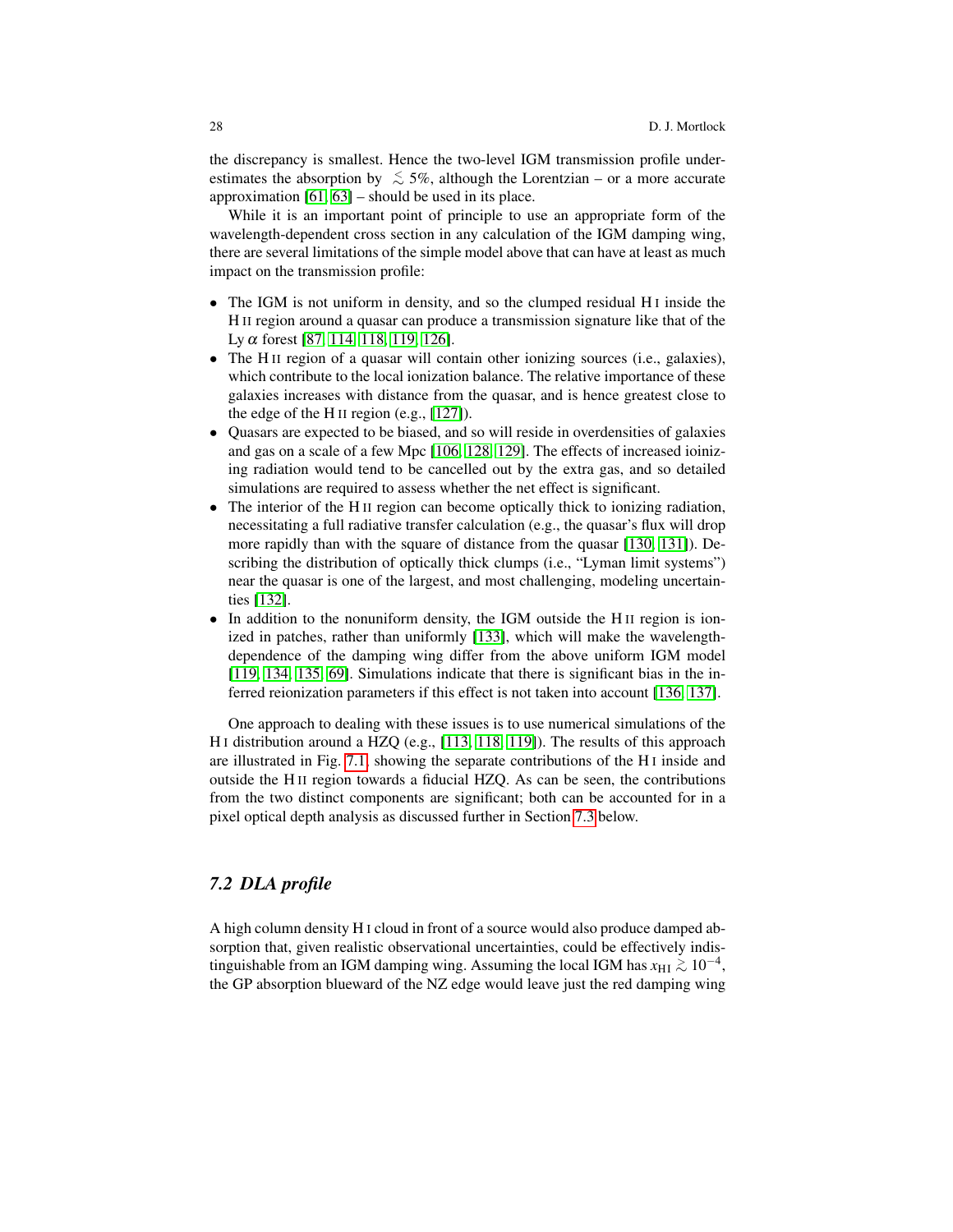the discrepancy is smallest. Hence the two-level IGM transmission profile underestimates the absorption by $\lesssim 5\%$, although the Lorentzian – or a more accurate approximation [61, 63] – should be used in its place.

While it is an important point of principle to use an appropriate form of the wavelength-dependent cross section in any calculation of the IGM damping wing, there are several limitations of the simple model above that can have at least as much impact on the transmission profile:

- The IGM is not uniform in density, and so the clumped residual H I inside the H II region around a quasar can produce a transmission signature like that of the Ly $\alpha$ forest [87, 114, 118, 119, 126].
- The H II region of a quasar will contain other ionizing sources (i.e., galaxies), which contribute to the local ionization balance. The relative importance of these galaxies increases with distance from the quasar, and is hence greatest close to the edge of the H II region (e.g., [127]).
- Quasars are expected to be biased, and so will reside in overdensities of galaxies and gas on a scale of a few Mpc [106, 128, 129]. The effects of increased ioinizing radiation would tend to be cancelled out by the extra gas, and so detailed simulations are required to assess whether the net effect is significant.
- The interior of the H II region can become optically thick to ionizing radiation, necessitating a full radiative transfer calculation (e.g., the quasar's flux will drop more rapidly than with the square of distance from the quasar [130, 131]). Describing the distribution of optically thick clumps (i.e., "Lyman limit systems") near the quasar is one of the largest, and most challenging, modeling uncertainties [132].
- In addition to the nonuniform density, the IGM outside the H II region is ionized in patches, rather than uniformly [133], which will make the wavelength-dependence of the damping wing differ from the above uniform IGM model [119, 134, 135, 69]. Simulations indicate that there is significant bias in the inferred reionization parameters if this effect is not taken into account [136, 137].

One approach to dealing with these issues is to use numerical simulations of the H I distribution around a HZQ (e.g., [113, 118, 119]). The results of this approach are illustrated in Fig. 7.1, showing the separate contributions of the H I inside and outside the H II region towards a fiducial HZQ. As can be seen, the contributions from the two distinct components are significant; both can be accounted for in a pixel optical depth analysis as discussed further in Section 7.3 below.

### 7.2 DLA profile

A high column density H I cloud in front of a source would also produce damped absorption that, given realistic observational uncertainties, could be effectively indistinguishable from an IGM damping wing. Assuming the local IGM has $x_{\mathrm{HI}} \gtrsim 10^{-4}$, the GP absorption blueward of the NZ edge would leave just the red damping wing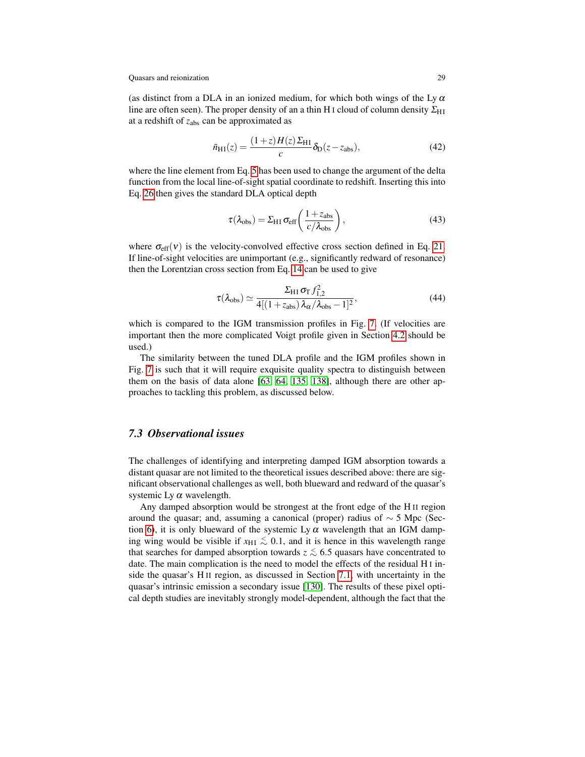(as distinct from a DLA in an ionized medium, for which both wings of the Ly $\alpha$ line are often seen). The proper density of an a thin H I cloud of column density $\Sigma_{\rm HI}$ at a redshift of $z_{\rm abs}$ can be approximated as

$$\bar{n}_{\rm HI}(z) = \frac{(1+z)\,H(z)\,\Sigma_{\rm HI}}{c}\,\delta_{\rm D}(z - z_{\rm abs}), \tag{42}$$

where the line element from Eq. 5 has been used to change the argument of the delta function from the local line-of-sight spatial coordinate to redshift. Inserting this into Eq. 26 then gives the standard DLA optical depth

$$\tau(\lambda_{\rm obs}) = \Sigma_{\rm HI}\,\sigma_{\rm eff}\left(\frac{1+z_{\rm abs}}{c/\lambda_{\rm obs}}\right), \tag{43}$$

where $\sigma_{\rm eff}(\nu)$ is the velocity-convolved effective cross section defined in Eq. 21. If line-of-sight velocities are unimportant (e.g., significantly redward of resonance) then the Lorentzian cross section from Eq. 14 can be used to give

$$\tau(\lambda_{\rm obs}) \simeq \frac{\Sigma_{\rm HI}\,\sigma_{\rm T}\,f_{1,2}^2}{4[(1+z_{\rm abs})\,\lambda_\alpha/\lambda_{\rm obs} - 1]^2}, \tag{44}$$

which is compared to the IGM transmission profiles in Fig. 7. (If velocities are important then the more complicated Voigt profile given in Section 4.2 should be used.)

The similarity between the tuned DLA profile and the IGM profiles shown in Fig. 7 is such that it will require exquisite quality spectra to distinguish between them on the basis of data alone [63, 64, 135, 138], although there are other approaches to tackling this problem, as discussed below.

### 7.3 Observational issues

The challenges of identifying and interpreting damped IGM absorption towards a distant quasar are not limited to the theoretical issues described above: there are significant observational challenges as well, both blueward and redward of the quasar's systemic Ly $\alpha$ wavelength.

Any damped absorption would be strongest at the front edge of the H II region around the quasar; and, assuming a canonical (proper) radius of $\sim 5$ Mpc (Section 6), it is only blueward of the systemic Ly $\alpha$ wavelength that an IGM damping wing would be visible if $x_{\rm HI} \lesssim 0.1$, and it is hence in this wavelength range that searches for damped absorption towards $z \lesssim 6.5$ quasars have concentrated to date. The main complication is the need to model the effects of the residual H I inside the quasar's H II region, as discussed in Section 7.1, with uncertainty in the quasar's intrinsic emission a secondary issue [130]. The results of these pixel optical depth studies are inevitably strongly model-dependent, although the fact that the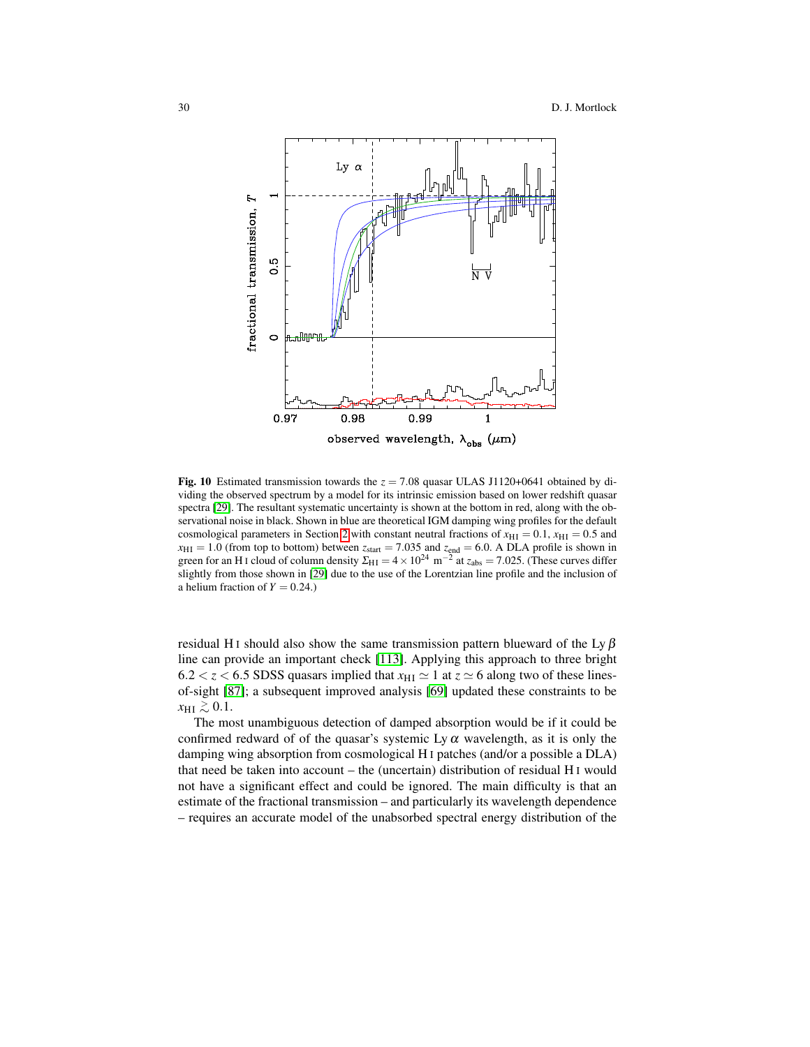**Fig. 10** Estimated transmission towards the $z = 7.08$ quasar ULAS J1120+0641 obtained by dividing the observed spectrum by a model for its intrinsic emission based on lower redshift quasar spectra [29]. The resultant systematic uncertainty is shown at the bottom in red, along with the observational noise in black. Shown in blue are theoretical IGM damping wing profiles for the default cosmological parameters in Section 2 with constant neutral fractions of $x_{\rm HI} = 0.1$, $x_{\rm HI} = 0.5$ and $x_{\rm HI} = 1.0$ (from top to bottom) between $z_{\rm start} = 7.035$ and $z_{\rm end} = 6.0$. A DLA profile is shown in green for an H I cloud of column density $\Sigma_{\rm HI} = 4 \times 10^{24}$ m$^{-2}$ at $z_{\rm abs} = 7.025$. (These curves differ slightly from those shown in [29] due to the use of the Lorentzian line profile and the inclusion of a helium fraction of $Y = 0.24$.)

residual H I should also show the same transmission pattern blueward of the Ly $\beta$ line can provide an important check [113]. Applying this approach to three bright $6.2 < z < 6.5$ SDSS quasars implied that $x_{\rm HI} \simeq 1$ at $z \simeq 6$ along two of these lines-of-sight [87]; a subsequent improved analysis [69] updated these constraints to be $x_{\rm HI} \gtrsim 0.1$.

The most unambiguous detection of damped absorption would be if it could be confirmed redward of of the quasar's systemic Ly $\alpha$ wavelength, as it is only the damping wing absorption from cosmological H I patches (and/or a possible a DLA) that need be taken into account – the (uncertain) distribution of residual H I would not have a significant effect and could be ignored. The main difficulty is that an estimate of the fractional transmission – and particularly its wavelength dependence – requires an accurate model of the unabsorbed spectral energy distribution of the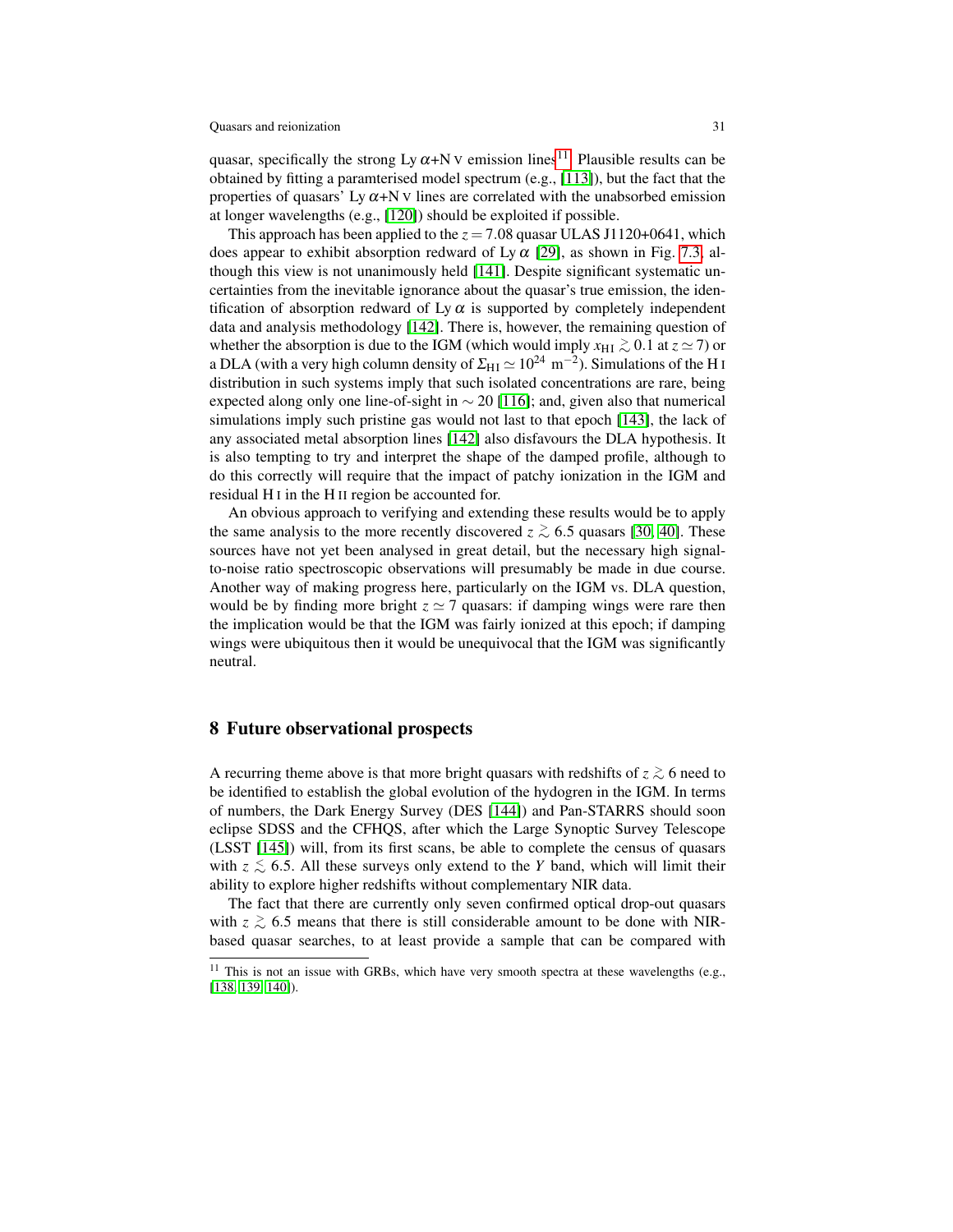quasar, specifically the strong Ly $\alpha$+N V emission lines[11]. Plausible results can be obtained by fitting a paramterised model spectrum (e.g., [113]), but the fact that the properties of quasars' Ly $\alpha$+N V lines are correlated with the unabsorbed emission at longer wavelengths (e.g., [120]) should be exploited if possible.

This approach has been applied to the $z = 7.08$ quasar ULAS J1120+0641, which does appear to exhibit absorption redward of Ly $\alpha$ [29], as shown in Fig. 7.3, although this view is not unanimously held [141]. Despite significant systematic uncertainties from the inevitable ignorance about the quasar's true emission, the identification of absorption redward of Ly $\alpha$ is supported by completely independent data and analysis methodology [142]. There is, however, the remaining question of whether the absorption is due to the IGM (which would imply $x_{\rm HI} \gtrsim 0.1$ at $z \simeq 7$) or a DLA (with a very high column density of $\Sigma_{\rm HI} \simeq 10^{24}$ m$^{-2}$). Simulations of the H I distribution in such systems imply that such isolated concentrations are rare, being expected along only one line-of-sight in $\sim 20$ [116]; and, given also that numerical simulations imply such pristine gas would not last to that epoch [143], the lack of any associated metal absorption lines [142] also disfavours the DLA hypothesis. It is also tempting to try and interpret the shape of the damped profile, although to do this correctly will require that the impact of patchy ionization in the IGM and residual H I in the H II region be accounted for.

An obvious approach to verifying and extending these results would be to apply the same analysis to the more recently discovered $z \gtrsim 6.5$ quasars [30, 40]. These sources have not yet been analysed in great detail, but the necessary high signal-to-noise ratio spectroscopic observations will presumably be made in due course. Another way of making progress here, particularly on the IGM vs. DLA question, would be by finding more bright $z \simeq 7$ quasars: if damping wings were rare then the implication would be that the IGM was fairly ionized at this epoch; if damping wings were ubiquitous then it would be unequivocal that the IGM was significantly neutral.

## 8 Future observational prospects

A recurring theme above is that more bright quasars with redshifts of $z \gtrsim 6$ need to be identified to establish the global evolution of the hydogren in the IGM. In terms of numbers, the Dark Energy Survey (DES [144]) and Pan-STARRS should soon eclipse SDSS and the CFHQS, after which the Large Synoptic Survey Telescope (LSST [145]) will, from its first scans, be able to complete the census of quasars with $z \lesssim 6.5$. All these surveys only extend to the $Y$ band, which will limit their ability to explore higher redshifts without complementary NIR data.

The fact that there are currently only seven confirmed optical drop-out quasars with $z \gtrsim 6.5$ means that there is still considerable amount to be done with NIR-based quasar searches, to at least provide a sample that can be compared with

[11] This is not an issue with GRBs, which have very smooth spectra at these wavelengths (e.g., [138, 139, 140]).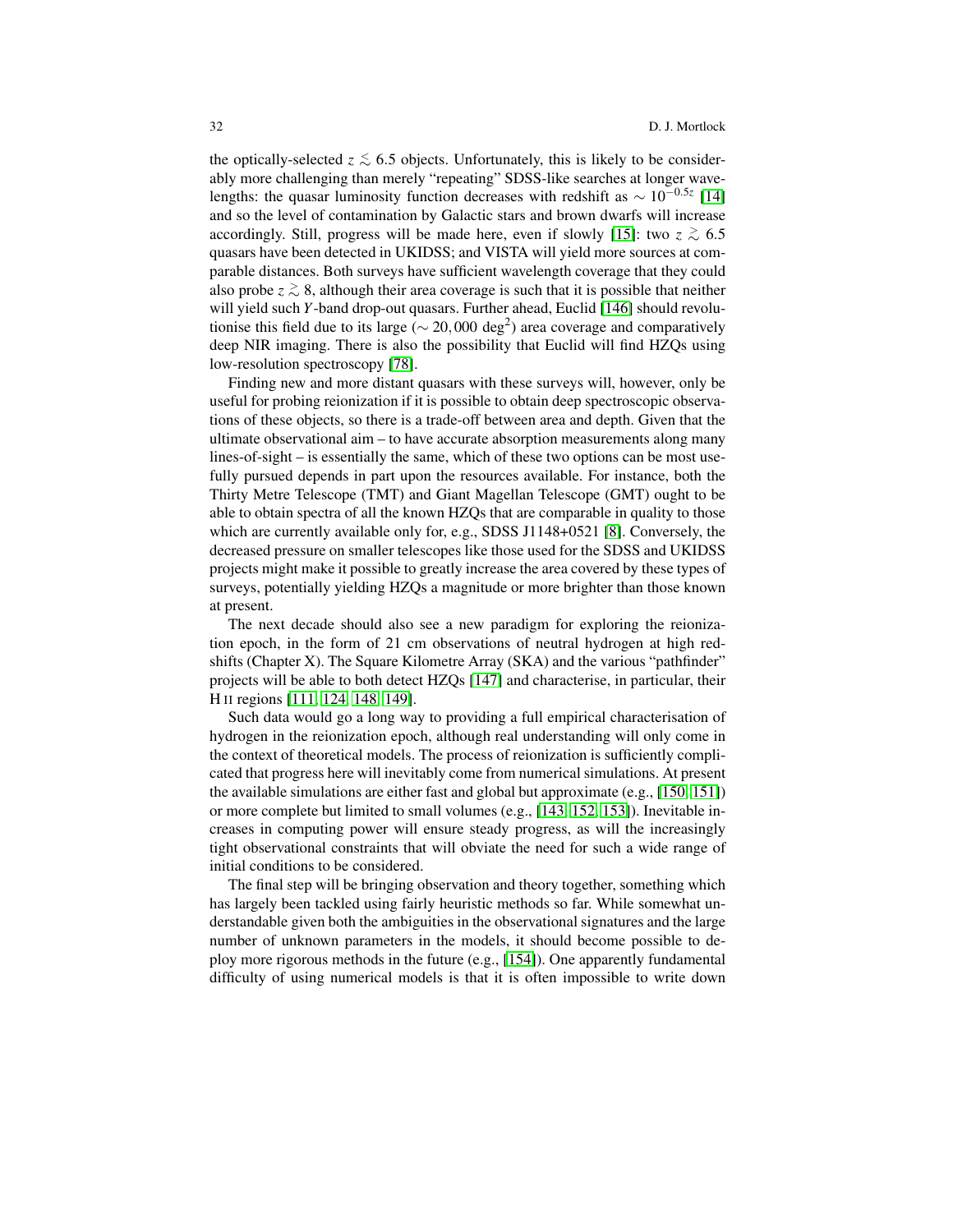the optically-selected $z \lesssim 6.5$ objects. Unfortunately, this is likely to be considerably more challenging than merely "repeating" SDSS-like searches at longer wavelengths: the quasar luminosity function decreases with redshift as $\sim 10^{-0.5z}$ [14] and so the level of contamination by Galactic stars and brown dwarfs will increase accordingly. Still, progress will be made here, even if slowly [15]: two $z \gtrsim 6.5$ quasars have been detected in UKIDSS; and VISTA will yield more sources at comparable distances. Both surveys have sufficient wavelength coverage that they could also probe $z \gtrsim 8$, although their area coverage is such that it is possible that neither will yield such $Y$-band drop-out quasars. Further ahead, Euclid [146] should revolutionise this field due to its large ($\sim 20,000$ deg$^2$) area coverage and comparatively deep NIR imaging. There is also the possibility that Euclid will find HZQs using low-resolution spectroscopy [78].

Finding new and more distant quasars with these surveys will, however, only be useful for probing reionization if it is possible to obtain deep spectroscopic observations of these objects, so there is a trade-off between area and depth. Given that the ultimate observational aim – to have accurate absorption measurements along many lines-of-sight – is essentially the same, which of these two options can be most usefully pursued depends in part upon the resources available. For instance, both the Thirty Metre Telescope (TMT) and Giant Magellan Telescope (GMT) ought to be able to obtain spectra of all the known HZQs that are comparable in quality to those which are currently available only for, e.g., SDSS J1148+0521 [8]. Conversely, the decreased pressure on smaller telescopes like those used for the SDSS and UKIDSS projects might make it possible to greatly increase the area covered by these types of surveys, potentially yielding HZQs a magnitude or more brighter than those known at present.

The next decade should also see a new paradigm for exploring the reionization epoch, in the form of 21 cm observations of neutral hydrogen at high redshifts (Chapter X). The Square Kilometre Array (SKA) and the various "pathfinder" projects will be able to both detect HZQs [147] and characterise, in particular, their H II regions [111, 124, 148, 149].

Such data would go a long way to providing a full empirical characterisation of hydrogen in the reionization epoch, although real understanding will only come in the context of theoretical models. The process of reionization is sufficiently complicated that progress here will inevitably come from numerical simulations. At present the available simulations are either fast and global but approximate (e.g., [150, 151]) or more complete but limited to small volumes (e.g., [143, 152, 153]). Inevitable increases in computing power will ensure steady progress, as will the increasingly tight observational constraints that will obviate the need for such a wide range of initial conditions to be considered.

The final step will be bringing observation and theory together, something which has largely been tackled using fairly heuristic methods so far. While somewhat understandable given both the ambiguities in the observational signatures and the large number of unknown parameters in the models, it should become possible to deploy more rigorous methods in the future (e.g., [154]). One apparently fundamental difficulty of using numerical models is that it is often impossible to write down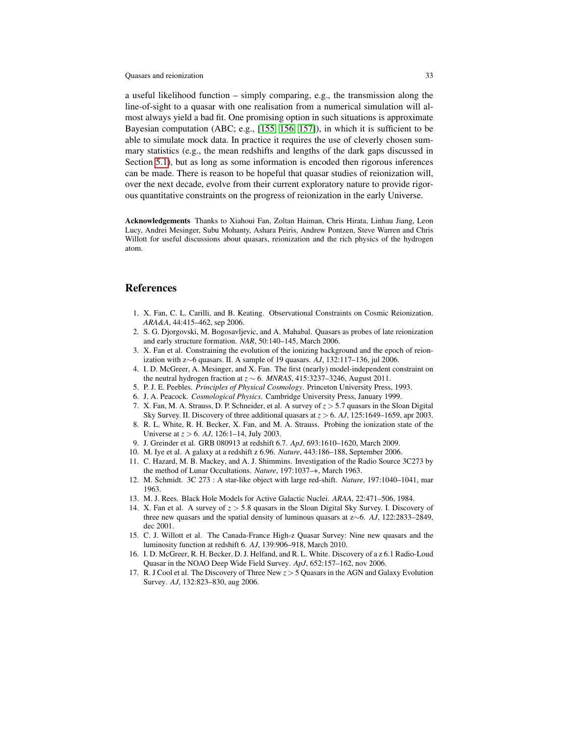a useful likelihood function – simply comparing, e.g., the transmission along the line-of-sight to a quasar with one realisation from a numerical simulation will almost always yield a bad fit. One promising option in such situations is approximate Bayesian computation (ABC; e.g., [155, 156, 157]), in which it is sufficient to be able to simulate mock data. In practice it requires the use of cleverly chosen summary statistics (e.g., the mean redshifts and lengths of the dark gaps discussed in Section 5.1), but as long as some information is encoded then rigorous inferences can be made. There is reason to be hopeful that quasar studies of reionization will, over the next decade, evolve from their current exploratory nature to provide rigorous quantitative constraints on the progress of reionization in the early Universe.

**Acknowledgements** Thanks to Xiahoui Fan, Zoltan Haiman, Chris Hirata, Linhau Jiang, Leon Lucy, Andrei Mesinger, Subu Mohanty, Ashara Peiris, Andrew Pontzen, Steve Warren and Chris Willott for useful discussions about quasars, reionization and the rich physics of the hydrogen atom.

## References

1. X. Fan, C. L. Carilli, and B. Keating. Observational Constraints on Cosmic Reionization. *ARA&A*, 44:415–462, sep 2006.
2. S. G. Djorgovski, M. Bogosavljevic, and A. Mahabal. Quasars as probes of late reionization and early structure formation. *NAR*, 50:140–145, March 2006.
3. X. Fan et al. Constraining the evolution of the ionizing background and the epoch of reionization with z$\sim$6 quasars. II. A sample of 19 quasars. *AJ*, 132:117–136, jul 2006.
4. I. D. McGreer, A. Mesinger, and X. Fan. The first (nearly) model-independent constraint on the neutral hydrogen fraction at $z \sim 6$. *MNRAS*, 415:3237–3246, August 2011.
5. P. J. E. Peebles. *Principles of Physical Cosmology*. Princeton University Press, 1993.
6. J. A. Peacock. *Cosmological Physics*. Cambridge University Press, January 1999.
7. X. Fan, M. A. Strauss, D. P. Schneider, et al. A survey of $z > 5.7$ quasars in the Sloan Digital Sky Survey. II. Discovery of three additional quasars at $z > 6$. *AJ*, 125:1649–1659, apr 2003.
8. R. L. White, R. H. Becker, X. Fan, and M. A. Strauss. Probing the ionization state of the Universe at $z > 6$. *AJ*, 126:1–14, July 2003.
9. J. Greinder et al. GRB 080913 at redshift 6.7. *ApJ*, 693:1610–1620, March 2009.
10. M. Iye et al. A galaxy at a redshift z 6.96. *Nature*, 443:186–188, September 2006.
11. C. Hazard, M. B. Mackey, and A. J. Shimmins. Investigation of the Radio Source 3C273 by the method of Lunar Occultations. *Nature*, 197:1037–+, March 1963.
12. M. Schmidt. 3C 273 : A star-like object with large red-shift. *Nature*, 197:1040–1041, mar 1963.
13. M. J. Rees. Black Hole Models for Active Galactic Nuclei. *ARAA*, 22:471–506, 1984.
14. X. Fan et al. A survey of $z > 5.8$ quasars in the Sloan Digital Sky Survey. I. Discovery of three new quasars and the spatial density of luminous quasars at z$\sim$6. *AJ*, 122:2833–2849, dec 2001.
15. C. J. Willott et al. The Canada-France High-z Quasar Survey: Nine new quasars and the luminosity function at redshift 6. *AJ*, 139:906–918, March 2010.
16. I. D. McGreer, R. H. Becker, D. J. Helfand, and R. L. White. Discovery of a z 6.1 Radio-Loud Quasar in the NOAO Deep Wide Field Survey. *ApJ*, 652:157–162, nov 2006.
17. R. J Cool et al. The Discovery of Three New $z > 5$ Quasars in the AGN and Galaxy Evolution Survey. *AJ*, 132:823–830, aug 2006.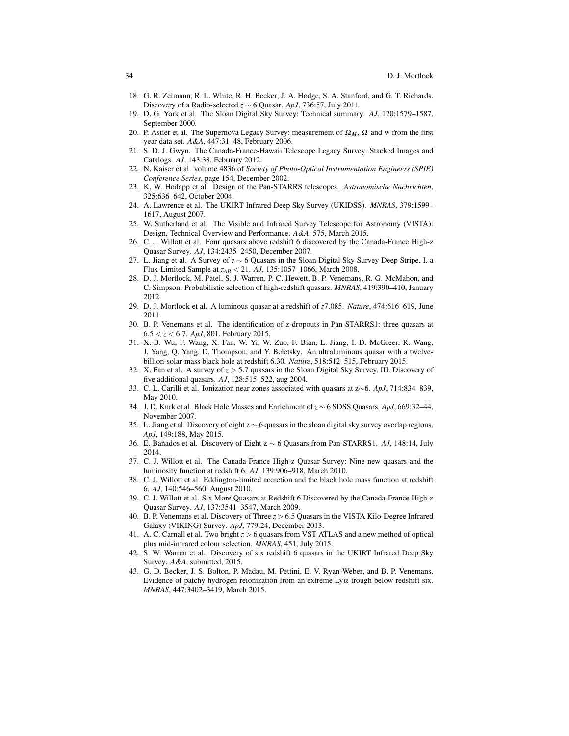18. G. R. Zeimann, R. L. White, R. H. Becker, J. A. Hodge, S. A. Stanford, and G. T. Richards. Discovery of a Radio-selected $z \sim 6$ Quasar. *ApJ*, 736:57, July 2011.
19. D. G. York et al. The Sloan Digital Sky Survey: Technical summary. *AJ*, 120:1579–1587, September 2000.
20. P. Astier et al. The Supernova Legacy Survey: measurement of $\Omega_M$, $\Omega$ and w from the first year data set. *A&A*, 447:31–48, February 2006.
21. S. D. J. Gwyn. The Canada-France-Hawaii Telescope Legacy Survey: Stacked Images and Catalogs. *AJ*, 143:38, February 2012.
22. N. Kaiser et al. volume 4836 of *Society of Photo-Optical Instrumentation Engineers (SPIE) Conference Series*, page 154, December 2002.
23. K. W. Hodapp et al. Design of the Pan-STARRS telescopes. *Astronomische Nachrichten*, 325:636–642, October 2004.
24. A. Lawrence et al. The UKIRT Infrared Deep Sky Survey (UKIDSS). *MNRAS*, 379:1599–1617, August 2007.
25. W. Sutherland et al. The Visible and Infrared Survey Telescope for Astronomy (VISTA): Design, Technical Overview and Performance. *A&A*, 575, March 2015.
26. C. J. Willott et al. Four quasars above redshift 6 discovered by the Canada-France High-z Quasar Survey. *AJ*, 134:2435–2450, December 2007.
27. L. Jiang et al. A Survey of $z \sim 6$ Quasars in the Sloan Digital Sky Survey Deep Stripe. I. a Flux-Limited Sample at $z_{AB} < 21$. *AJ*, 135:1057–1066, March 2008.
28. D. J. Mortlock, M. Patel, S. J. Warren, P. C. Hewett, B. P. Venemans, R. G. McMahon, and C. Simpson. Probabilistic selection of high-redshift quasars. *MNRAS*, 419:390–410, January 2012.
29. D. J. Mortlock et al. A luminous quasar at a redshift of $z$7.085. *Nature*, 474:616–619, June 2011.
30. B. P. Venemans et al. The identification of z-dropouts in Pan-STARRS1: three quasars at $6.5 < z < 6.7$. *ApJ*, 801, February 2015.
31. X.-B. Wu, F. Wang, X. Fan, W. Yi, W. Zuo, F. Bian, L. Jiang, I. D. McGreer, R. Wang, J. Yang, Q. Yang, D. Thompson, and Y. Beletsky. An ultraluminous quasar with a twelve-billion-solar-mass black hole at redshift 6.30. *Nature*, 518:512–515, February 2015.
32. X. Fan et al. A survey of $z > 5.7$ quasars in the Sloan Digital Sky Survey. III. Discovery of five additional quasars. *AJ*, 128:515–522, aug 2004.
33. C. L. Carilli et al. Ionization near zones associated with quasars at z$\sim$6. *ApJ*, 714:834–839, May 2010.
34. J. D. Kurk et al. Black Hole Masses and Enrichment of $z \sim 6$ SDSS Quasars. *ApJ*, 669:32–44, November 2007.
35. L. Jiang et al. Discovery of eight z $\sim$ 6 quasars in the sloan digital sky survey overlap regions. *ApJ*, 149:188, May 2015.
36. E. Bañados et al. Discovery of Eight z $\sim$ 6 Quasars from Pan-STARRS1. *AJ*, 148:14, July 2014.
37. C. J. Willott et al. The Canada-France High-z Quasar Survey: Nine new quasars and the luminosity function at redshift 6. *AJ*, 139:906–918, March 2010.
38. C. J. Willott et al. Eddington-limited accretion and the black hole mass function at redshift 6. *AJ*, 140:546–560, August 2010.
39. C. J. Willott et al. Six More Quasars at Redshift 6 Discovered by the Canada-France High-z Quasar Survey. *AJ*, 137:3541–3547, March 2009.
40. B. P. Venemans et al. Discovery of Three $z > 6.5$ Quasars in the VISTA Kilo-Degree Infrared Galaxy (VIKING) Survey. *ApJ*, 779:24, December 2013.
41. A. C. Carnall et al. Two bright $z > 6$ quasars from VST ATLAS and a new method of optical plus mid-infrared colour selection. *MNRAS*, 451, July 2015.
42. S. W. Warren et al. Discovery of six redshift 6 quasars in the UKIRT Infrared Deep Sky Survey. *A&A*, submitted, 2015.
43. G. D. Becker, J. S. Bolton, P. Madau, M. Pettini, E. V. Ryan-Weber, and B. P. Venemans. Evidence of patchy hydrogen reionization from an extreme Ly$\alpha$ trough below redshift six. *MNRAS*, 447:3402–3419, March 2015.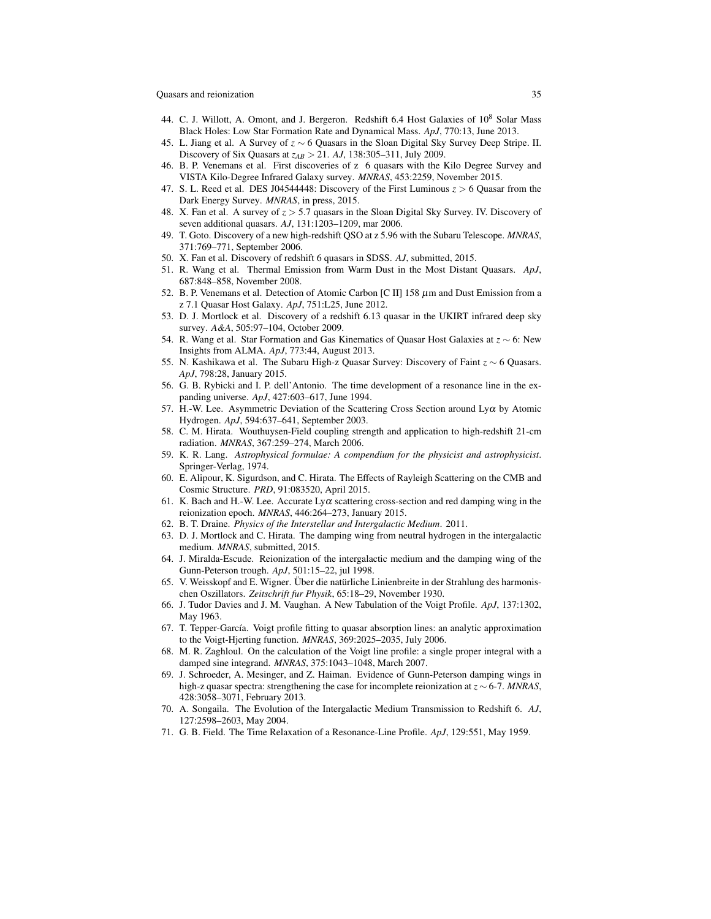44. C. J. Willott, A. Omont, and J. Bergeron. Redshift 6.4 Host Galaxies of $10^8$ Solar Mass Black Holes: Low Star Formation Rate and Dynamical Mass. *ApJ*, 770:13, June 2013.
45. L. Jiang et al. A Survey of $z \sim 6$ Quasars in the Sloan Digital Sky Survey Deep Stripe. II. Discovery of Six Quasars at $z_{AB} > 21$. *AJ*, 138:305–311, July 2009.
46. B. P. Venemans et al. First discoveries of z 6 quasars with the Kilo Degree Survey and VISTA Kilo-Degree Infrared Galaxy survey. *MNRAS*, 453:2259, November 2015.
47. S. L. Reed et al. DES J04544448: Discovery of the First Luminous $z > 6$ Quasar from the Dark Energy Survey. *MNRAS*, in press, 2015.
48. X. Fan et al. A survey of $z > 5.7$ quasars in the Sloan Digital Sky Survey. IV. Discovery of seven additional quasars. *AJ*, 131:1203–1209, mar 2006.
49. T. Goto. Discovery of a new high-redshift QSO at z 5.96 with the Subaru Telescope. *MNRAS*, 371:769–771, September 2006.
50. X. Fan et al. Discovery of redshift 6 quasars in SDSS. *AJ*, submitted, 2015.
51. R. Wang et al. Thermal Emission from Warm Dust in the Most Distant Quasars. *ApJ*, 687:848–858, November 2008.
52. B. P. Venemans et al. Detection of Atomic Carbon [C II] 158 $\mu$m and Dust Emission from a z 7.1 Quasar Host Galaxy. *ApJ*, 751:L25, June 2012.
53. D. J. Mortlock et al. Discovery of a redshift 6.13 quasar in the UKIRT infrared deep sky survey. *A&A*, 505:97–104, October 2009.
54. R. Wang et al. Star Formation and Gas Kinematics of Quasar Host Galaxies at $z \sim 6$: New Insights from ALMA. *ApJ*, 773:44, August 2013.
55. N. Kashikawa et al. The Subaru High-z Quasar Survey: Discovery of Faint $z \sim 6$ Quasars. *ApJ*, 798:28, January 2015.
56. G. B. Rybicki and I. P. dell'Antonio. The time development of a resonance line in the expanding universe. *ApJ*, 427:603–617, June 1994.
57. H.-W. Lee. Asymmetric Deviation of the Scattering Cross Section around Ly$\alpha$ by Atomic Hydrogen. *ApJ*, 594:637–641, September 2003.
58. C. M. Hirata. Wouthuysen-Field coupling strength and application to high-redshift 21-cm radiation. *MNRAS*, 367:259–274, March 2006.
59. K. R. Lang. *Astrophysical formulae: A compendium for the physicist and astrophysicist*. Springer-Verlag, 1974.
60. E. Alipour, K. Sigurdson, and C. Hirata. The Effects of Rayleigh Scattering on the CMB and Cosmic Structure. *PRD*, 91:083520, April 2015.
61. K. Bach and H.-W. Lee. Accurate Ly$\alpha$ scattering cross-section and red damping wing in the reionization epoch. *MNRAS*, 446:264–273, January 2015.
62. B. T. Draine. *Physics of the Interstellar and Intergalactic Medium*. 2011.
63. D. J. Mortlock and C. Hirata. The damping wing from neutral hydrogen in the intergalactic medium. *MNRAS*, submitted, 2015.
64. J. Miralda-Escude. Reionization of the intergalactic medium and the damping wing of the Gunn-Peterson trough. *ApJ*, 501:15–22, jul 1998.
65. V. Weisskopf and E. Wigner. Über die natürliche Linienbreite in der Strahlung des harmonischen Oszillators. *Zeitschrift fur Physik*, 65:18–29, November 1930.
66. J. Tudor Davies and J. M. Vaughan. A New Tabulation of the Voigt Profile. *ApJ*, 137:1302, May 1963.
67. T. Tepper-García. Voigt profile fitting to quasar absorption lines: an analytic approximation to the Voigt-Hjerting function. *MNRAS*, 369:2025–2035, July 2006.
68. M. R. Zaghloul. On the calculation of the Voigt line profile: a single proper integral with a damped sine integrand. *MNRAS*, 375:1043–1048, March 2007.
69. J. Schroeder, A. Mesinger, and Z. Haiman. Evidence of Gunn-Peterson damping wings in high-z quasar spectra: strengthening the case for incomplete reionization at $z \sim$ 6-7. *MNRAS*, 428:3058–3071, February 2013.
70. A. Songaila. The Evolution of the Intergalactic Medium Transmission to Redshift 6. *AJ*, 127:2598–2603, May 2004.
71. G. B. Field. The Time Relaxation of a Resonance-Line Profile. *ApJ*, 129:551, May 1959.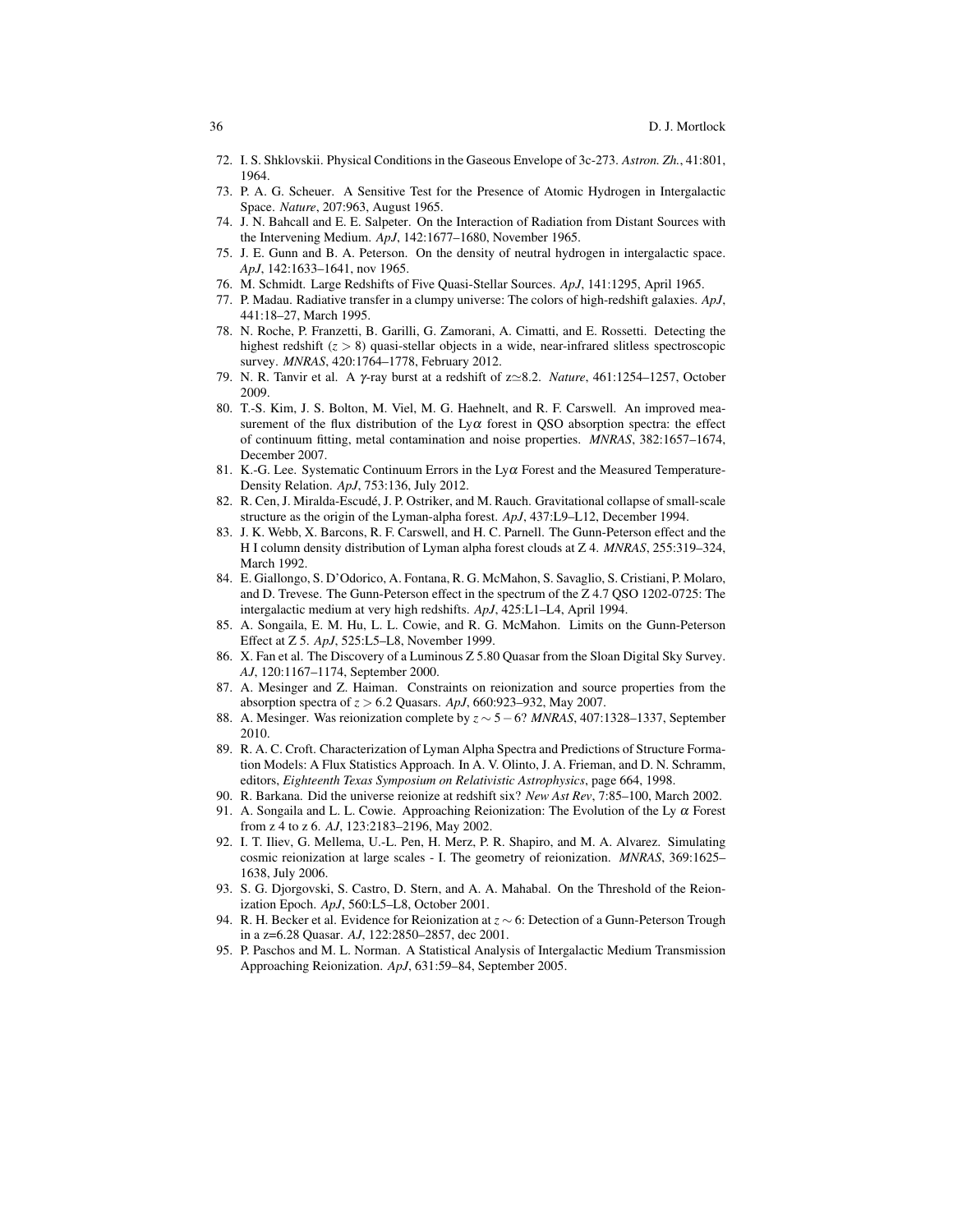72. I. S. Shklovskii. Physical Conditions in the Gaseous Envelope of 3c-273. *Astron. Zh.*, 41:801, 1964.
73. P. A. G. Scheuer. A Sensitive Test for the Presence of Atomic Hydrogen in Intergalactic Space. *Nature*, 207:963, August 1965.
74. J. N. Bahcall and E. E. Salpeter. On the Interaction of Radiation from Distant Sources with the Intervening Medium. *ApJ*, 142:1677–1680, November 1965.
75. J. E. Gunn and B. A. Peterson. On the density of neutral hydrogen in intergalactic space. *ApJ*, 142:1633–1641, nov 1965.
76. M. Schmidt. Large Redshifts of Five Quasi-Stellar Sources. *ApJ*, 141:1295, April 1965.
77. P. Madau. Radiative transfer in a clumpy universe: The colors of high-redshift galaxies. *ApJ*, 441:18–27, March 1995.
78. N. Roche, P. Franzetti, B. Garilli, G. Zamorani, A. Cimatti, and E. Rossetti. Detecting the highest redshift ($z > 8$) quasi-stellar objects in a wide, near-infrared slitless spectroscopic survey. *MNRAS*, 420:1764–1778, February 2012.
79. N. R. Tanvir et al. A $\gamma$-ray burst at a redshift of z$\simeq$8.2. *Nature*, 461:1254–1257, October 2009.
80. T.-S. Kim, J. S. Bolton, M. Viel, M. G. Haehnelt, and R. F. Carswell. An improved measurement of the flux distribution of the Ly$\alpha$ forest in QSO absorption spectra: the effect of continuum fitting, metal contamination and noise properties. *MNRAS*, 382:1657–1674, December 2007.
81. K.-G. Lee. Systematic Continuum Errors in the Ly$\alpha$ Forest and the Measured Temperature-Density Relation. *ApJ*, 753:136, July 2012.
82. R. Cen, J. Miralda-Escudé, J. P. Ostriker, and M. Rauch. Gravitational collapse of small-scale structure as the origin of the Lyman-alpha forest. *ApJ*, 437:L9–L12, December 1994.
83. J. K. Webb, X. Barcons, R. F. Carswell, and H. C. Parnell. The Gunn-Peterson effect and the H I column density distribution of Lyman alpha forest clouds at Z 4. *MNRAS*, 255:319–324, March 1992.
84. E. Giallongo, S. D'Odorico, A. Fontana, R. G. McMahon, S. Savaglio, S. Cristiani, P. Molaro, and D. Trevese. The Gunn-Peterson effect in the spectrum of the Z 4.7 QSO 1202-0725: The intergalactic medium at very high redshifts. *ApJ*, 425:L1–L4, April 1994.
85. A. Songaila, E. M. Hu, L. L. Cowie, and R. G. McMahon. Limits on the Gunn-Peterson Effect at Z 5. *ApJ*, 525:L5–L8, November 1999.
86. X. Fan et al. The Discovery of a Luminous Z 5.80 Quasar from the Sloan Digital Sky Survey. *AJ*, 120:1167–1174, September 2000.
87. A. Mesinger and Z. Haiman. Constraints on reionization and source properties from the absorption spectra of $z > 6.2$ Quasars. *ApJ*, 660:923–932, May 2007.
88. A. Mesinger. Was reionization complete by $z \sim 5-6$? *MNRAS*, 407:1328–1337, September 2010.
89. R. A. C. Croft. Characterization of Lyman Alpha Spectra and Predictions of Structure Formation Models: A Flux Statistics Approach. In A. V. Olinto, J. A. Frieman, and D. N. Schramm, editors, *Eighteenth Texas Symposium on Relativistic Astrophysics*, page 664, 1998.
90. R. Barkana. Did the universe reionize at redshift six? *New Ast Rev*, 7:85–100, March 2002.
91. A. Songaila and L. L. Cowie. Approaching Reionization: The Evolution of the Ly $\alpha$ Forest from z 4 to z 6. *AJ*, 123:2183–2196, May 2002.
92. I. T. Iliev, G. Mellema, U.-L. Pen, H. Merz, P. R. Shapiro, and M. A. Alvarez. Simulating cosmic reionization at large scales - I. The geometry of reionization. *MNRAS*, 369:1625–1638, July 2006.
93. S. G. Djorgovski, S. Castro, D. Stern, and A. A. Mahabal. On the Threshold of the Reionization Epoch. *ApJ*, 560:L5–L8, October 2001.
94. R. H. Becker et al. Evidence for Reionization at $z \sim 6$: Detection of a Gunn-Peterson Trough in a z=6.28 Quasar. *AJ*, 122:2850–2857, dec 2001.
95. P. Paschos and M. L. Norman. A Statistical Analysis of Intergalactic Medium Transmission Approaching Reionization. *ApJ*, 631:59–84, September 2005.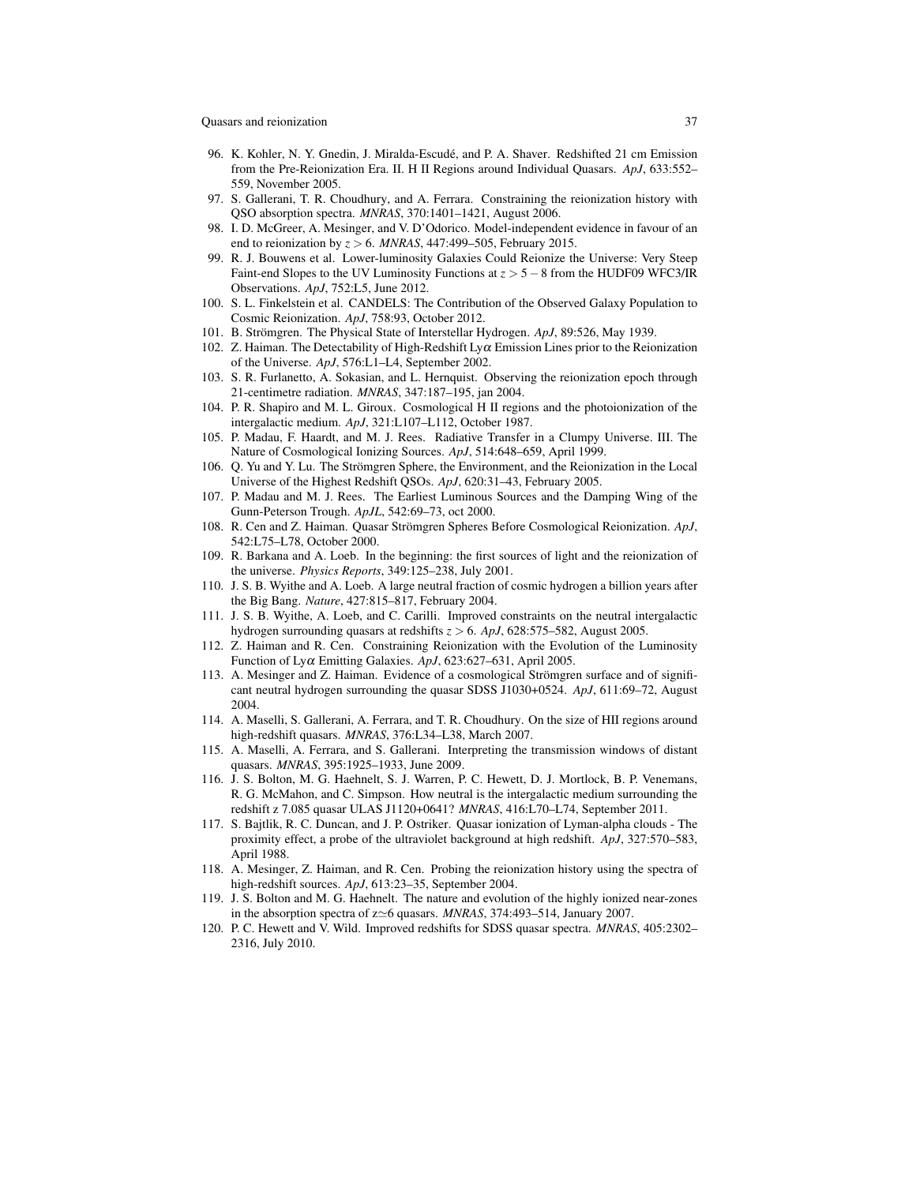96. K. Kohler, N. Y. Gnedin, J. Miralda-Escudé, and P. A. Shaver. Redshifted 21 cm Emission from the Pre-Reionization Era. II. H II Regions around Individual Quasars. *ApJ*, 633:552–559, November 2005.
97. S. Gallerani, T. R. Choudhury, and A. Ferrara. Constraining the reionization history with QSO absorption spectra. *MNRAS*, 370:1401–1421, August 2006.
98. I. D. McGreer, A. Mesinger, and V. D'Odorico. Model-independent evidence in favour of an end to reionization by $z > 6$. *MNRAS*, 447:499–505, February 2015.
99. R. J. Bouwens et al. Lower-luminosity Galaxies Could Reionize the Universe: Very Steep Faint-end Slopes to the UV Luminosity Functions at $z > 5-8$ from the HUDF09 WFC3/IR Observations. *ApJ*, 752:L5, June 2012.
100. S. L. Finkelstein et al. CANDELS: The Contribution of the Observed Galaxy Population to Cosmic Reionization. *ApJ*, 758:93, October 2012.
101. B. Strömgren. The Physical State of Interstellar Hydrogen. *ApJ*, 89:526, May 1939.
102. Z. Haiman. The Detectability of High-Redshift Ly$\alpha$ Emission Lines prior to the Reionization of the Universe. *ApJ*, 576:L1–L4, September 2002.
103. S. R. Furlanetto, A. Sokasian, and L. Hernquist. Observing the reionization epoch through 21-centimetre radiation. *MNRAS*, 347:187–195, jan 2004.
104. P. R. Shapiro and M. L. Giroux. Cosmological H II regions and the photoionization of the intergalactic medium. *ApJ*, 321:L107–L112, October 1987.
105. P. Madau, F. Haardt, and M. J. Rees. Radiative Transfer in a Clumpy Universe. III. The Nature of Cosmological Ionizing Sources. *ApJ*, 514:648–659, April 1999.
106. Q. Yu and Y. Lu. The Strömgren Sphere, the Environment, and the Reionization in the Local Universe of the Highest Redshift QSOs. *ApJ*, 620:31–43, February 2005.
107. P. Madau and M. J. Rees. The Earliest Luminous Sources and the Damping Wing of the Gunn-Peterson Trough. *ApJL*, 542:69–73, oct 2000.
108. R. Cen and Z. Haiman. Quasar Strömgren Spheres Before Cosmological Reionization. *ApJ*, 542:L75–L78, October 2000.
109. R. Barkana and A. Loeb. In the beginning: the first sources of light and the reionization of the universe. *Physics Reports*, 349:125–238, July 2001.
110. J. S. B. Wyithe and A. Loeb. A large neutral fraction of cosmic hydrogen a billion years after the Big Bang. *Nature*, 427:815–817, February 2004.
111. J. S. B. Wyithe, A. Loeb, and C. Carilli. Improved constraints on the neutral intergalactic hydrogen surrounding quasars at redshifts $z > 6$. *ApJ*, 628:575–582, August 2005.
112. Z. Haiman and R. Cen. Constraining Reionization with the Evolution of the Luminosity Function of Ly$\alpha$ Emitting Galaxies. *ApJ*, 623:627–631, April 2005.
113. A. Mesinger and Z. Haiman. Evidence of a cosmological Strömgren surface and of significant neutral hydrogen surrounding the quasar SDSS J1030+0524. *ApJ*, 611:69–72, August 2004.
114. A. Maselli, S. Gallerani, A. Ferrara, and T. R. Choudhury. On the size of HII regions around high-redshift quasars. *MNRAS*, 376:L34–L38, March 2007.
115. A. Maselli, A. Ferrara, and S. Gallerani. Interpreting the transmission windows of distant quasars. *MNRAS*, 395:1925–1933, June 2009.
116. J. S. Bolton, M. G. Haehnelt, S. J. Warren, P. C. Hewett, D. J. Mortlock, B. P. Venemans, R. G. McMahon, and C. Simpson. How neutral is the intergalactic medium surrounding the redshift z 7.085 quasar ULAS J1120+0641? *MNRAS*, 416:L70–L74, September 2011.
117. S. Bajtlik, R. C. Duncan, and J. P. Ostriker. Quasar ionization of Lyman-alpha clouds - The proximity effect, a probe of the ultraviolet background at high redshift. *ApJ*, 327:570–583, April 1988.
118. A. Mesinger, Z. Haiman, and R. Cen. Probing the reionization history using the spectra of high-redshift sources. *ApJ*, 613:23–35, September 2004.
119. J. S. Bolton and M. G. Haehnelt. The nature and evolution of the highly ionized near-zones in the absorption spectra of $z \simeq 6$ quasars. *MNRAS*, 374:493–514, January 2007.
120. P. C. Hewett and V. Wild. Improved redshifts for SDSS quasar spectra. *MNRAS*, 405:2302–2316, July 2010.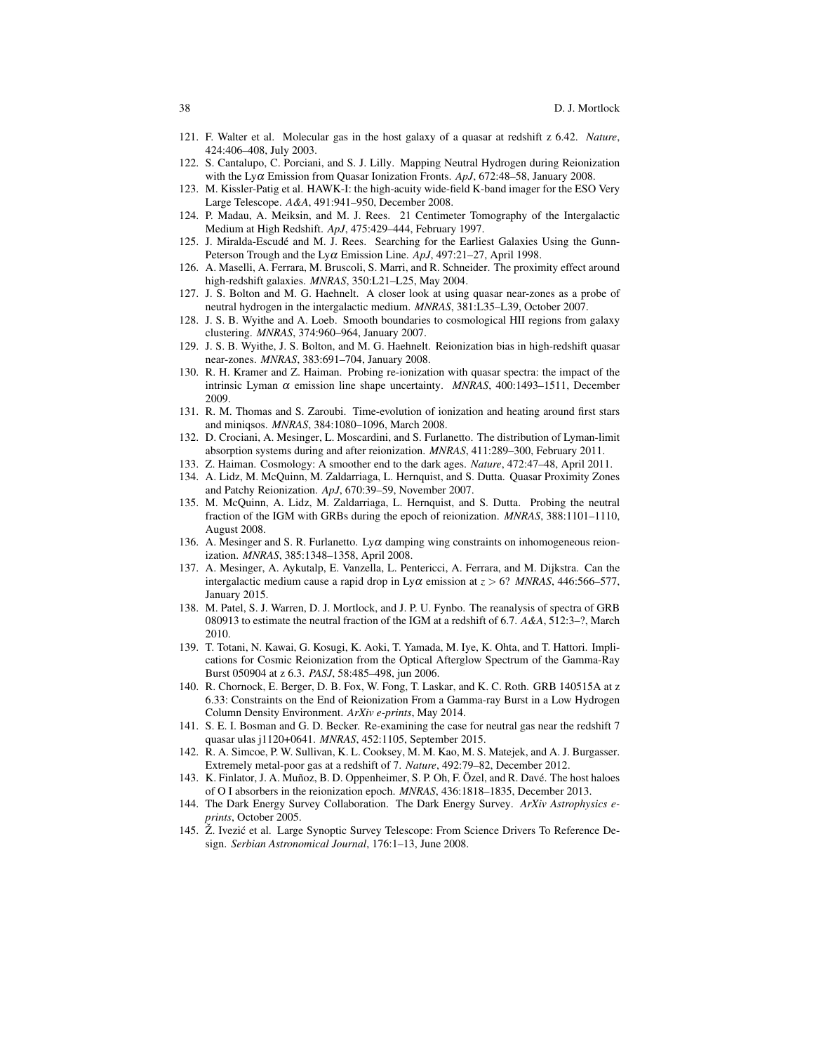121. F. Walter et al. Molecular gas in the host galaxy of a quasar at redshift z 6.42. *Nature*, 424:406–408, July 2003.
122. S. Cantalupo, C. Porciani, and S. J. Lilly. Mapping Neutral Hydrogen during Reionization with the Ly$\alpha$ Emission from Quasar Ionization Fronts. *ApJ*, 672:48–58, January 2008.
123. M. Kissler-Patig et al. HAWK-I: the high-acuity wide-field K-band imager for the ESO Very Large Telescope. *A&A*, 491:941–950, December 2008.
124. P. Madau, A. Meiksin, and M. J. Rees. 21 Centimeter Tomography of the Intergalactic Medium at High Redshift. *ApJ*, 475:429–444, February 1997.
125. J. Miralda-Escudé and M. J. Rees. Searching for the Earliest Galaxies Using the Gunn-Peterson Trough and the Ly$\alpha$ Emission Line. *ApJ*, 497:21–27, April 1998.
126. A. Maselli, A. Ferrara, M. Bruscoli, S. Marri, and R. Schneider. The proximity effect around high-redshift galaxies. *MNRAS*, 350:L21–L25, May 2004.
127. J. S. Bolton and M. G. Haehnelt. A closer look at using quasar near-zones as a probe of neutral hydrogen in the intergalactic medium. *MNRAS*, 381:L35–L39, October 2007.
128. J. S. B. Wyithe and A. Loeb. Smooth boundaries to cosmological HII regions from galaxy clustering. *MNRAS*, 374:960–964, January 2007.
129. J. S. B. Wyithe, J. S. Bolton, and M. G. Haehnelt. Reionization bias in high-redshift quasar near-zones. *MNRAS*, 383:691–704, January 2008.
130. R. H. Kramer and Z. Haiman. Probing re-ionization with quasar spectra: the impact of the intrinsic Lyman $\alpha$ emission line shape uncertainty. *MNRAS*, 400:1493–1511, December 2009.
131. R. M. Thomas and S. Zaroubi. Time-evolution of ionization and heating around first stars and miniqsos. *MNRAS*, 384:1080–1096, March 2008.
132. D. Crociani, A. Mesinger, L. Moscardini, and S. Furlanetto. The distribution of Lyman-limit absorption systems during and after reionization. *MNRAS*, 411:289–300, February 2011.
133. Z. Haiman. Cosmology: A smoother end to the dark ages. *Nature*, 472:47–48, April 2011.
134. A. Lidz, M. McQuinn, M. Zaldarriaga, L. Hernquist, and S. Dutta. Quasar Proximity Zones and Patchy Reionization. *ApJ*, 670:39–59, November 2007.
135. M. McQuinn, A. Lidz, M. Zaldarriaga, L. Hernquist, and S. Dutta. Probing the neutral fraction of the IGM with GRBs during the epoch of reionization. *MNRAS*, 388:1101–1110, August 2008.
136. A. Mesinger and S. R. Furlanetto. Ly$\alpha$ damping wing constraints on inhomogeneous reionization. *MNRAS*, 385:1348–1358, April 2008.
137. A. Mesinger, A. Aykutalp, E. Vanzella, L. Pentericci, A. Ferrara, and M. Dijkstra. Can the intergalactic medium cause a rapid drop in Ly$\alpha$ emission at $z > 6$? *MNRAS*, 446:566–577, January 2015.
138. M. Patel, S. J. Warren, D. J. Mortlock, and J. P. U. Fynbo. The reanalysis of spectra of GRB 080913 to estimate the neutral fraction of the IGM at a redshift of 6.7. *A&A*, 512:3–?, March 2010.
139. T. Totani, N. Kawai, G. Kosugi, K. Aoki, T. Yamada, M. Iye, K. Ohta, and T. Hattori. Implications for Cosmic Reionization from the Optical Afterglow Spectrum of the Gamma-Ray Burst 050904 at z 6.3. *PASJ*, 58:485–498, jun 2006.
140. R. Chornock, E. Berger, D. B. Fox, W. Fong, T. Laskar, and K. C. Roth. GRB 140515A at z 6.33: Constraints on the End of Reionization From a Gamma-ray Burst in a Low Hydrogen Column Density Environment. *ArXiv e-prints*, May 2014.
141. S. E. I. Bosman and G. D. Becker. Re-examining the case for neutral gas near the redshift 7 quasar ulas j1120+0641. *MNRAS*, 452:1105, September 2015.
142. R. A. Simcoe, P. W. Sullivan, K. L. Cooksey, M. M. Kao, M. S. Matejek, and A. J. Burgasser. Extremely metal-poor gas at a redshift of 7. *Nature*, 492:79–82, December 2012.
143. K. Finlator, J. A. Muñoz, B. D. Oppenheimer, S. P. Oh, F. Özel, and R. Davé. The host haloes of O I absorbers in the reionization epoch. *MNRAS*, 436:1818–1835, December 2013.
144. The Dark Energy Survey Collaboration. The Dark Energy Survey. *ArXiv Astrophysics e-prints*, October 2005.
145. Ž. Ivezić et al. Large Synoptic Survey Telescope: From Science Drivers To Reference Design. *Serbian Astronomical Journal*, 176:1–13, June 2008.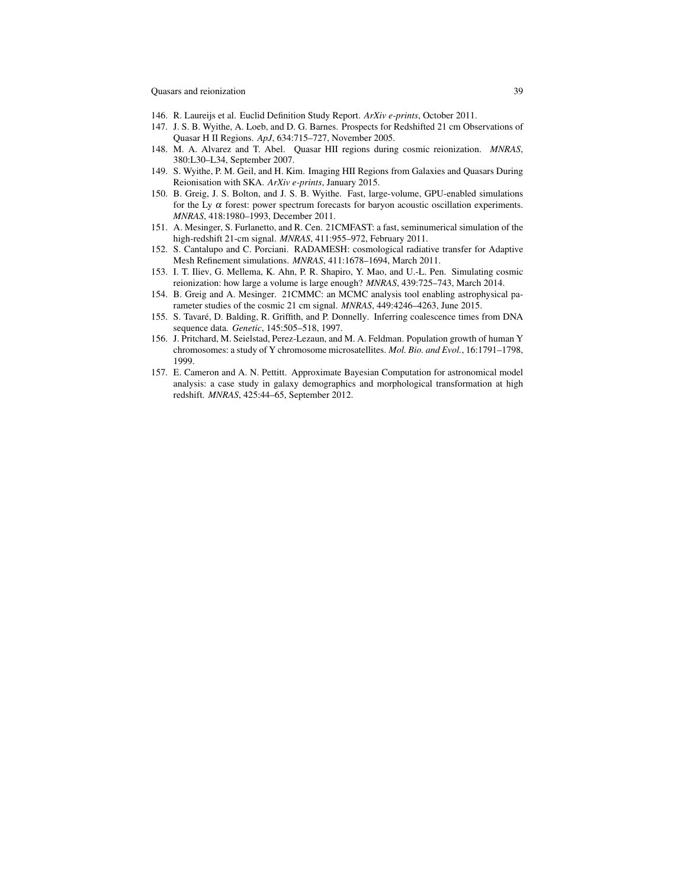146. R. Laureijs et al. Euclid Definition Study Report. *ArXiv e-prints*, October 2011.
147. J. S. B. Wyithe, A. Loeb, and D. G. Barnes. Prospects for Redshifted 21 cm Observations of Quasar H II Regions. *ApJ*, 634:715–727, November 2005.
148. M. A. Alvarez and T. Abel. Quasar HII regions during cosmic reionization. *MNRAS*, 380:L30–L34, September 2007.
149. S. Wyithe, P. M. Geil, and H. Kim. Imaging HII Regions from Galaxies and Quasars During Reionisation with SKA. *ArXiv e-prints*, January 2015.
150. B. Greig, J. S. Bolton, and J. S. B. Wyithe. Fast, large-volume, GPU-enabled simulations for the Ly $\alpha$ forest: power spectrum forecasts for baryon acoustic oscillation experiments. *MNRAS*, 418:1980–1993, December 2011.
151. A. Mesinger, S. Furlanetto, and R. Cen. 21CMFAST: a fast, seminumerical simulation of the high-redshift 21-cm signal. *MNRAS*, 411:955–972, February 2011.
152. S. Cantalupo and C. Porciani. RADAMESH: cosmological radiative transfer for Adaptive Mesh Refinement simulations. *MNRAS*, 411:1678–1694, March 2011.
153. I. T. Iliev, G. Mellema, K. Ahn, P. R. Shapiro, Y. Mao, and U.-L. Pen. Simulating cosmic reionization: how large a volume is large enough? *MNRAS*, 439:725–743, March 2014.
154. B. Greig and A. Mesinger. 21CMMC: an MCMC analysis tool enabling astrophysical parameter studies of the cosmic 21 cm signal. *MNRAS*, 449:4246–4263, June 2015.
155. S. Tavaré, D. Balding, R. Griffith, and P. Donnelly. Inferring coalescence times from DNA sequence data. *Genetic*, 145:505–518, 1997.
156. J. Pritchard, M. Seielstad, Perez-Lezaun, and M. A. Feldman. Population growth of human Y chromosomes: a study of Y chromosome microsatellites. *Mol. Bio. and Evol.*, 16:1791–1798, 1999.
157. E. Cameron and A. N. Pettitt. Approximate Bayesian Computation for astronomical model analysis: a case study in galaxy demographics and morphological transformation at high redshift. *MNRAS*, 425:44–65, September 2012.